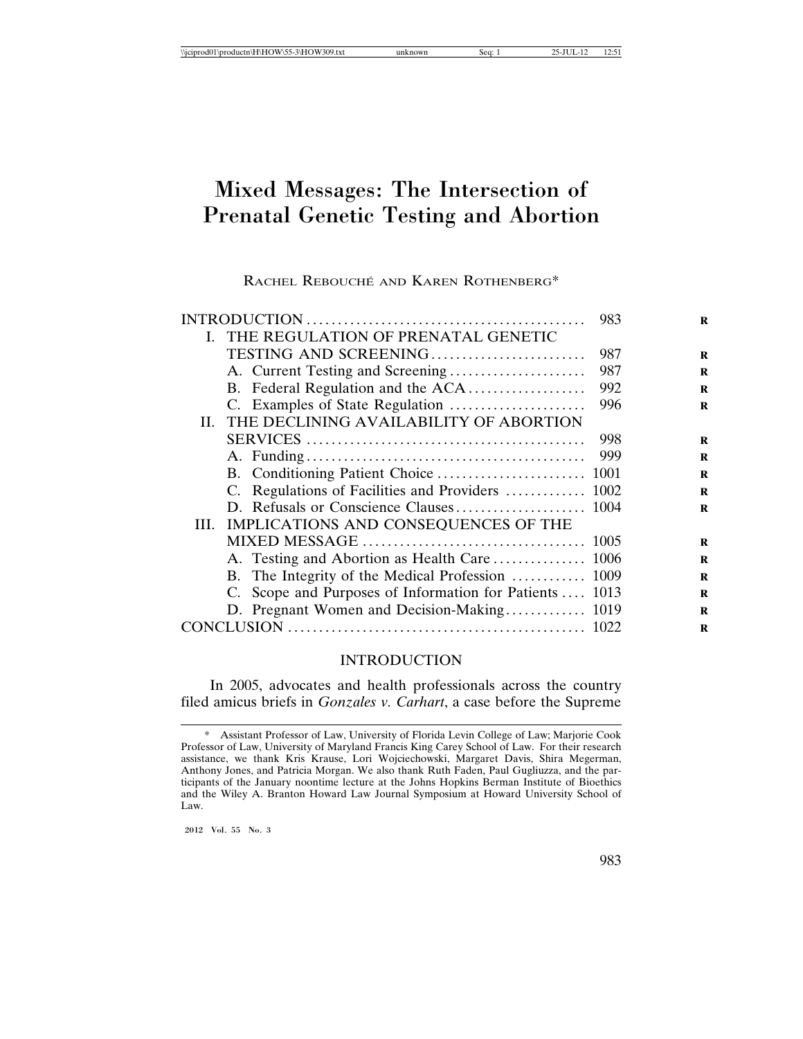# Mixed Messages: The Intersection of Prenatal Genetic Testing and Abortion

RACHEL REBOUCHÉ AND KAREN ROTHENBERG*

| | | |
|---|---|---|
| INTRODUCTION | | 983 |
| I. | THE REGULATION OF PRENATAL GENETIC TESTING AND SCREENING | 987 |
| | A. Current Testing and Screening | 987 |
| | B. Federal Regulation and the ACA | 992 |
| | C. Examples of State Regulation | 996 |
| II. | THE DECLINING AVAILABILITY OF ABORTION SERVICES | 998 |
| | A. Funding | 999 |
| | B. Conditioning Patient Choice | 1001 |
| | C. Regulations of Facilities and Providers | 1002 |
| | D. Refusals or Conscience Clauses | 1004 |
| III. | IMPLICATIONS AND CONSEQUENCES OF THE MIXED MESSAGE | 1005 |
| | A. Testing and Abortion as Health Care | 1006 |
| | B. The Integrity of the Medical Profession | 1009 |
| | C. Scope and Purposes of Information for Patients | 1013 |
| | D. Pregnant Women and Decision-Making | 1019 |
| CONCLUSION | | 1022 |

## INTRODUCTION

In 2005, advocates and health professionals across the country filed amicus briefs in *Gonzales v. Carhart*, a case before the Supreme

---

\* Assistant Professor of Law, University of Florida Levin College of Law; Marjorie Cook Professor of Law, University of Maryland Francis King Carey School of Law. For their research assistance, we thank Kris Krause, Lori Wojciechowski, Margaret Davis, Shira Megerman, Anthony Jones, and Patricia Morgan. We also thank Ruth Faden, Paul Gugliuzza, and the participants of the January noontime lecture at the Johns Hopkins Berman Institute of Bioethics and the Wiley A. Branton Howard Law Journal Symposium at Howard University School of Law.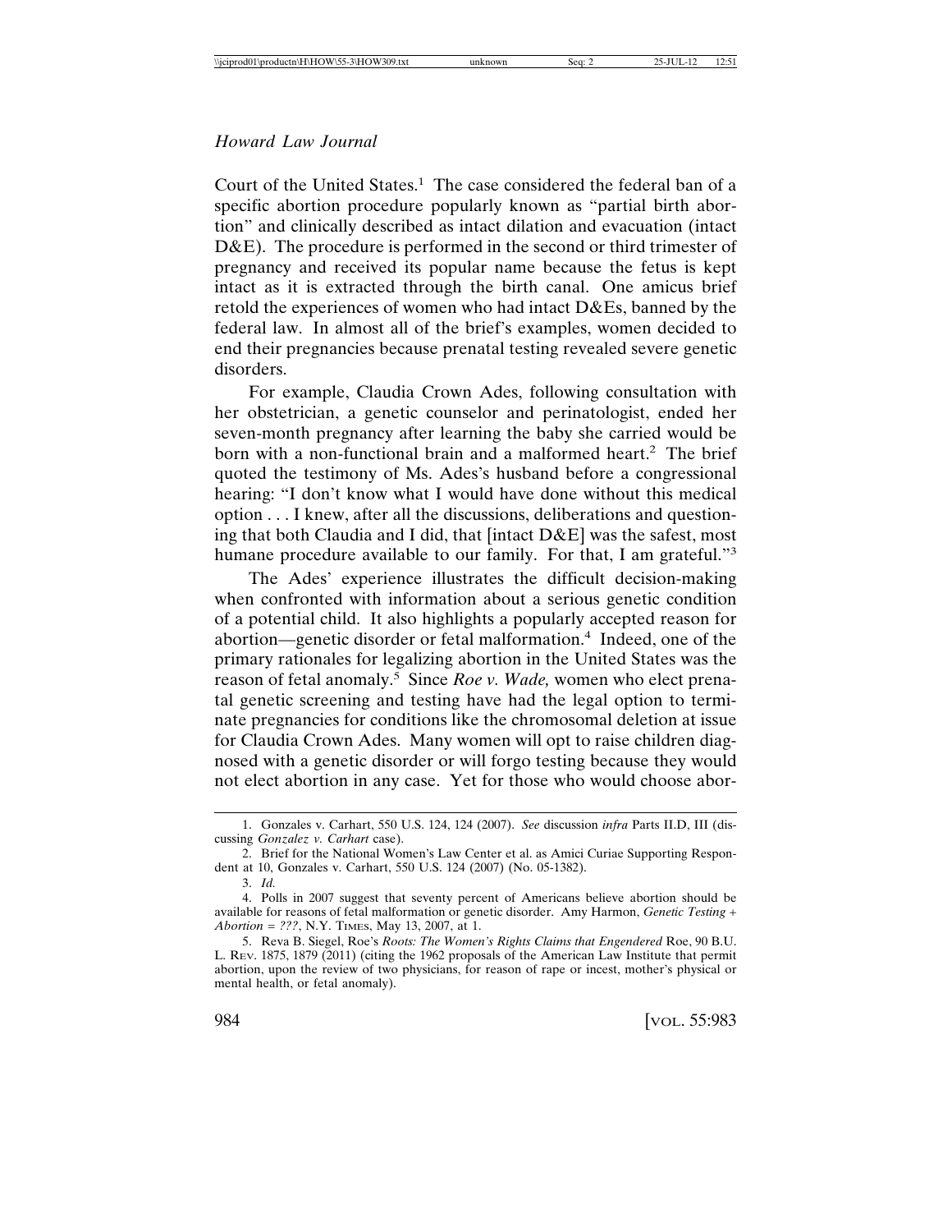Court of the United States.[1] The case considered the federal ban of a specific abortion procedure popularly known as "partial birth abortion" and clinically described as intact dilation and evacuation (intact D&E). The procedure is performed in the second or third trimester of pregnancy and received its popular name because the fetus is kept intact as it is extracted through the birth canal. One amicus brief retold the experiences of women who had intact D&Es, banned by the federal law. In almost all of the brief's examples, women decided to end their pregnancies because prenatal testing revealed severe genetic disorders.

For example, Claudia Crown Ades, following consultation with her obstetrician, a genetic counselor and perinatologist, ended her seven-month pregnancy after learning the baby she carried would be born with a non-functional brain and a malformed heart.[2] The brief quoted the testimony of Ms. Ades's husband before a congressional hearing: "I don't know what I would have done without this medical option . . . I knew, after all the discussions, deliberations and questioning that both Claudia and I did, that [intact D&E] was the safest, most humane procedure available to our family. For that, I am grateful."[3]

The Ades' experience illustrates the difficult decision-making when confronted with information about a serious genetic condition of a potential child. It also highlights a popularly accepted reason for abortion—genetic disorder or fetal malformation.[4] Indeed, one of the primary rationales for legalizing abortion in the United States was the reason of fetal anomaly.[5] Since *Roe v. Wade,* women who elect prenatal genetic screening and testing have had the legal option to terminate pregnancies for conditions like the chromosomal deletion at issue for Claudia Crown Ades. Many women will opt to raise children diagnosed with a genetic disorder or will forgo testing because they would not elect abortion in any case. Yet for those who would choose abor-

---

1. Gonzales v. Carhart, 550 U.S. 124, 124 (2007). *See* discussion *infra* Parts II.D, III (discussing *Gonzalez v. Carhart* case).

2. Brief for the National Women's Law Center et al. as Amici Curiae Supporting Respondent at 10, Gonzales v. Carhart, 550 U.S. 124 (2007) (No. 05-1382).

3. *Id.*

4. Polls in 2007 suggest that seventy percent of Americans believe abortion should be available for reasons of fetal malformation or genetic disorder. Amy Harmon, *Genetic Testing + Abortion = ???*, N.Y. TIMES, May 13, 2007, at 1.

5. Reva B. Siegel, Roe's *Roots: The Women's Rights Claims that Engendered* Roe, 90 B.U. L. REV. 1875, 1879 (2011) (citing the 1962 proposals of the American Law Institute that permit abortion, upon the review of two physicians, for reason of rape or incest, mother's physical or mental health, or fetal anomaly).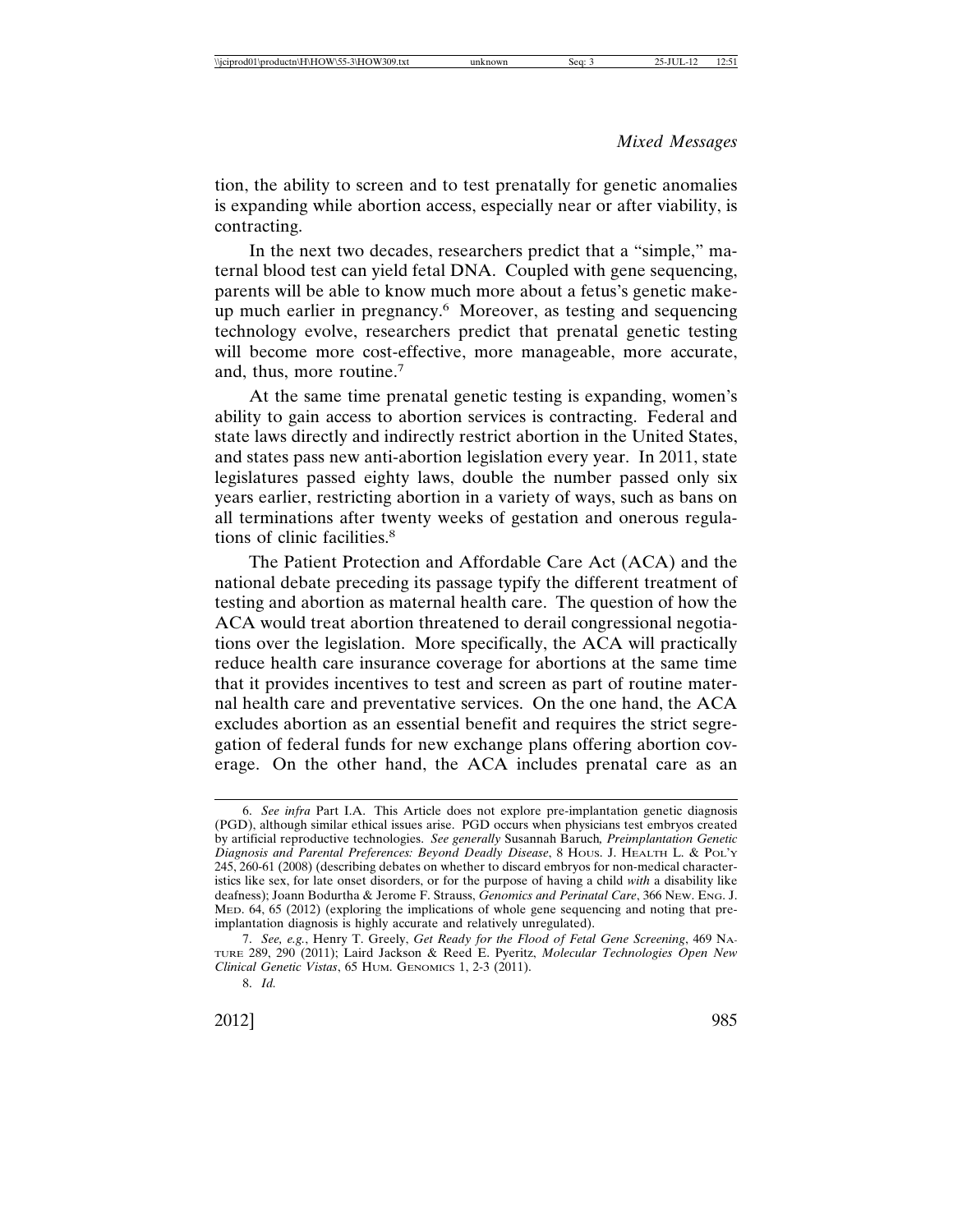tion, the ability to screen and to test prenatally for genetic anomalies is expanding while abortion access, especially near or after viability, is contracting.

In the next two decades, researchers predict that a "simple," maternal blood test can yield fetal DNA. Coupled with gene sequencing, parents will be able to know much more about a fetus's genetic make-up much earlier in pregnancy.[6] Moreover, as testing and sequencing technology evolve, researchers predict that prenatal genetic testing will become more cost-effective, more manageable, more accurate, and, thus, more routine.[7]

At the same time prenatal genetic testing is expanding, women's ability to gain access to abortion services is contracting. Federal and state laws directly and indirectly restrict abortion in the United States, and states pass new anti-abortion legislation every year. In 2011, state legislatures passed eighty laws, double the number passed only six years earlier, restricting abortion in a variety of ways, such as bans on all terminations after twenty weeks of gestation and onerous regulations of clinic facilities.[8]

The Patient Protection and Affordable Care Act (ACA) and the national debate preceding its passage typify the different treatment of testing and abortion as maternal health care. The question of how the ACA would treat abortion threatened to derail congressional negotiations over the legislation. More specifically, the ACA will practically reduce health care insurance coverage for abortions at the same time that it provides incentives to test and screen as part of routine maternal health care and preventative services. On the one hand, the ACA excludes abortion as an essential benefit and requires the strict segregation of federal funds for new exchange plans offering abortion coverage. On the other hand, the ACA includes prenatal care as an

---

6. *See infra* Part I.A. This Article does not explore pre-implantation genetic diagnosis (PGD), although similar ethical issues arise. PGD occurs when physicians test embryos created by artificial reproductive technologies. *See generally* Susannah Baruch*, Preimplantation Genetic Diagnosis and Parental Preferences: Beyond Deadly Disease*, 8 HOUS. J. HEALTH L. & POL'Y 245, 260-61 (2008) (describing debates on whether to discard embryos for non-medical characteristics like sex, for late onset disorders, or for the purpose of having a child *with* a disability like deafness); Joann Bodurtha & Jerome F. Strauss, *Genomics and Perinatal Care*, 366 NEW. ENG. J. MED. 64, 65 (2012) (exploring the implications of whole gene sequencing and noting that pre-implantation diagnosis is highly accurate and relatively unregulated).

7. *See, e.g.*, Henry T. Greely, *Get Ready for the Flood of Fetal Gene Screening*, 469 NATURE 289, 290 (2011); Laird Jackson & Reed E. Pyeritz, *Molecular Technologies Open New Clinical Genetic Vistas*, 65 HUM. GENOMICS 1, 2-3 (2011).

8. *Id.*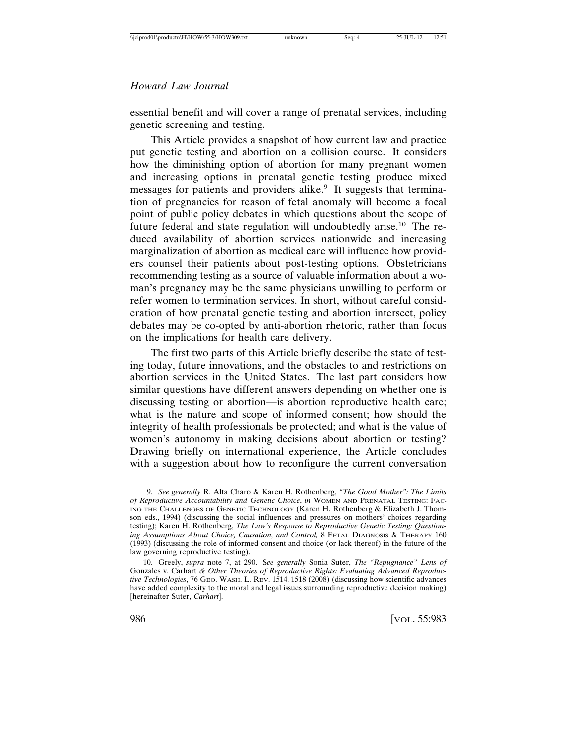essential benefit and will cover a range of prenatal services, including genetic screening and testing.

This Article provides a snapshot of how current law and practice put genetic testing and abortion on a collision course. It considers how the diminishing option of abortion for many pregnant women and increasing options in prenatal genetic testing produce mixed messages for patients and providers alike.[9] It suggests that termination of pregnancies for reason of fetal anomaly will become a focal point of public policy debates in which questions about the scope of future federal and state regulation will undoubtedly arise.[10] The reduced availability of abortion services nationwide and increasing marginalization of abortion as medical care will influence how providers counsel their patients about post-testing options. Obstetricians recommending testing as a source of valuable information about a woman's pregnancy may be the same physicians unwilling to perform or refer women to termination services. In short, without careful consideration of how prenatal genetic testing and abortion intersect, policy debates may be co-opted by anti-abortion rhetoric, rather than focus on the implications for health care delivery.

The first two parts of this Article briefly describe the state of testing today, future innovations, and the obstacles to and restrictions on abortion services in the United States. The last part considers how similar questions have different answers depending on whether one is discussing testing or abortion—is abortion reproductive health care; what is the nature and scope of informed consent; how should the integrity of health professionals be protected; and what is the value of women's autonomy in making decisions about abortion or testing? Drawing briefly on international experience, the Article concludes with a suggestion about how to reconfigure the current conversation

---

9. *See generally* R. Alta Charo & Karen H. Rothenberg, *"The Good Mother": The Limits of Reproductive Accountability and Genetic Choice*, *in* WOMEN AND PRENATAL TESTING: FACING THE CHALLENGES OF GENETIC TECHNOLOGY (Karen H. Rothenberg & Elizabeth J. Thomson eds., 1994) (discussing the social influences and pressures on mothers' choices regarding testing); Karen H. Rothenberg, *The Law's Response to Reproductive Genetic Testing: Questioning Assumptions About Choice, Causation, and Control,* 8 FETAL DIAGNOSIS & THERAPY 160 (1993) (discussing the role of informed consent and choice (or lack thereof) in the future of the law governing reproductive testing).

10. Greely, *supra* note 7, at 290. S*ee generally* Sonia Suter, *The "Repugnance" Lens of* Gonzales v. Carhart *& Other Theories of Reproductive Rights: Evaluating Advanced Reproductive Technologies*, 76 GEO. WASH. L. REV. 1514, 1518 (2008) (discussing how scientific advances have added complexity to the moral and legal issues surrounding reproductive decision making) [hereinafter Suter, *Carhart*].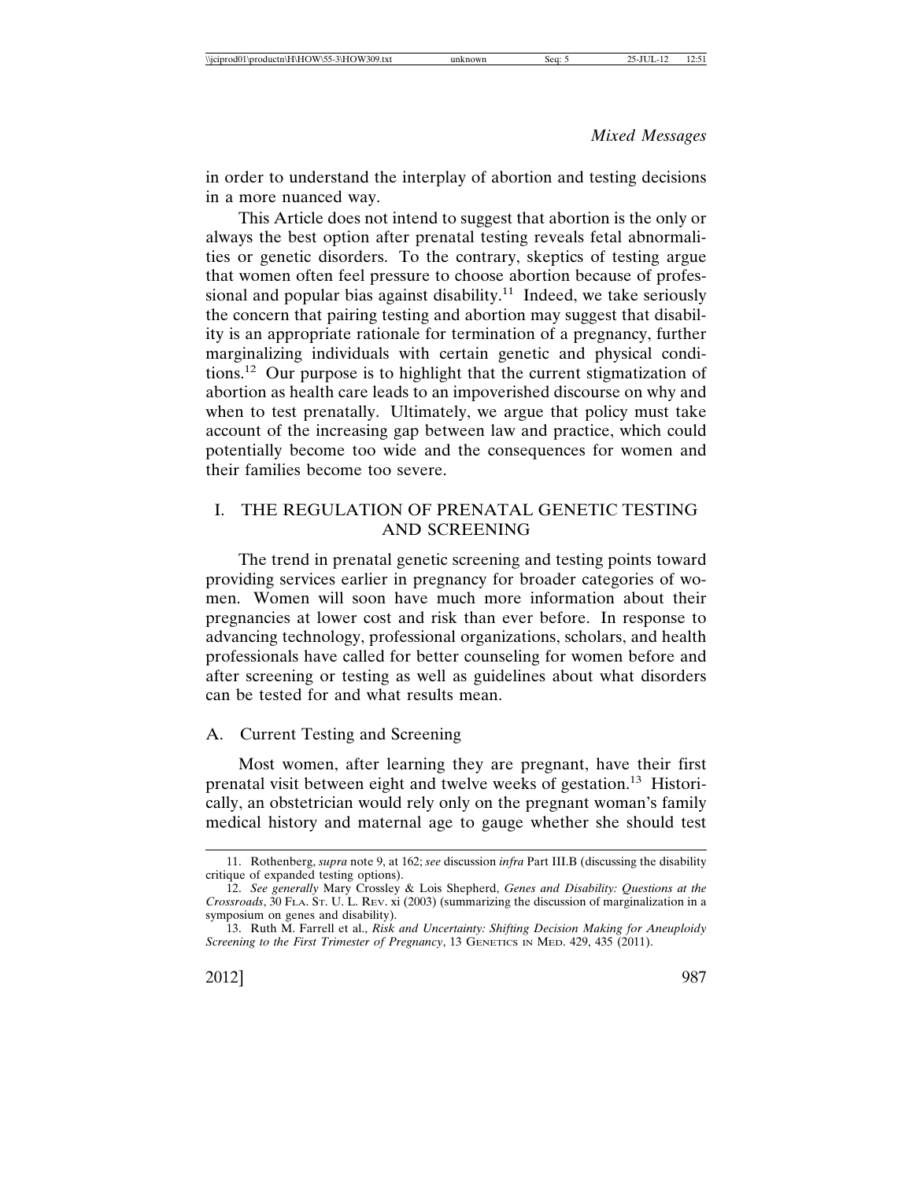in order to understand the interplay of abortion and testing decisions in a more nuanced way.

This Article does not intend to suggest that abortion is the only or always the best option after prenatal testing reveals fetal abnormalities or genetic disorders. To the contrary, skeptics of testing argue that women often feel pressure to choose abortion because of professional and popular bias against disability.[11] Indeed, we take seriously the concern that pairing testing and abortion may suggest that disability is an appropriate rationale for termination of a pregnancy, further marginalizing individuals with certain genetic and physical conditions.[12] Our purpose is to highlight that the current stigmatization of abortion as health care leads to an impoverished discourse on why and when to test prenatally. Ultimately, we argue that policy must take account of the increasing gap between law and practice, which could potentially become too wide and the consequences for women and their families become too severe.

## I. THE REGULATION OF PRENATAL GENETIC TESTING AND SCREENING

The trend in prenatal genetic screening and testing points toward providing services earlier in pregnancy for broader categories of women. Women will soon have much more information about their pregnancies at lower cost and risk than ever before. In response to advancing technology, professional organizations, scholars, and health professionals have called for better counseling for women before and after screening or testing as well as guidelines about what disorders can be tested for and what results mean.

### A. Current Testing and Screening

Most women, after learning they are pregnant, have their first prenatal visit between eight and twelve weeks of gestation.[13] Historically, an obstetrician would rely only on the pregnant woman's family medical history and maternal age to gauge whether she should test

---

11. Rothenberg, *supra* note 9, at 162; *see* discussion *infra* Part III.B (discussing the disability critique of expanded testing options).

12. *See generally* Mary Crossley & Lois Shepherd, *Genes and Disability: Questions at the Crossroads*, 30 FLA. ST. U. L. REV. xi (2003) (summarizing the discussion of marginalization in a symposium on genes and disability).

13. Ruth M. Farrell et al., *Risk and Uncertainty: Shifting Decision Making for Aneuploidy Screening to the First Trimester of Pregnancy*, 13 GENETICS IN MED. 429, 435 (2011).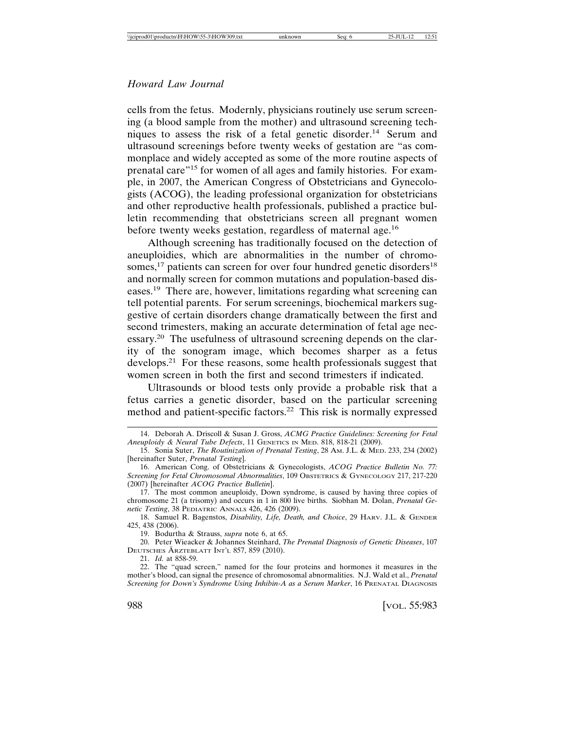cells from the fetus. Modernly, physicians routinely use serum screening (a blood sample from the mother) and ultrasound screening techniques to assess the risk of a fetal genetic disorder.[14] Serum and ultrasound screenings before twenty weeks of gestation are "as commonplace and widely accepted as some of the more routine aspects of prenatal care"[15] for women of all ages and family histories. For example, in 2007, the American Congress of Obstetricians and Gynecologists (ACOG), the leading professional organization for obstetricians and other reproductive health professionals, published a practice bulletin recommending that obstetricians screen all pregnant women before twenty weeks gestation, regardless of maternal age.[16]

Although screening has traditionally focused on the detection of aneuploidies, which are abnormalities in the number of chromosomes,[17] patients can screen for over four hundred genetic disorders[18] and normally screen for common mutations and population-based diseases.[19] There are, however, limitations regarding what screening can tell potential parents. For serum screenings, biochemical markers suggestive of certain disorders change dramatically between the first and second trimesters, making an accurate determination of fetal age necessary.[20] The usefulness of ultrasound screening depends on the clarity of the sonogram image, which becomes sharper as a fetus develops.[21] For these reasons, some health professionals suggest that women screen in both the first and second trimesters if indicated.

Ultrasounds or blood tests only provide a probable risk that a fetus carries a genetic disorder, based on the particular screening method and patient-specific factors.[22] This risk is normally expressed

---

14. Deborah A. Driscoll & Susan J. Gross, *ACMG Practice Guidelines: Screening for Fetal Aneuploidy & Neural Tube Defects*, 11 GENETICS IN MED. 818, 818-21 (2009).

15. Sonia Suter, *The Routinization of Prenatal Testing*, 28 AM. J.L. & MED. 233, 234 (2002) [hereinafter Suter, *Prenatal Testing*].

16. American Cong. of Obstetricians & Gynecologists, *ACOG Practice Bulletin No. 77: Screening for Fetal Chromosomal Abnormalities*, 109 OBSTETRICS & GYNECOLOGY 217, 217-220 (2007) [hereinafter *ACOG Practice Bulletin*].

17. The most common aneuploidy, Down syndrome, is caused by having three copies of chromosome 21 (a trisomy) and occurs in 1 in 800 live births. Siobhan M. Dolan, *Prenatal Genetic Testing*, 38 PEDIATRIC ANNALS 426, 426 (2009).

18. Samuel R. Bagenstos, *Disability, Life, Death, and Choice*, 29 HARV. J.L. & GENDER 425, 438 (2006).

19. Bodurtha & Strauss, *supra* note 6, at 65.

20. Peter Wieacker & Johannes Steinhard, *The Prenatal Diagnosis of Genetic Diseases*, 107 DEUTSCHES ÄRZTEBLATT INT'L 857, 859 (2010).

21. *Id.* at 858-59.

22. The "quad screen," named for the four proteins and hormones it measures in the mother's blood, can signal the presence of chromosomal abnormalities. N.J. Wald et al., *Prenatal Screening for Down's Syndrome Using Inhibin-A as a Serum Marker*, 16 PRENATAL DIAGNOSIS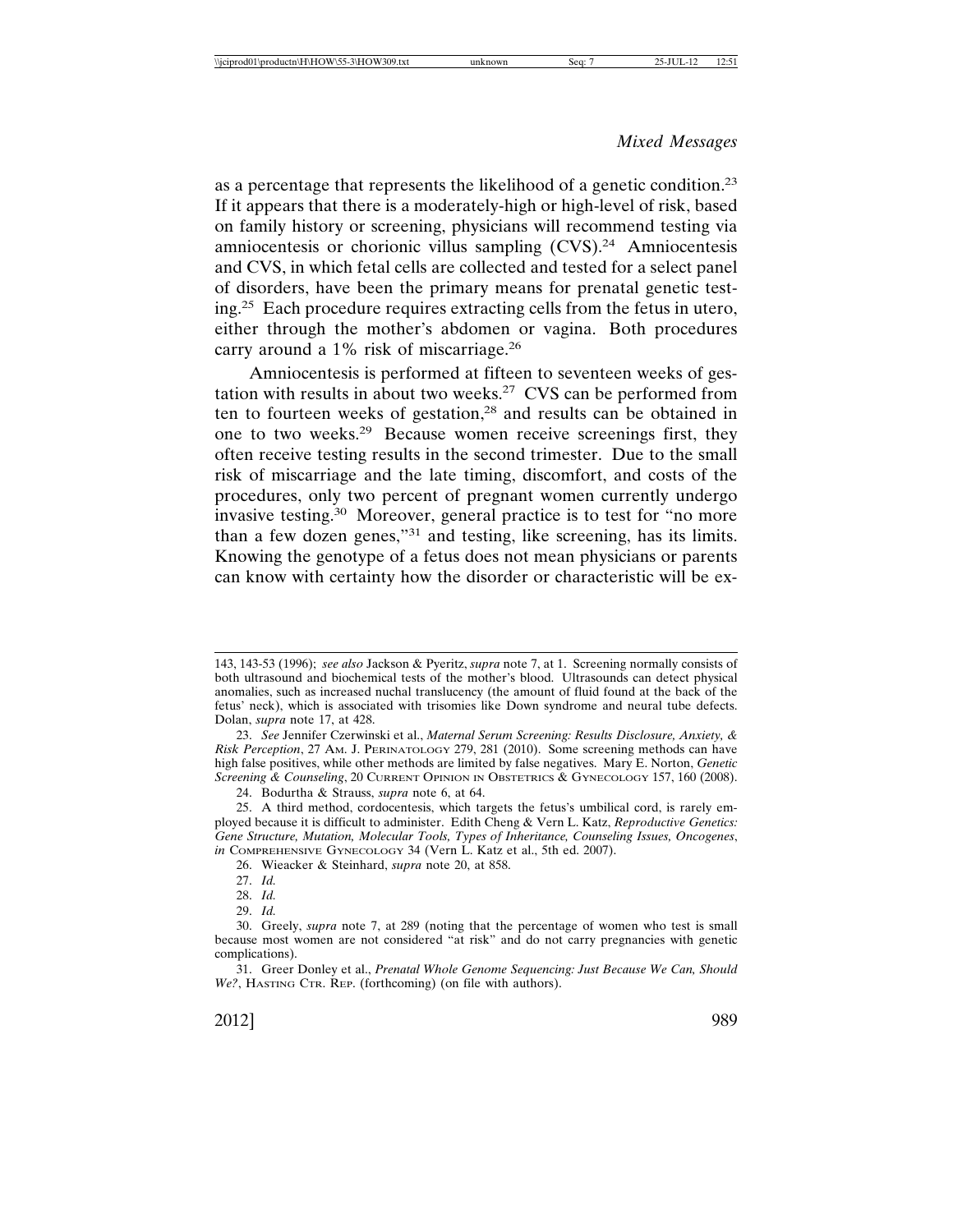as a percentage that represents the likelihood of a genetic condition.[23] If it appears that there is a moderately-high or high-level of risk, based on family history or screening, physicians will recommend testing via amniocentesis or chorionic villus sampling (CVS).[24] Amniocentesis and CVS, in which fetal cells are collected and tested for a select panel of disorders, have been the primary means for prenatal genetic testing.[25] Each procedure requires extracting cells from the fetus in utero, either through the mother's abdomen or vagina. Both procedures carry around a 1% risk of miscarriage.[26]

Amniocentesis is performed at fifteen to seventeen weeks of gestation with results in about two weeks.[27] CVS can be performed from ten to fourteen weeks of gestation,[28] and results can be obtained in one to two weeks.[29] Because women receive screenings first, they often receive testing results in the second trimester. Due to the small risk of miscarriage and the late timing, discomfort, and costs of the procedures, only two percent of pregnant women currently undergo invasive testing.[30] Moreover, general practice is to test for "no more than a few dozen genes,"[31] and testing, like screening, has its limits. Knowing the genotype of a fetus does not mean physicians or parents can know with certainty how the disorder or characteristic will be ex-

---

143, 143-53 (1996); *see also* Jackson & Pyeritz, *supra* note 7, at 1. Screening normally consists of both ultrasound and biochemical tests of the mother's blood. Ultrasounds can detect physical anomalies, such as increased nuchal translucency (the amount of fluid found at the back of the fetus' neck), which is associated with trisomies like Down syndrome and neural tube defects. Dolan, *supra* note 17, at 428.

23. *See* Jennifer Czerwinski et al., *Maternal Serum Screening: Results Disclosure, Anxiety, & Risk Perception*, 27 Am. J. Perinatology 279, 281 (2010). Some screening methods can have high false positives, while other methods are limited by false negatives. Mary E. Norton, *Genetic Screening & Counseling*, 20 Current Opinion in Obstetrics & Gynecology 157, 160 (2008).

24. Bodurtha & Strauss, *supra* note 6, at 64.

25. A third method, cordocentesis, which targets the fetus's umbilical cord, is rarely employed because it is difficult to administer. Edith Cheng & Vern L. Katz, *Reproductive Genetics: Gene Structure, Mutation, Molecular Tools, Types of Inheritance, Counseling Issues, Oncogenes*, *in* Comprehensive Gynecology 34 (Vern L. Katz et al., 5th ed. 2007).

26. Wieacker & Steinhard, *supra* note 20, at 858.

27. *Id.*

28. *Id.*

29. *Id.*

30. Greely, *supra* note 7, at 289 (noting that the percentage of women who test is small because most women are not considered "at risk" and do not carry pregnancies with genetic complications).

31. Greer Donley et al., *Prenatal Whole Genome Sequencing: Just Because We Can, Should We?*, Hasting Ctr. Rep. (forthcoming) (on file with authors).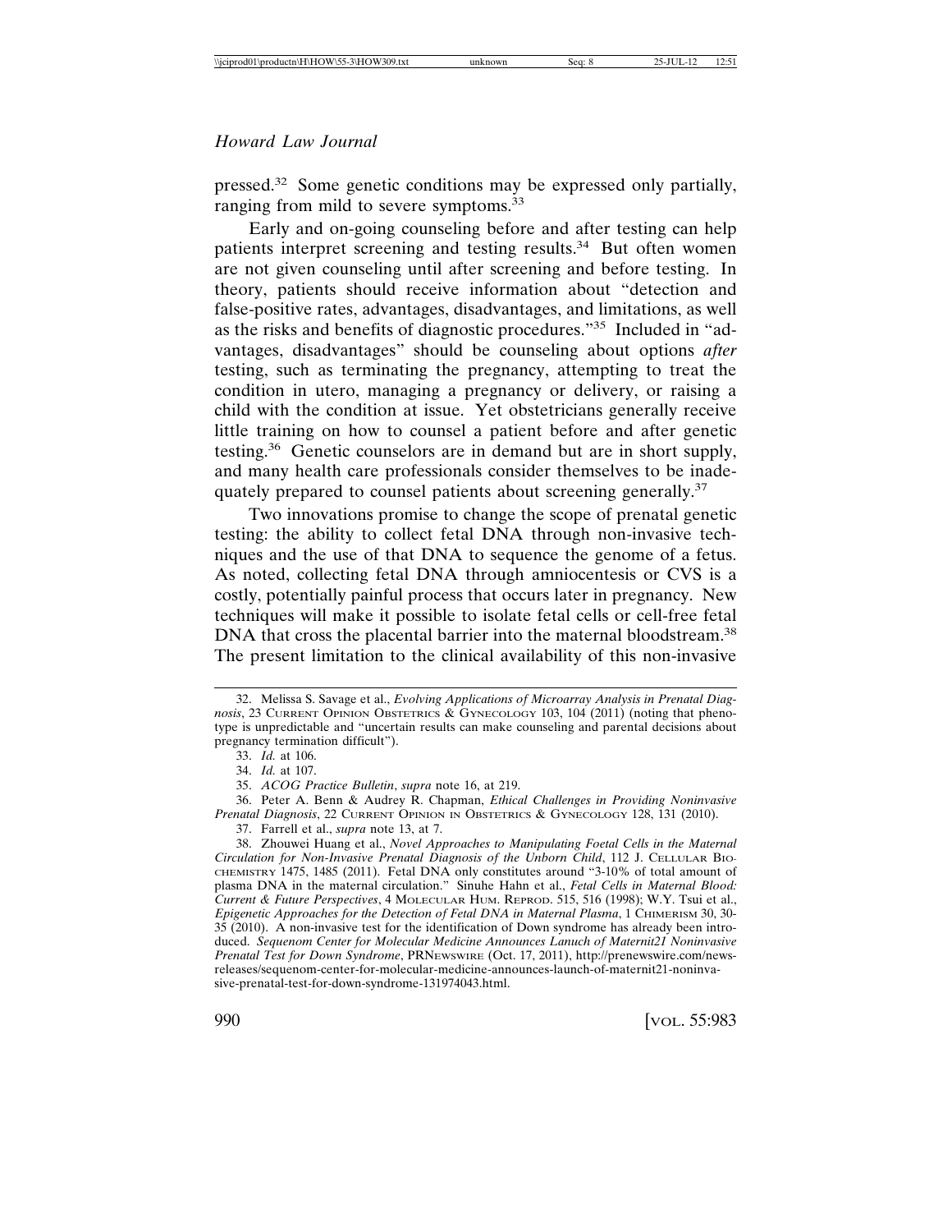pressed.[32] Some genetic conditions may be expressed only partially, ranging from mild to severe symptoms.[33]

Early and on-going counseling before and after testing can help patients interpret screening and testing results.[34] But often women are not given counseling until after screening and before testing. In theory, patients should receive information about "detection and false-positive rates, advantages, disadvantages, and limitations, as well as the risks and benefits of diagnostic procedures."[35] Included in "advantages, disadvantages" should be counseling about options *after* testing, such as terminating the pregnancy, attempting to treat the condition in utero, managing a pregnancy or delivery, or raising a child with the condition at issue. Yet obstetricians generally receive little training on how to counsel a patient before and after genetic testing.[36] Genetic counselors are in demand but are in short supply, and many health care professionals consider themselves to be inadequately prepared to counsel patients about screening generally.[37]

Two innovations promise to change the scope of prenatal genetic testing: the ability to collect fetal DNA through non-invasive techniques and the use of that DNA to sequence the genome of a fetus. As noted, collecting fetal DNA through amniocentesis or CVS is a costly, potentially painful process that occurs later in pregnancy. New techniques will make it possible to isolate fetal cells or cell-free fetal DNA that cross the placental barrier into the maternal bloodstream.[38] The present limitation to the clinical availability of this non-invasive

---

32. Melissa S. Savage et al., *Evolving Applications of Microarray Analysis in Prenatal Diagnosis*, 23 CURRENT OPINION OBSTETRICS & GYNECOLOGY 103, 104 (2011) (noting that phenotype is unpredictable and "uncertain results can make counseling and parental decisions about pregnancy termination difficult").

33. *Id.* at 106.

34. *Id.* at 107.

35. *ACOG Practice Bulletin*, *supra* note 16, at 219.

36. Peter A. Benn & Audrey R. Chapman, *Ethical Challenges in Providing Noninvasive Prenatal Diagnosis*, 22 CURRENT OPINION IN OBSTETRICS & GYNECOLOGY 128, 131 (2010).

37. Farrell et al., *supra* note 13, at 7.

38. Zhouwei Huang et al., *Novel Approaches to Manipulating Foetal Cells in the Maternal Circulation for Non-Invasive Prenatal Diagnosis of the Unborn Child*, 112 J. CELLULAR BIOCHEMISTRY 1475, 1485 (2011). Fetal DNA only constitutes around "3-10% of total amount of plasma DNA in the maternal circulation." Sinuhe Hahn et al., *Fetal Cells in Maternal Blood: Current & Future Perspectives*, 4 MOLECULAR HUM. REPROD. 515, 516 (1998); W.Y. Tsui et al., *Epigenetic Approaches for the Detection of Fetal DNA in Maternal Plasma*, 1 CHIMERISM 30, 30-35 (2010). A non-invasive test for the identification of Down syndrome has already been introduced. *Sequenom Center for Molecular Medicine Announces Lanuch of Maternit21 Noninvasive Prenatal Test for Down Syndrome*, PRNEWSWIRE (Oct. 17, 2011), http://prenewswire.com/news-releases/sequenom-center-for-molecular-medicine-announces-launch-of-maternit21-noninvasive-prenatal-test-for-down-syndrome-131974043.html.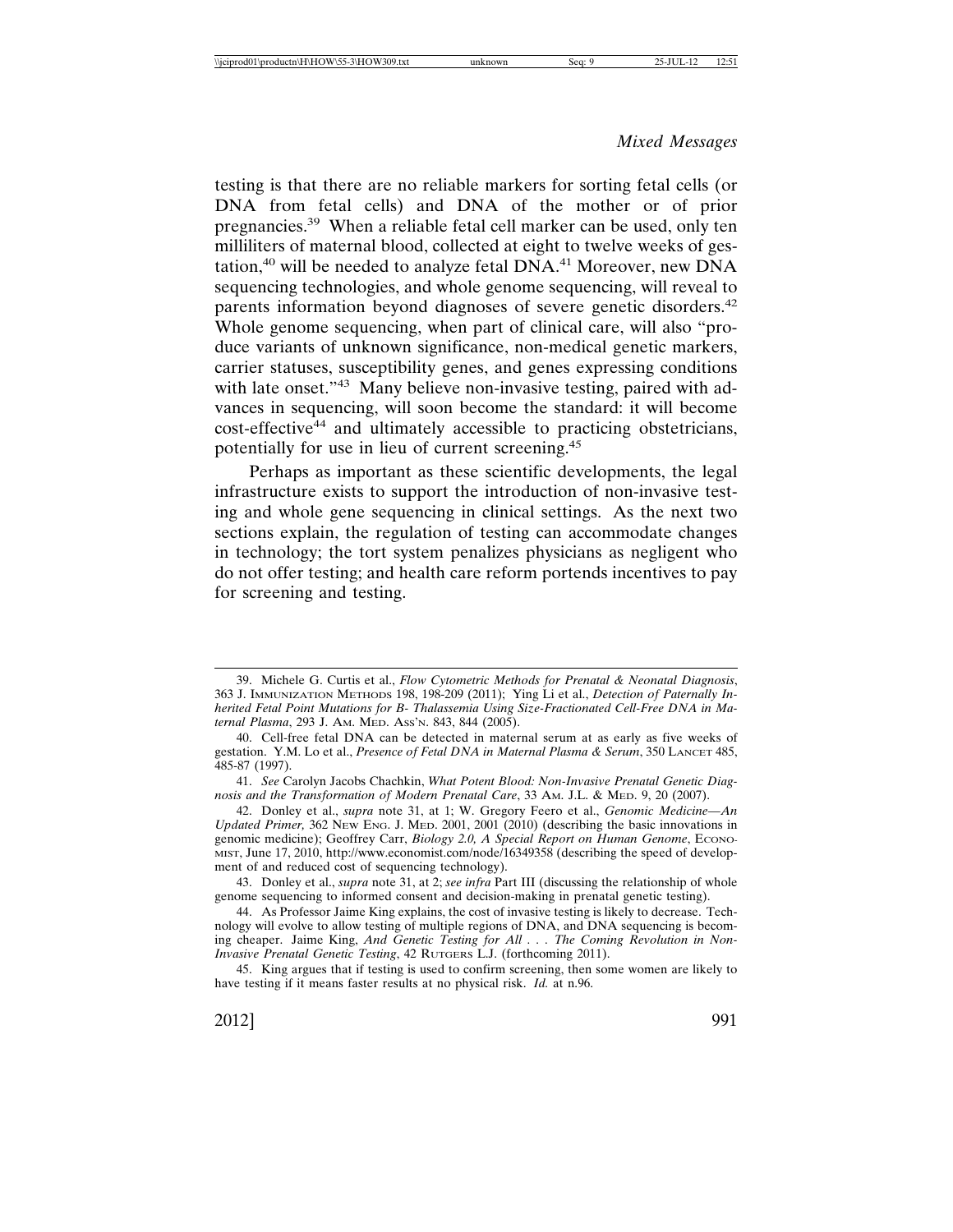testing is that there are no reliable markers for sorting fetal cells (or DNA from fetal cells) and DNA of the mother or of prior pregnancies.[39] When a reliable fetal cell marker can be used, only ten milliliters of maternal blood, collected at eight to twelve weeks of gestation,[40] will be needed to analyze fetal DNA.[41] Moreover, new DNA sequencing technologies, and whole genome sequencing, will reveal to parents information beyond diagnoses of severe genetic disorders.[42] Whole genome sequencing, when part of clinical care, will also "produce variants of unknown significance, non-medical genetic markers, carrier statuses, susceptibility genes, and genes expressing conditions with late onset."[43] Many believe non-invasive testing, paired with advances in sequencing, will soon become the standard: it will become cost-effective[44] and ultimately accessible to practicing obstetricians, potentially for use in lieu of current screening.[45]

Perhaps as important as these scientific developments, the legal infrastructure exists to support the introduction of non-invasive testing and whole gene sequencing in clinical settings. As the next two sections explain, the regulation of testing can accommodate changes in technology; the tort system penalizes physicians as negligent who do not offer testing; and health care reform portends incentives to pay for screening and testing.

---

39. Michele G. Curtis et al., *Flow Cytometric Methods for Prenatal & Neonatal Diagnosis*, 363 J. IMMUNIZATION METHODS 198, 198-209 (2011); Ying Li et al., *Detection of Paternally Inherited Fetal Point Mutations for B- Thalassemia Using Size-Fractionated Cell-Free DNA in Maternal Plasma*, 293 J. AM. MED. ASS'N. 843, 844 (2005).

40. Cell-free fetal DNA can be detected in maternal serum at as early as five weeks of gestation. Y.M. Lo et al., *Presence of Fetal DNA in Maternal Plasma & Serum*, 350 LANCET 485, 485-87 (1997).

41. *See* Carolyn Jacobs Chachkin, *What Potent Blood: Non-Invasive Prenatal Genetic Diagnosis and the Transformation of Modern Prenatal Care*, 33 AM. J.L. & MED. 9, 20 (2007).

42. Donley et al., *supra* note 31, at 1; W. Gregory Feero et al., *Genomic Medicine—An Updated Primer,* 362 NEW ENG. J. MED. 2001, 2001 (2010) (describing the basic innovations in genomic medicine); Geoffrey Carr, *Biology 2.0, A Special Report on Human Genome*, ECONOMIST, June 17, 2010, http://www.economist.com/node/16349358 (describing the speed of development of and reduced cost of sequencing technology).

43. Donley et al., *supra* note 31, at 2; *see infra* Part III (discussing the relationship of whole genome sequencing to informed consent and decision-making in prenatal genetic testing).

44. As Professor Jaime King explains, the cost of invasive testing is likely to decrease. Technology will evolve to allow testing of multiple regions of DNA, and DNA sequencing is becoming cheaper. Jaime King, *And Genetic Testing for All . . . The Coming Revolution in Non-Invasive Prenatal Genetic Testing*, 42 RUTGERS L.J. (forthcoming 2011).

45. King argues that if testing is used to confirm screening, then some women are likely to have testing if it means faster results at no physical risk. *Id.* at n.96.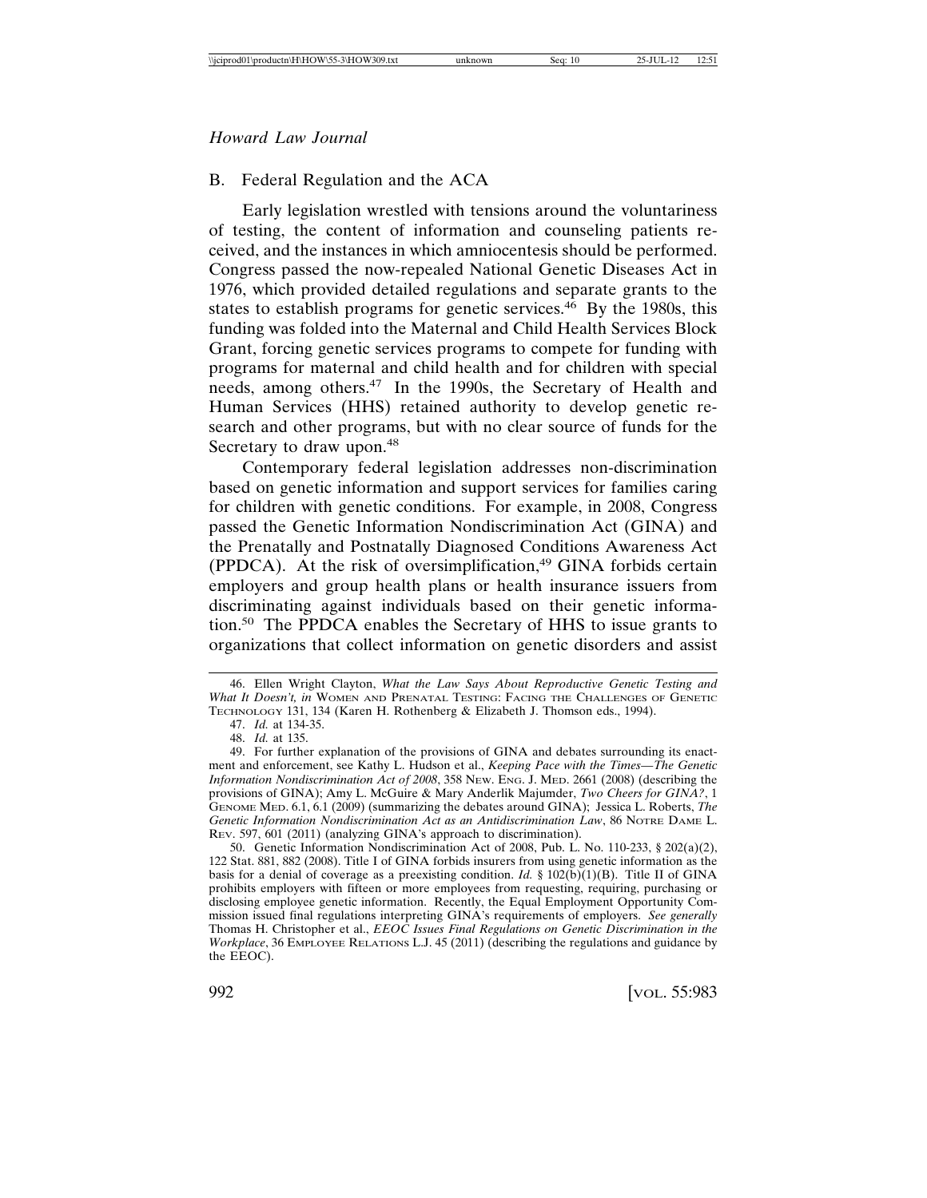## B. Federal Regulation and the ACA

Early legislation wrestled with tensions around the voluntariness of testing, the content of information and counseling patients received, and the instances in which amniocentesis should be performed. Congress passed the now-repealed National Genetic Diseases Act in 1976, which provided detailed regulations and separate grants to the states to establish programs for genetic services.[46] By the 1980s, this funding was folded into the Maternal and Child Health Services Block Grant, forcing genetic services programs to compete for funding with programs for maternal and child health and for children with special needs, among others.[47] In the 1990s, the Secretary of Health and Human Services (HHS) retained authority to develop genetic research and other programs, but with no clear source of funds for the Secretary to draw upon.[48]

Contemporary federal legislation addresses non-discrimination based on genetic information and support services for families caring for children with genetic conditions. For example, in 2008, Congress passed the Genetic Information Nondiscrimination Act (GINA) and the Prenatally and Postnatally Diagnosed Conditions Awareness Act (PPDCA). At the risk of oversimplification,[49] GINA forbids certain employers and group health plans or health insurance issuers from discriminating against individuals based on their genetic information.[50] The PPDCA enables the Secretary of HHS to issue grants to organizations that collect information on genetic disorders and assist

---

46. Ellen Wright Clayton, *What the Law Says About Reproductive Genetic Testing and What It Doesn't, in* WOMEN AND PRENATAL TESTING: FACING THE CHALLENGES OF GENETIC TECHNOLOGY 131, 134 (Karen H. Rothenberg & Elizabeth J. Thomson eds., 1994).

47. *Id.* at 134-35.

48. *Id.* at 135.

49. For further explanation of the provisions of GINA and debates surrounding its enactment and enforcement, see Kathy L. Hudson et al., *Keeping Pace with the Times—The Genetic Information Nondiscrimination Act of 2008*, 358 NEW. ENG. J. MED. 2661 (2008) (describing the provisions of GINA); Amy L. McGuire & Mary Anderlik Majumder, *Two Cheers for GINA?*, 1 GENOME MED. 6.1, 6.1 (2009) (summarizing the debates around GINA); Jessica L. Roberts, *The Genetic Information Nondiscrimination Act as an Antidiscrimination Law*, 86 NOTRE DAME L. REV. 597, 601 (2011) (analyzing GINA's approach to discrimination).

50. Genetic Information Nondiscrimination Act of 2008, Pub. L. No. 110-233, § 202(a)(2), 122 Stat. 881, 882 (2008). Title I of GINA forbids insurers from using genetic information as the basis for a denial of coverage as a preexisting condition. *Id.* § 102(b)(1)(B). Title II of GINA prohibits employers with fifteen or more employees from requesting, requiring, purchasing or disclosing employee genetic information. Recently, the Equal Employment Opportunity Commission issued final regulations interpreting GINA's requirements of employers. *See generally* Thomas H. Christopher et al., *EEOC Issues Final Regulations on Genetic Discrimination in the Workplace*, 36 EMPLOYEE RELATIONS L.J. 45 (2011) (describing the regulations and guidance by the EEOC).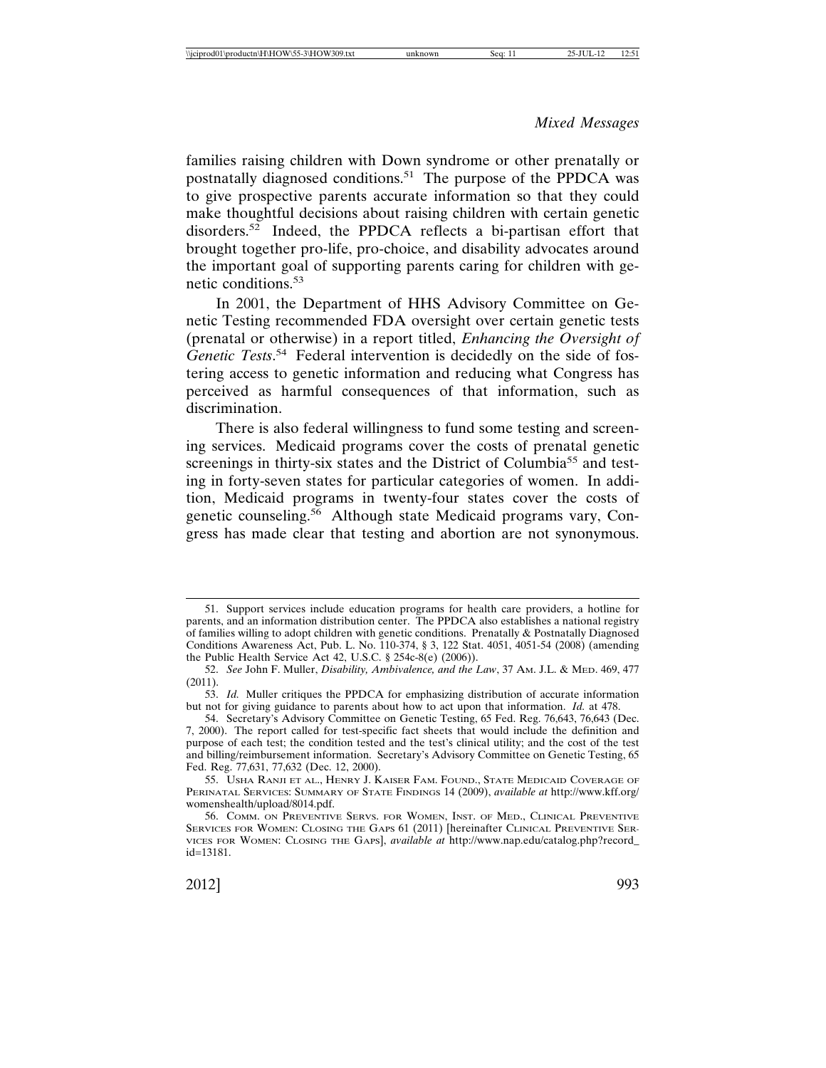families raising children with Down syndrome or other prenatally or postnatally diagnosed conditions.[51] The purpose of the PPDCA was to give prospective parents accurate information so that they could make thoughtful decisions about raising children with certain genetic disorders.[52] Indeed, the PPDCA reflects a bi-partisan effort that brought together pro-life, pro-choice, and disability advocates around the important goal of supporting parents caring for children with genetic conditions.[53]

In 2001, the Department of HHS Advisory Committee on Genetic Testing recommended FDA oversight over certain genetic tests (prenatal or otherwise) in a report titled, *Enhancing the Oversight of Genetic Tests*.[54] Federal intervention is decidedly on the side of fostering access to genetic information and reducing what Congress has perceived as harmful consequences of that information, such as discrimination.

There is also federal willingness to fund some testing and screening services. Medicaid programs cover the costs of prenatal genetic screenings in thirty-six states and the District of Columbia[55] and testing in forty-seven states for particular categories of women. In addition, Medicaid programs in twenty-four states cover the costs of genetic counseling.[56] Although state Medicaid programs vary, Congress has made clear that testing and abortion are not synonymous.

---

51. Support services include education programs for health care providers, a hotline for parents, and an information distribution center. The PPDCA also establishes a national registry of families willing to adopt children with genetic conditions. Prenatally & Postnatally Diagnosed Conditions Awareness Act, Pub. L. No. 110-374, § 3, 122 Stat. 4051, 4051-54 (2008) (amending the Public Health Service Act 42, U.S.C. § 254c-8(e) (2006)).

52. *See* John F. Muller, *Disability, Ambivalence, and the Law*, 37 AM. J.L. & MED. 469, 477 (2011).

53. *Id.* Muller critiques the PPDCA for emphasizing distribution of accurate information but not for giving guidance to parents about how to act upon that information. *Id.* at 478.

54. Secretary's Advisory Committee on Genetic Testing, 65 Fed. Reg. 76,643, 76,643 (Dec. 7, 2000). The report called for test-specific fact sheets that would include the definition and purpose of each test; the condition tested and the test's clinical utility; and the cost of the test and billing/reimbursement information. Secretary's Advisory Committee on Genetic Testing, 65 Fed. Reg. 77,631, 77,632 (Dec. 12, 2000).

55. USHA RANJI ET AL., HENRY J. KAISER FAM. FOUND., STATE MEDICAID COVERAGE OF PERINATAL SERVICES: SUMMARY OF STATE FINDINGS 14 (2009), *available at* http://www.kff.org/womenshealth/upload/8014.pdf.

56. COMM. ON PREVENTIVE SERVS. FOR WOMEN, INST. OF MED., CLINICAL PREVENTIVE SERVICES FOR WOMEN: CLOSING THE GAPS 61 (2011) [hereinafter CLINICAL PREVENTIVE SERVICES FOR WOMEN: CLOSING THE GAPS], *available at* http://www.nap.edu/catalog.php?record_id=13181.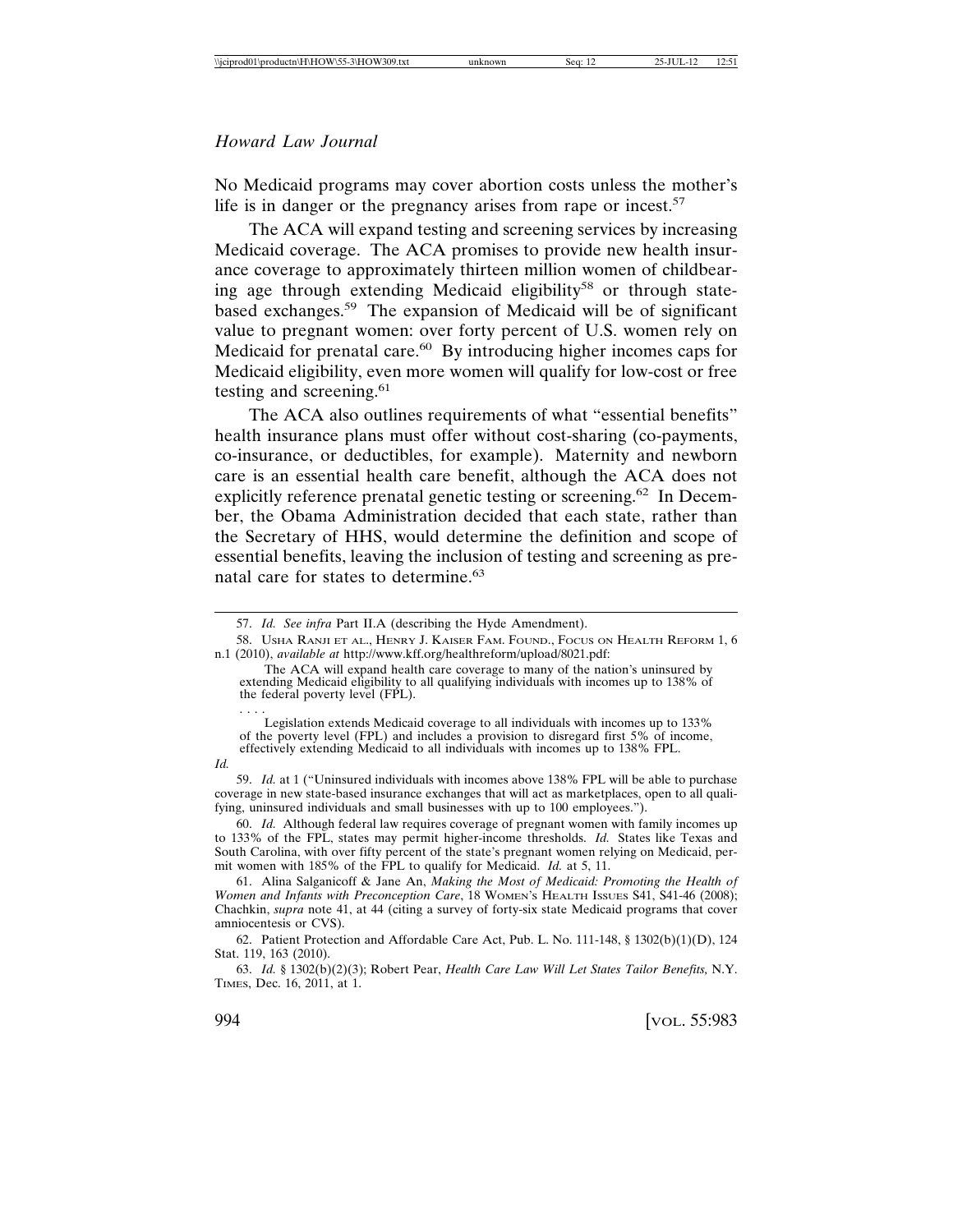No Medicaid programs may cover abortion costs unless the mother's life is in danger or the pregnancy arises from rape or incest.[57]

The ACA will expand testing and screening services by increasing Medicaid coverage. The ACA promises to provide new health insurance coverage to approximately thirteen million women of childbearing age through extending Medicaid eligibility[58] or through state-based exchanges.[59] The expansion of Medicaid will be of significant value to pregnant women: over forty percent of U.S. women rely on Medicaid for prenatal care.[60] By introducing higher incomes caps for Medicaid eligibility, even more women will qualify for low-cost or free testing and screening.[61]

The ACA also outlines requirements of what "essential benefits" health insurance plans must offer without cost-sharing (co-payments, co-insurance, or deductibles, for example). Maternity and newborn care is an essential health care benefit, although the ACA does not explicitly reference prenatal genetic testing or screening.[62] In December, the Obama Administration decided that each state, rather than the Secretary of HHS, would determine the definition and scope of essential benefits, leaving the inclusion of testing and screening as prenatal care for states to determine.[63]

---

57. *Id. See infra* Part II.A (describing the Hyde Amendment).

58. Usha Ranji et al., Henry J. Kaiser Fam. Found., Focus on Health Reform 1, 6 n.1 (2010), *available at* http://www.kff.org/healthreform/upload/8021.pdf:

> The ACA will expand health care coverage to many of the nation's uninsured by extending Medicaid eligibility to all qualifying individuals with incomes up to 138% of the federal poverty level (FPL).
>
> . . . .
>
> Legislation extends Medicaid coverage to all individuals with incomes up to 133% of the poverty level (FPL) and includes a provision to disregard first 5% of income, effectively extending Medicaid to all individuals with incomes up to 138% FPL.

*Id.*

59. *Id.* at 1 ("Uninsured individuals with incomes above 138% FPL will be able to purchase coverage in new state-based insurance exchanges that will act as marketplaces, open to all qualifying, uninsured individuals and small businesses with up to 100 employees.").

60. *Id.* Although federal law requires coverage of pregnant women with family incomes up to 133% of the FPL, states may permit higher-income thresholds. *Id.* States like Texas and South Carolina, with over fifty percent of the state's pregnant women relying on Medicaid, permit women with 185% of the FPL to qualify for Medicaid. *Id.* at 5, 11.

61. Alina Salganicoff & Jane An, *Making the Most of Medicaid: Promoting the Health of Women and Infants with Preconception Care*, 18 Women's Health Issues S41, S41-46 (2008); Chachkin, *supra* note 41, at 44 (citing a survey of forty-six state Medicaid programs that cover amniocentesis or CVS).

62. Patient Protection and Affordable Care Act, Pub. L. No. 111-148, § 1302(b)(1)(D), 124 Stat. 119, 163 (2010).

63. *Id.* § 1302(b)(2)(3); Robert Pear, *Health Care Law Will Let States Tailor Benefits,* N.Y. Times, Dec. 16, 2011, at 1.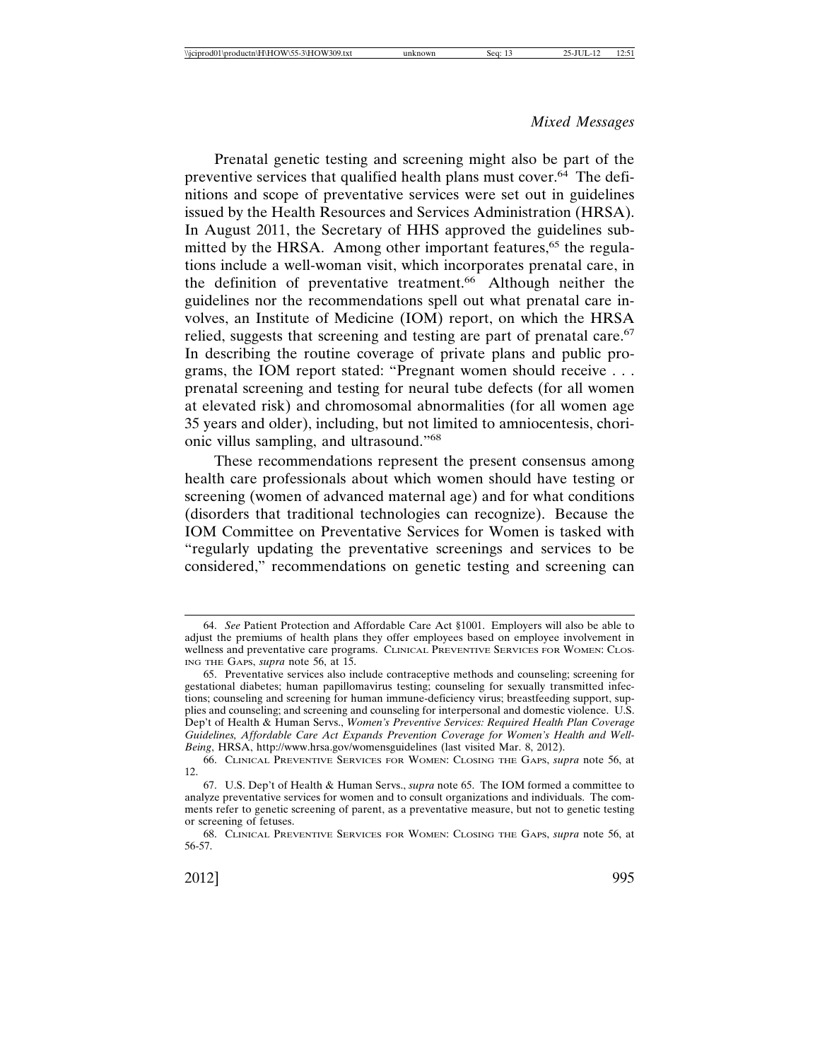Prenatal genetic testing and screening might also be part of the preventive services that qualified health plans must cover.[64] The definitions and scope of preventative services were set out in guidelines issued by the Health Resources and Services Administration (HRSA). In August 2011, the Secretary of HHS approved the guidelines submitted by the HRSA. Among other important features,[65] the regulations include a well-woman visit, which incorporates prenatal care, in the definition of preventative treatment.[66] Although neither the guidelines nor the recommendations spell out what prenatal care involves, an Institute of Medicine (IOM) report, on which the HRSA relied, suggests that screening and testing are part of prenatal care.[67] In describing the routine coverage of private plans and public programs, the IOM report stated: "Pregnant women should receive . . . prenatal screening and testing for neural tube defects (for all women at elevated risk) and chromosomal abnormalities (for all women age 35 years and older), including, but not limited to amniocentesis, chorionic villus sampling, and ultrasound."[68]

These recommendations represent the present consensus among health care professionals about which women should have testing or screening (women of advanced maternal age) and for what conditions (disorders that traditional technologies can recognize). Because the IOM Committee on Preventative Services for Women is tasked with "regularly updating the preventative screenings and services to be considered," recommendations on genetic testing and screening can

---

64. *See* Patient Protection and Affordable Care Act §1001. Employers will also be able to adjust the premiums of health plans they offer employees based on employee involvement in wellness and preventative care programs. Clinical Preventive Services for Women: Closing the Gaps, *supra* note 56, at 15.

65. Preventative services also include contraceptive methods and counseling; screening for gestational diabetes; human papillomavirus testing; counseling for sexually transmitted infections; counseling and screening for human immune-deficiency virus; breastfeeding support, supplies and counseling; and screening and counseling for interpersonal and domestic violence. U.S. Dep't of Health & Human Servs., *Women's Preventive Services: Required Health Plan Coverage Guidelines, Affordable Care Act Expands Prevention Coverage for Women's Health and Well-Being*, HRSA, http://www.hrsa.gov/womensguidelines (last visited Mar. 8, 2012).

66. Clinical Preventive Services for Women: Closing the Gaps, *supra* note 56, at 12.

67. U.S. Dep't of Health & Human Servs., *supra* note 65. The IOM formed a committee to analyze preventative services for women and to consult organizations and individuals. The comments refer to genetic screening of parent, as a preventative measure, but not to genetic testing or screening of fetuses.

68. Clinical Preventive Services for Women: Closing the Gaps, *supra* note 56, at 56-57.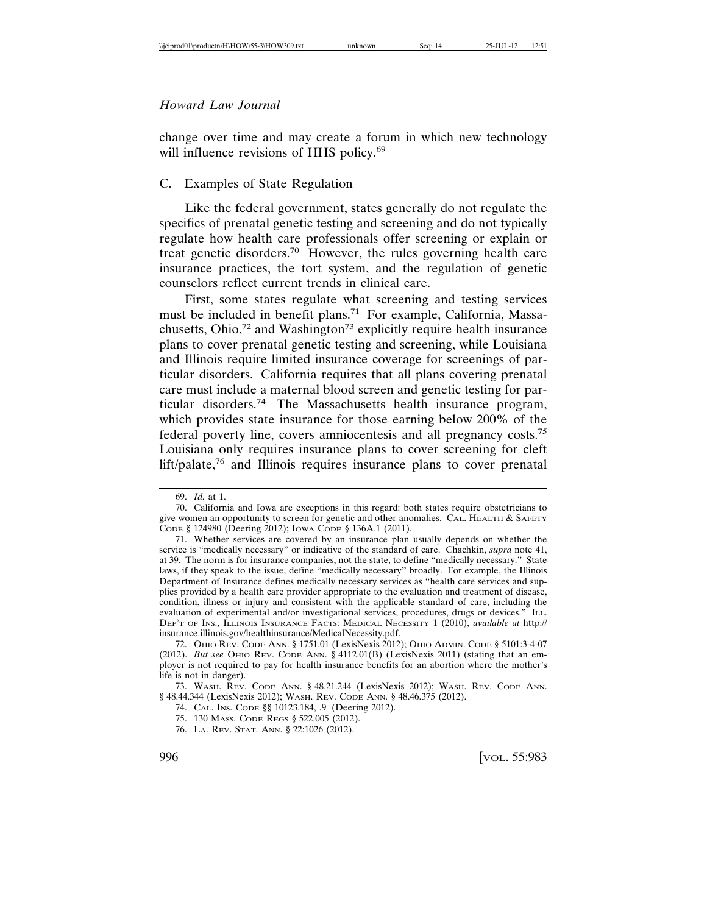change over time and may create a forum in which new technology will influence revisions of HHS policy.[69]

### C. Examples of State Regulation

Like the federal government, states generally do not regulate the specifics of prenatal genetic testing and screening and do not typically regulate how health care professionals offer screening or explain or treat genetic disorders.[70] However, the rules governing health care insurance practices, the tort system, and the regulation of genetic counselors reflect current trends in clinical care.

First, some states regulate what screening and testing services must be included in benefit plans.[71] For example, California, Massachusetts, Ohio,[72] and Washington[73] explicitly require health insurance plans to cover prenatal genetic testing and screening, while Louisiana and Illinois require limited insurance coverage for screenings of particular disorders. California requires that all plans covering prenatal care must include a maternal blood screen and genetic testing for particular disorders.[74] The Massachusetts health insurance program, which provides state insurance for those earning below 200% of the federal poverty line, covers amniocentesis and all pregnancy costs.[75] Louisiana only requires insurance plans to cover screening for cleft lift/palate,[76] and Illinois requires insurance plans to cover prenatal

---

69. *Id.* at 1.

70. California and Iowa are exceptions in this regard: both states require obstetricians to give women an opportunity to screen for genetic and other anomalies. CAL. HEALTH & SAFETY CODE § 124980 (Deering 2012); IOWA CODE § 136A.1 (2011).

71. Whether services are covered by an insurance plan usually depends on whether the service is "medically necessary" or indicative of the standard of care. Chachkin, *supra* note 41, at 39. The norm is for insurance companies, not the state, to define "medically necessary." State laws, if they speak to the issue, define "medically necessary" broadly. For example, the Illinois Department of Insurance defines medically necessary services as "health care services and supplies provided by a health care provider appropriate to the evaluation and treatment of disease, condition, illness or injury and consistent with the applicable standard of care, including the evaluation of experimental and/or investigational services, procedures, drugs or devices." ILL. DEP'T OF INS., ILLINOIS INSURANCE FACTS: MEDICAL NECESSITY 1 (2010), *available at* http://insurance.illinois.gov/healthinsurance/MedicalNecessity.pdf.

72. OHIO REV. CODE ANN. § 1751.01 (LexisNexis 2012); OHIO ADMIN. CODE § 5101:3-4-07 (2012). *But see* OHIO REV. CODE ANN. § 4112.01(B) (LexisNexis 2011) (stating that an employer is not required to pay for health insurance benefits for an abortion where the mother's life is not in danger).

73. WASH. REV. CODE ANN. § 48.21.244 (LexisNexis 2012); WASH. REV. CODE ANN. § 48.44.344 (LexisNexis 2012); WASH. REV. CODE ANN. § 48.46.375 (2012).

74. CAL. INS. CODE §§ 10123.184, .9 (Deering 2012).

75. 130 MASS. CODE REGS § 522.005 (2012).

76. LA. REV. STAT. ANN. § 22:1026 (2012).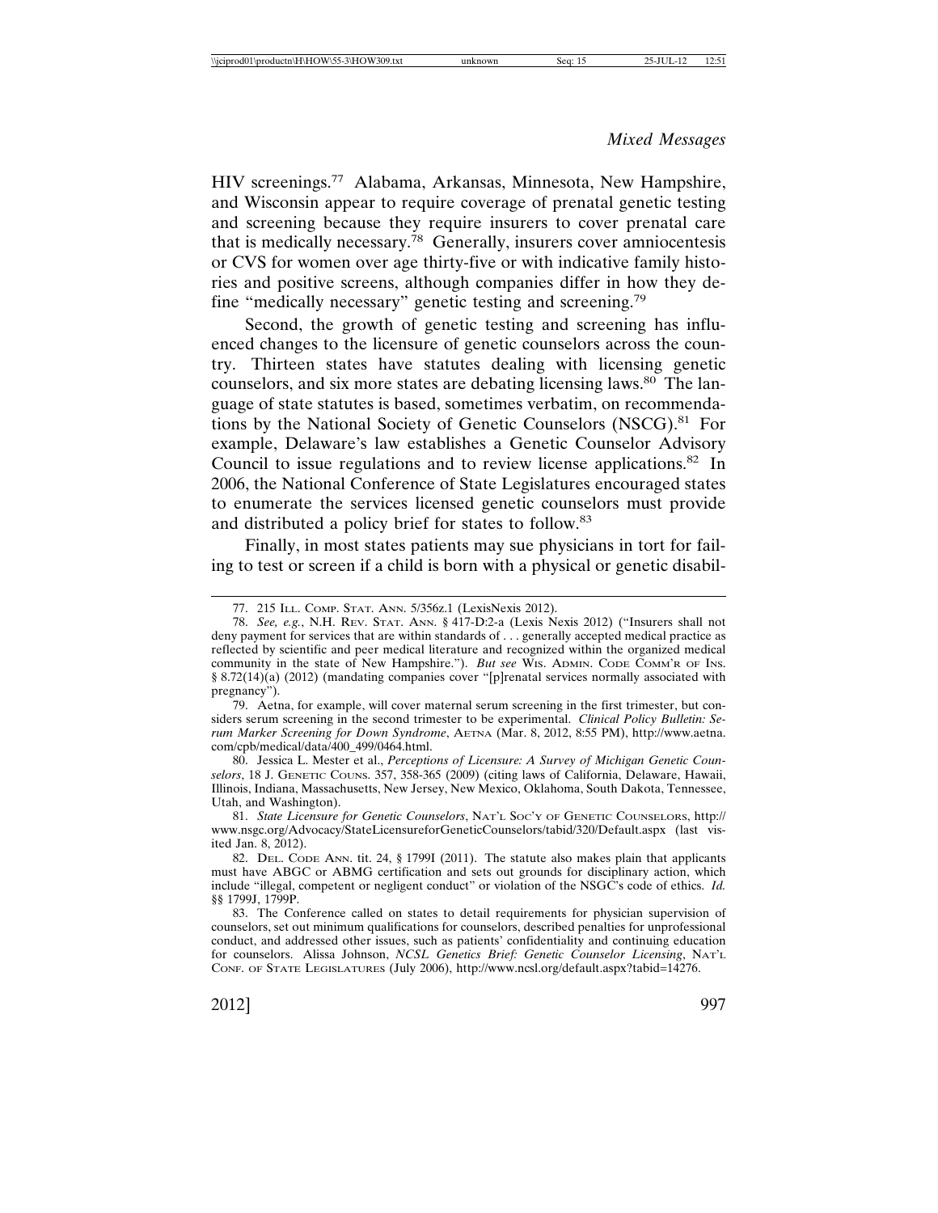HIV screenings.[77] Alabama, Arkansas, Minnesota, New Hampshire, and Wisconsin appear to require coverage of prenatal genetic testing and screening because they require insurers to cover prenatal care that is medically necessary.[78] Generally, insurers cover amniocentesis or CVS for women over age thirty-five or with indicative family histories and positive screens, although companies differ in how they define "medically necessary" genetic testing and screening.[79]

Second, the growth of genetic testing and screening has influenced changes to the licensure of genetic counselors across the country. Thirteen states have statutes dealing with licensing genetic counselors, and six more states are debating licensing laws.[80] The language of state statutes is based, sometimes verbatim, on recommendations by the National Society of Genetic Counselors (NSCG).[81] For example, Delaware's law establishes a Genetic Counselor Advisory Council to issue regulations and to review license applications.[82] In 2006, the National Conference of State Legislatures encouraged states to enumerate the services licensed genetic counselors must provide and distributed a policy brief for states to follow.[83]

Finally, in most states patients may sue physicians in tort for failing to test or screen if a child is born with a physical or genetic disabil-

---

77. 215 ILL. COMP. STAT. ANN. 5/356z.1 (LexisNexis 2012).

78. *See, e.g.*, N.H. REV. STAT. ANN. § 417-D:2-a (Lexis Nexis 2012) ("Insurers shall not deny payment for services that are within standards of . . . generally accepted medical practice as reflected by scientific and peer medical literature and recognized within the organized medical community in the state of New Hampshire."). *But see* WIS. ADMIN. CODE COMM'R OF INS. § 8.72(14)(a) (2012) (mandating companies cover "[p]renatal services normally associated with pregnancy").

79. Aetna, for example, will cover maternal serum screening in the first trimester, but considers serum screening in the second trimester to be experimental. *Clinical Policy Bulletin: Serum Marker Screening for Down Syndrome*, AETNA (Mar. 8, 2012, 8:55 PM), http://www.aetna.com/cpb/medical/data/400_499/0464.html.

80. Jessica L. Mester et al., *Perceptions of Licensure: A Survey of Michigan Genetic Counselors*, 18 J. GENETIC COUNS. 357, 358-365 (2009) (citing laws of California, Delaware, Hawaii, Illinois, Indiana, Massachusetts, New Jersey, New Mexico, Oklahoma, South Dakota, Tennessee, Utah, and Washington).

81. *State Licensure for Genetic Counselors*, NAT'L SOC'Y OF GENETIC COUNSELORS, http://www.nsgc.org/Advocacy/StateLicensureforGeneticCounselors/tabid/320/Default.aspx (last visited Jan. 8, 2012).

82. DEL. CODE ANN. tit. 24, § 1799I (2011). The statute also makes plain that applicants must have ABGC or ABMG certification and sets out grounds for disciplinary action, which include "illegal, competent or negligent conduct" or violation of the NSGC's code of ethics. *Id.* §§ 1799J, 1799P.

83. The Conference called on states to detail requirements for physician supervision of counselors, set out minimum qualifications for counselors, described penalties for unprofessional conduct, and addressed other issues, such as patients' confidentiality and continuing education for counselors. Alissa Johnson, *NCSL Genetics Brief: Genetic Counselor Licensing*, NAT'L CONF. OF STATE LEGISLATURES (July 2006), http://www.ncsl.org/default.aspx?tabid=14276.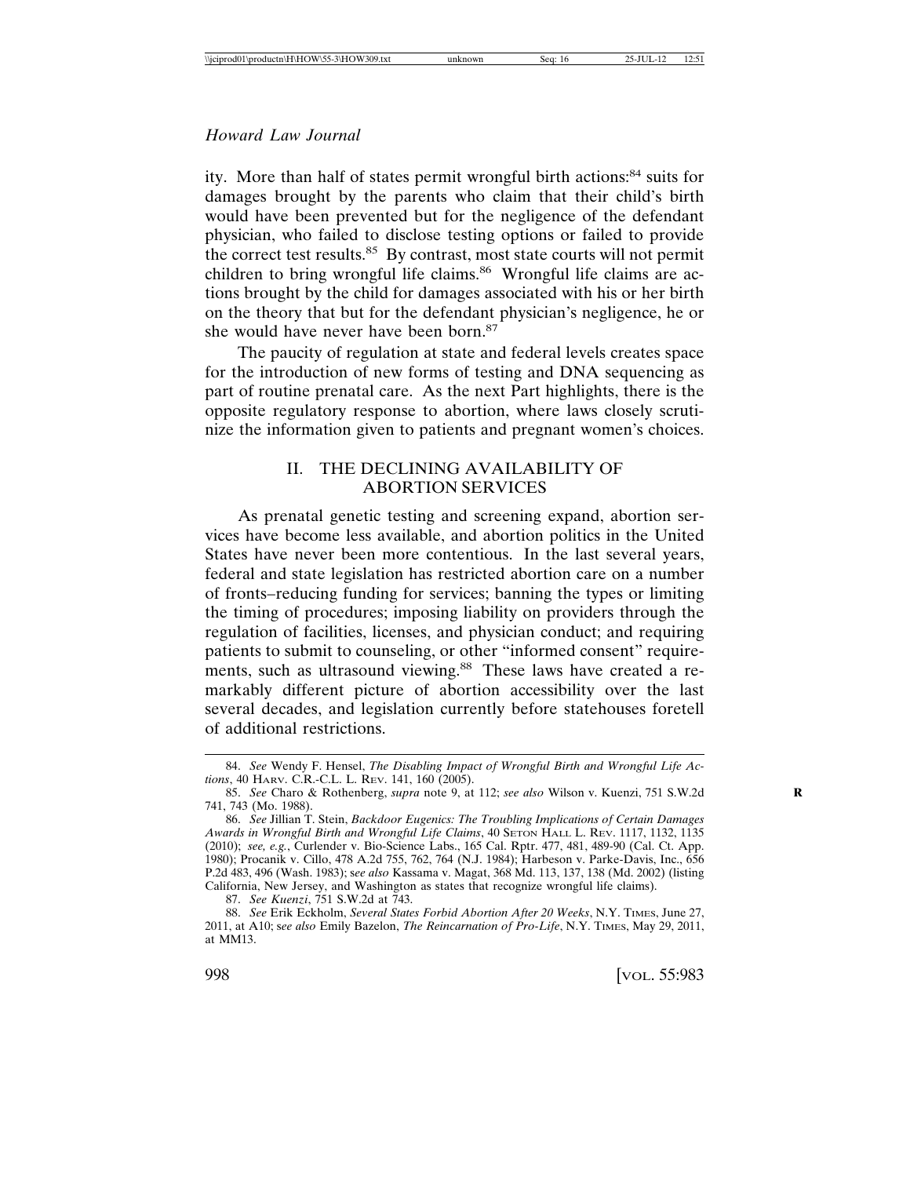ity. More than half of states permit wrongful birth actions:[84] suits for damages brought by the parents who claim that their child's birth would have been prevented but for the negligence of the defendant physician, who failed to disclose testing options or failed to provide the correct test results.[85] By contrast, most state courts will not permit children to bring wrongful life claims.[86] Wrongful life claims are actions brought by the child for damages associated with his or her birth on the theory that but for the defendant physician's negligence, he or she would have never have been born.[87]

The paucity of regulation at state and federal levels creates space for the introduction of new forms of testing and DNA sequencing as part of routine prenatal care. As the next Part highlights, there is the opposite regulatory response to abortion, where laws closely scrutinize the information given to patients and pregnant women's choices.

## II. THE DECLINING AVAILABILITY OF ABORTION SERVICES

As prenatal genetic testing and screening expand, abortion services have become less available, and abortion politics in the United States have never been more contentious. In the last several years, federal and state legislation has restricted abortion care on a number of fronts–reducing funding for services; banning the types or limiting the timing of procedures; imposing liability on providers through the regulation of facilities, licenses, and physician conduct; and requiring patients to submit to counseling, or other "informed consent" requirements, such as ultrasound viewing.[88] These laws have created a remarkably different picture of abortion accessibility over the last several decades, and legislation currently before statehouses foretell of additional restrictions.

---

84. *See* Wendy F. Hensel, *The Disabling Impact of Wrongful Birth and Wrongful Life Actions*, 40 HARV. C.R.-C.L. L. REV. 141, 160 (2005).

85. *See* Charo & Rothenberg, *supra* note 9, at 112; *see also* Wilson v. Kuenzi, 751 S.W.2d 741, 743 (Mo. 1988).

86. *See* Jillian T. Stein, *Backdoor Eugenics: The Troubling Implications of Certain Damages Awards in Wrongful Birth and Wrongful Life Claims*, 40 SETON HALL L. REV. 1117, 1132, 1135 (2010); *see, e.g.*, Curlender v. Bio-Science Labs., 165 Cal. Rptr. 477, 481, 489-90 (Cal. Ct. App. 1980); Procanik v. Cillo, 478 A.2d 755, 762, 764 (N.J. 1984); Harbeson v. Parke-Davis, Inc., 656 P.2d 483, 496 (Wash. 1983); *see also* Kassama v. Magat, 368 Md. 113, 137, 138 (Md. 2002) (listing California, New Jersey, and Washington as states that recognize wrongful life claims).

87. *See Kuenzi*, 751 S.W.2d at 743.

88. *See* Erik Eckholm, *Several States Forbid Abortion After 20 Weeks*, N.Y. TIMES, June 27, 2011, at A10; *see also* Emily Bazelon, *The Reincarnation of Pro-Life*, N.Y. TIMES, May 29, 2011, at MM13.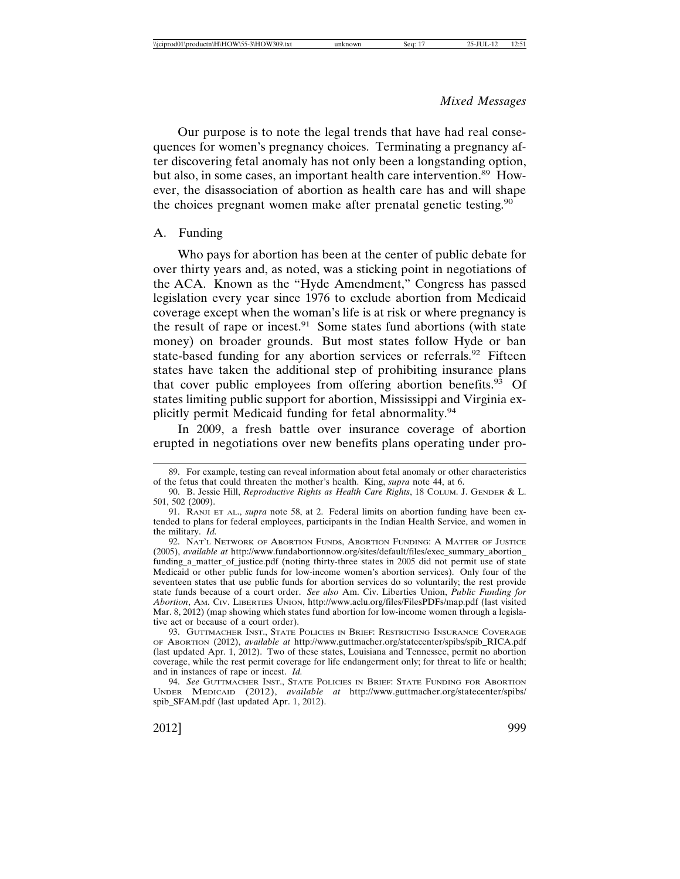Our purpose is to note the legal trends that have had real consequences for women's pregnancy choices. Terminating a pregnancy after discovering fetal anomaly has not only been a longstanding option, but also, in some cases, an important health care intervention.[89] However, the disassociation of abortion as health care has and will shape the choices pregnant women make after prenatal genetic testing.[90]

### A. Funding

Who pays for abortion has been at the center of public debate for over thirty years and, as noted, was a sticking point in negotiations of the ACA. Known as the "Hyde Amendment," Congress has passed legislation every year since 1976 to exclude abortion from Medicaid coverage except when the woman's life is at risk or where pregnancy is the result of rape or incest.[91] Some states fund abortions (with state money) on broader grounds. But most states follow Hyde or ban state-based funding for any abortion services or referrals.[92] Fifteen states have taken the additional step of prohibiting insurance plans that cover public employees from offering abortion benefits.[93] Of states limiting public support for abortion, Mississippi and Virginia explicitly permit Medicaid funding for fetal abnormality.[94]

In 2009, a fresh battle over insurance coverage of abortion erupted in negotiations over new benefits plans operating under pro-

---

89. For example, testing can reveal information about fetal anomaly or other characteristics of the fetus that could threaten the mother's health. King, *supra* note 44, at 6.

90. B. Jessie Hill, *Reproductive Rights as Health Care Rights*, 18 COLUM. J. GENDER & L. 501, 502 (2009).

91. RANJI ET AL., *supra* note 58, at 2. Federal limits on abortion funding have been extended to plans for federal employees, participants in the Indian Health Service, and women in the military. *Id.*

92. NAT'L NETWORK OF ABORTION FUNDS, ABORTION FUNDING: A MATTER OF JUSTICE (2005), *available at* http://www.fundabortionnow.org/sites/default/files/exec_summary_abortion_funding_a_matter_of_justice.pdf (noting thirty-three states in 2005 did not permit use of state Medicaid or other public funds for low-income women's abortion services). Only four of the seventeen states that use public funds for abortion services do so voluntarily; the rest provide state funds because of a court order. *See also* Am. Civ. Liberties Union, *Public Funding for Abortion*, AM. CIV. LIBERTIES UNION, http://www.aclu.org/files/FilesPDFs/map.pdf (last visited Mar. 8, 2012) (map showing which states fund abortion for low-income women through a legislative act or because of a court order).

93. GUTTMACHER INST., STATE POLICIES IN BRIEF: RESTRICTING INSURANCE COVERAGE OF ABORTION (2012), *available at* http://www.guttmacher.org/statecenter/spibs/spib_RICA.pdf (last updated Apr. 1, 2012). Two of these states, Louisiana and Tennessee, permit no abortion coverage, while the rest permit coverage for life endangerment only; for threat to life or health; and in instances of rape or incest. *Id.*

94. *See* GUTTMACHER INST., STATE POLICIES IN BRIEF: STATE FUNDING FOR ABORTION UNDER MEDICAID (2012), *available at* http://www.guttmacher.org/statecenter/spibs/spib_SFAM.pdf (last updated Apr. 1, 2012).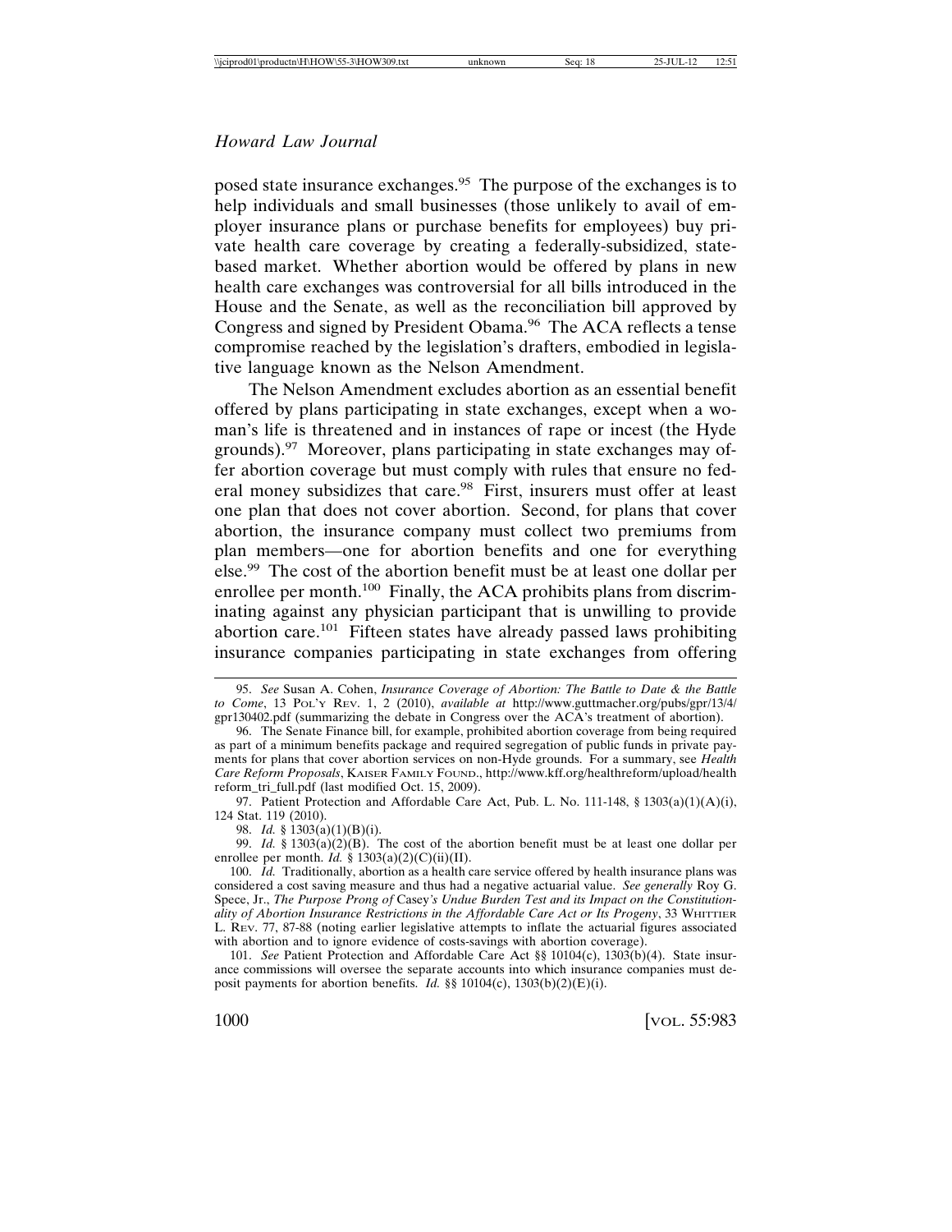posed state insurance exchanges.[95] The purpose of the exchanges is to help individuals and small businesses (those unlikely to avail of employer insurance plans or purchase benefits for employees) buy private health care coverage by creating a federally-subsidized, state-based market. Whether abortion would be offered by plans in new health care exchanges was controversial for all bills introduced in the House and the Senate, as well as the reconciliation bill approved by Congress and signed by President Obama.[96] The ACA reflects a tense compromise reached by the legislation's drafters, embodied in legislative language known as the Nelson Amendment.

The Nelson Amendment excludes abortion as an essential benefit offered by plans participating in state exchanges, except when a woman's life is threatened and in instances of rape or incest (the Hyde grounds).[97] Moreover, plans participating in state exchanges may offer abortion coverage but must comply with rules that ensure no federal money subsidizes that care.[98] First, insurers must offer at least one plan that does not cover abortion. Second, for plans that cover abortion, the insurance company must collect two premiums from plan members—one for abortion benefits and one for everything else.[99] The cost of the abortion benefit must be at least one dollar per enrollee per month.[100] Finally, the ACA prohibits plans from discriminating against any physician participant that is unwilling to provide abortion care.[101] Fifteen states have already passed laws prohibiting insurance companies participating in state exchanges from offering

95. *See* Susan A. Cohen, *Insurance Coverage of Abortion: The Battle to Date & the Battle to Come*, 13 POL'Y REV. 1, 2 (2010), *available at* http://www.guttmacher.org/pubs/gpr/13/4/gpr130402.pdf (summarizing the debate in Congress over the ACA's treatment of abortion).

96. The Senate Finance bill, for example, prohibited abortion coverage from being required as part of a minimum benefits package and required segregation of public funds in private payments for plans that cover abortion services on non-Hyde grounds. For a summary, see *Health Care Reform Proposals*, KAISER FAMILY FOUND., http://www.kff.org/healthreform/upload/healthreform_tri_full.pdf (last modified Oct. 15, 2009).

97. Patient Protection and Affordable Care Act, Pub. L. No. 111-148, § 1303(a)(1)(A)(i), 124 Stat. 119 (2010).

98. *Id.* § 1303(a)(1)(B)(i).

99. *Id.* § 1303(a)(2)(B). The cost of the abortion benefit must be at least one dollar per enrollee per month. *Id.* § 1303(a)(2)(C)(ii)(II).

100. *Id.* Traditionally, abortion as a health care service offered by health insurance plans was considered a cost saving measure and thus had a negative actuarial value. *See generally* Roy G. Spece, Jr., *The Purpose Prong of* Casey*'s Undue Burden Test and its Impact on the Constitutionality of Abortion Insurance Restrictions in the Affordable Care Act or Its Progeny*, 33 WHITTIER L. REV. 77, 87-88 (noting earlier legislative attempts to inflate the actuarial figures associated with abortion and to ignore evidence of costs-savings with abortion coverage).

101. *See* Patient Protection and Affordable Care Act §§ 10104(c), 1303(b)(4). State insurance commissions will oversee the separate accounts into which insurance companies must deposit payments for abortion benefits. *Id.* §§ 10104(c), 1303(b)(2)(E)(i).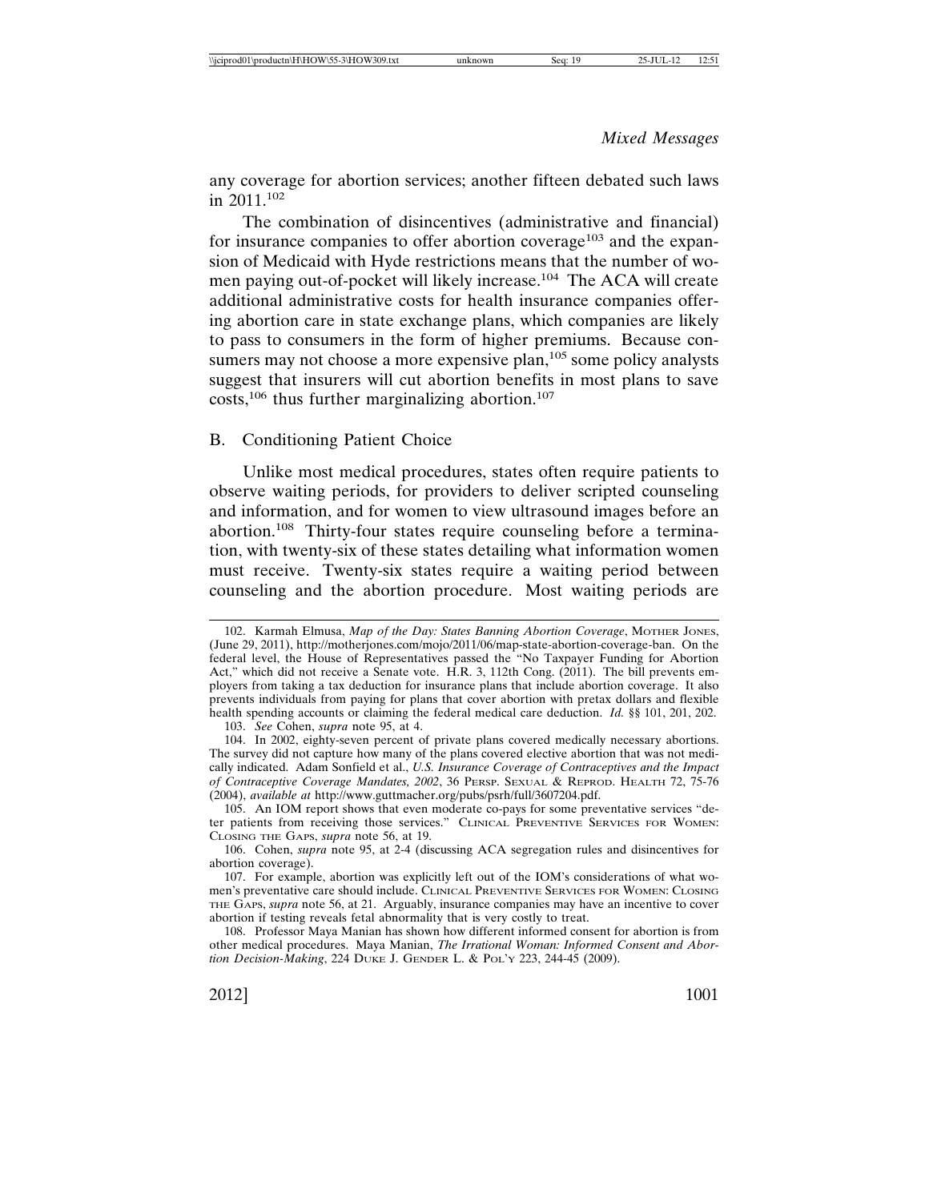any coverage for abortion services; another fifteen debated such laws in 2011.[102]

The combination of disincentives (administrative and financial) for insurance companies to offer abortion coverage[103] and the expansion of Medicaid with Hyde restrictions means that the number of women paying out-of-pocket will likely increase.[104] The ACA will create additional administrative costs for health insurance companies offering abortion care in state exchange plans, which companies are likely to pass to consumers in the form of higher premiums. Because consumers may not choose a more expensive plan,[105] some policy analysts suggest that insurers will cut abortion benefits in most plans to save costs,[106] thus further marginalizing abortion.[107]

## B. Conditioning Patient Choice

Unlike most medical procedures, states often require patients to observe waiting periods, for providers to deliver scripted counseling and information, and for women to view ultrasound images before an abortion.[108] Thirty-four states require counseling before a termination, with twenty-six of these states detailing what information women must receive. Twenty-six states require a waiting period between counseling and the abortion procedure. Most waiting periods are

---

102. Karmah Elmusa, *Map of the Day: States Banning Abortion Coverage*, MOTHER JONES, (June 29, 2011), http://motherjones.com/mojo/2011/06/map-state-abortion-coverage-ban. On the federal level, the House of Representatives passed the "No Taxpayer Funding for Abortion Act," which did not receive a Senate vote. H.R. 3, 112th Cong. (2011). The bill prevents employers from taking a tax deduction for insurance plans that include abortion coverage. It also prevents individuals from paying for plans that cover abortion with pretax dollars and flexible health spending accounts or claiming the federal medical care deduction. *Id.* §§ 101, 201, 202.

103. *See* Cohen, *supra* note 95, at 4.

104. In 2002, eighty-seven percent of private plans covered medically necessary abortions. The survey did not capture how many of the plans covered elective abortion that was not medically indicated. Adam Sonfield et al., *U.S. Insurance Coverage of Contraceptives and the Impact of Contraceptive Coverage Mandates, 2002*, 36 PERSP. SEXUAL & REPROD. HEALTH 72, 75-76 (2004), *available at* http://www.guttmacher.org/pubs/psrh/full/3607204.pdf.

105. An IOM report shows that even moderate co-pays for some preventative services "deter patients from receiving those services." CLINICAL PREVENTIVE SERVICES FOR WOMEN: CLOSING THE GAPS, *supra* note 56, at 19.

106. Cohen, *supra* note 95, at 2-4 (discussing ACA segregation rules and disincentives for abortion coverage).

107. For example, abortion was explicitly left out of the IOM's considerations of what women's preventative care should include. CLINICAL PREVENTIVE SERVICES FOR WOMEN: CLOSING THE GAPS, *supra* note 56, at 21. Arguably, insurance companies may have an incentive to cover abortion if testing reveals fetal abnormality that is very costly to treat.

108. Professor Maya Manian has shown how different informed consent for abortion is from other medical procedures. Maya Manian, *The Irrational Woman: Informed Consent and Abortion Decision-Making*, 224 DUKE J. GENDER L. & POL'Y 223, 244-45 (2009).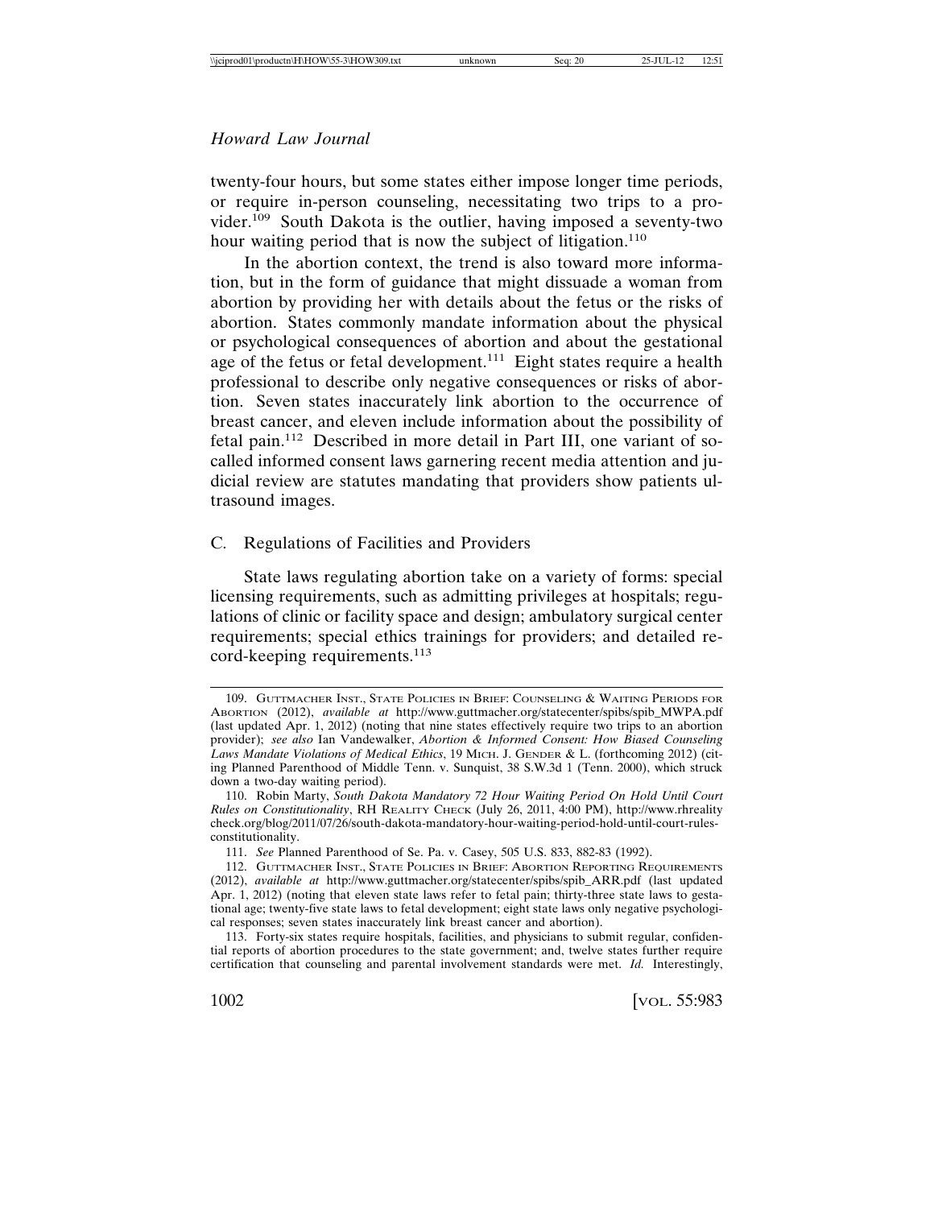twenty-four hours, but some states either impose longer time periods, or require in-person counseling, necessitating two trips to a provider.[109] South Dakota is the outlier, having imposed a seventy-two hour waiting period that is now the subject of litigation.[110]

In the abortion context, the trend is also toward more information, but in the form of guidance that might dissuade a woman from abortion by providing her with details about the fetus or the risks of abortion. States commonly mandate information about the physical or psychological consequences of abortion and about the gestational age of the fetus or fetal development.[111] Eight states require a health professional to describe only negative consequences or risks of abortion. Seven states inaccurately link abortion to the occurrence of breast cancer, and eleven include information about the possibility of fetal pain.[112] Described in more detail in Part III, one variant of so-called informed consent laws garnering recent media attention and judicial review are statutes mandating that providers show patients ultrasound images.

### C. Regulations of Facilities and Providers

State laws regulating abortion take on a variety of forms: special licensing requirements, such as admitting privileges at hospitals; regulations of clinic or facility space and design; ambulatory surgical center requirements; special ethics trainings for providers; and detailed record-keeping requirements.[113]

---

109. GUTTMACHER INST., STATE POLICIES IN BRIEF: COUNSELING & WAITING PERIODS FOR ABORTION (2012), *available at* http://www.guttmacher.org/statecenter/spibs/spib_MWPA.pdf (last updated Apr. 1, 2012) (noting that nine states effectively require two trips to an abortion provider); *see also* Ian Vandewalker, *Abortion & Informed Consent: How Biased Counseling Laws Mandate Violations of Medical Ethics*, 19 MICH. J. GENDER & L. (forthcoming 2012) (citing Planned Parenthood of Middle Tenn. v. Sunquist, 38 S.W.3d 1 (Tenn. 2000), which struck down a two-day waiting period).

110. Robin Marty, *South Dakota Mandatory 72 Hour Waiting Period On Hold Until Court Rules on Constitutionality*, RH REALITY CHECK (July 26, 2011, 4:00 PM), http://www.rhrealitycheck.org/blog/2011/07/26/south-dakota-mandatory-hour-waiting-period-hold-until-court-rules-constitutionality.

111. *See* Planned Parenthood of Se. Pa. v. Casey, 505 U.S. 833, 882-83 (1992).

112. GUTTMACHER INST., STATE POLICIES IN BRIEF: ABORTION REPORTING REQUIREMENTS (2012), *available at* http://www.guttmacher.org/statecenter/spibs/spib_ARR.pdf (last updated Apr. 1, 2012) (noting that eleven state laws refer to fetal pain; thirty-three state laws to gestational age; twenty-five state laws to fetal development; eight state laws only negative psychological responses; seven states inaccurately link breast cancer and abortion).

113. Forty-six states require hospitals, facilities, and physicians to submit regular, confidential reports of abortion procedures to the state government; and, twelve states further require certification that counseling and parental involvement standards were met. *Id.* Interestingly,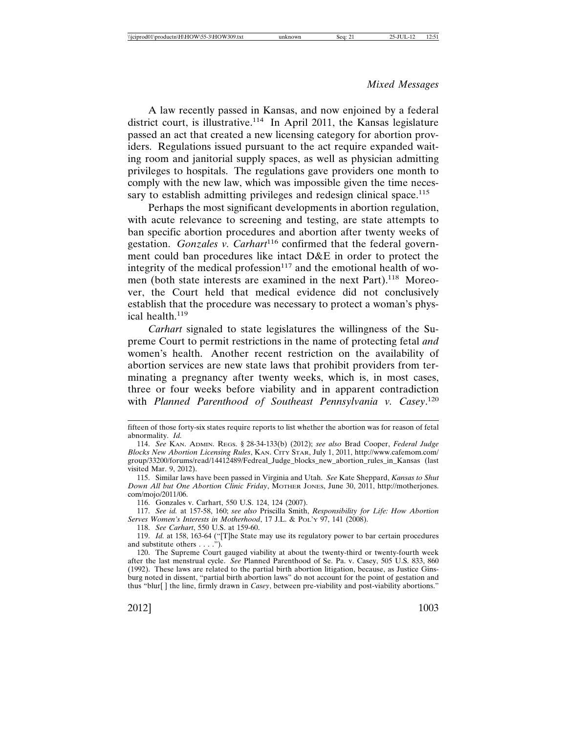A law recently passed in Kansas, and now enjoined by a federal district court, is illustrative.[114] In April 2011, the Kansas legislature passed an act that created a new licensing category for abortion providers. Regulations issued pursuant to the act require expanded waiting room and janitorial supply spaces, as well as physician admitting privileges to hospitals. The regulations gave providers one month to comply with the new law, which was impossible given the time necessary to establish admitting privileges and redesign clinical space.[115]

Perhaps the most significant developments in abortion regulation, with acute relevance to screening and testing, are state attempts to ban specific abortion procedures and abortion after twenty weeks of gestation. *Gonzales v. Carhart*[116] confirmed that the federal government could ban procedures like intact D&E in order to protect the integrity of the medical profession[117] and the emotional health of women (both state interests are examined in the next Part).[118] Moreover, the Court held that medical evidence did not conclusively establish that the procedure was necessary to protect a woman's physical health.[119]

*Carhart* signaled to state legislatures the willingness of the Supreme Court to permit restrictions in the name of protecting fetal *and* women's health. Another recent restriction on the availability of abortion services are new state laws that prohibit providers from terminating a pregnancy after twenty weeks, which is, in most cases, three or four weeks before viability and in apparent contradiction with *Planned Parenthood of Southeast Pennsylvania v. Casey*.[120]

---

fifteen of those forty-six states require reports to list whether the abortion was for reason of fetal abnormality. *Id.*

114. *See* KAN. ADMIN. REGS. § 28-34-133(b) (2012); *see also* Brad Cooper, *Federal Judge Blocks New Abortion Licensing Rules*, KAN. CITY STAR, July 1, 2011, http://www.cafemom.com/group/33200/forums/read/14412489/Fedreal_Judge_blocks_new_abortion_rules_in_Kansas (last visited Mar. 9, 2012).

115. Similar laws have been passed in Virginia and Utah. *See* Kate Sheppard, *Kansas to Shut Down All but One Abortion Clinic Friday*, MOTHER JONES, June 30, 2011, http://motherjones.com/mojo/2011/06.

116. Gonzales v. Carhart, 550 U.S. 124, 124 (2007).

117. *See id.* at 157-58, 160; *see also* Priscilla Smith, *Responsibility for Life: How Abortion Serves Women's Interests in Motherhood*, 17 J.L. & POL'Y 97, 141 (2008).

118. *See Carhart*, 550 U.S. at 159-60.

119. *Id.* at 158, 163-64 ("[T]he State may use its regulatory power to bar certain procedures and substitute others . . . .").

120. The Supreme Court gauged viability at about the twenty-third or twenty-fourth week after the last menstrual cycle. *See* Planned Parenthood of Se. Pa. v. Casey, 505 U.S. 833, 860 (1992). These laws are related to the partial birth abortion litigation, because, as Justice Ginsburg noted in dissent, "partial birth abortion laws" do not account for the point of gestation and thus "blur[ ] the line, firmly drawn in *Casey*, between pre-viability and post-viability abortions."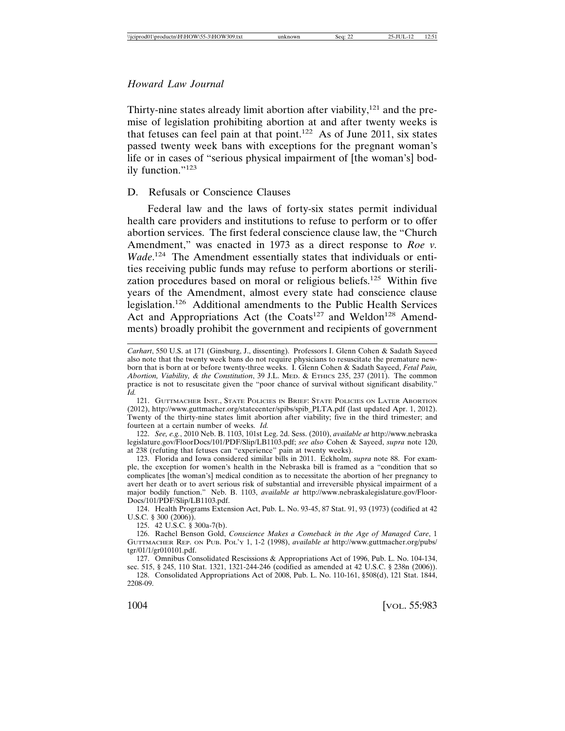Thirty-nine states already limit abortion after viability,[121] and the premise of legislation prohibiting abortion at and after twenty weeks is that fetuses can feel pain at that point.[122] As of June 2011, six states passed twenty week bans with exceptions for the pregnant woman's life or in cases of "serious physical impairment of [the woman's] bodily function."[123]

### D. Refusals or Conscience Clauses

Federal law and the laws of forty-six states permit individual health care providers and institutions to refuse to perform or to offer abortion services. The first federal conscience clause law, the "Church Amendment," was enacted in 1973 as a direct response to *Roe v. Wade*.[124] The Amendment essentially states that individuals or entities receiving public funds may refuse to perform abortions or sterilization procedures based on moral or religious beliefs.[125] Within five years of the Amendment, almost every state had conscience clause legislation.[126] Additional amendments to the Public Health Services Act and Appropriations Act (the Coats[127] and Weldon[128] Amendments) broadly prohibit the government and recipients of government

---

*Carhart*, 550 U.S. at 171 (Ginsburg, J., dissenting). Professors I. Glenn Cohen & Sadath Sayeed also note that the twenty week bans do not require physicians to resuscitate the premature newborn that is born at or before twenty-three weeks. I. Glenn Cohen & Sadath Sayeed, *Fetal Pain, Abortion, Viability, & the Constitution*, 39 J.L. MED. & ETHICS 235, 237 (2011). The common practice is not to resuscitate given the "poor chance of survival without significant disability." *Id.*

121. GUTTMACHER INST., STATE POLICIES IN BRIEF: STATE POLICIES ON LATER ABORTION (2012), http://www.guttmacher.org/statecenter/spibs/spib_PLTA.pdf (last updated Apr. 1, 2012). Twenty of the thirty-nine states limit abortion after viability; five in the third trimester; and fourteen at a certain number of weeks. *Id.*

122. *See, e.g.*, 2010 Neb. B. 1103, 101st Leg. 2d. Sess. (2010), *available at* http://www.nebraskalegislature.gov/FloorDocs/101/PDF/Slip/LB1103.pdf; *see also* Cohen & Sayeed, *supra* note 120, at 238 (refuting that fetuses can "experience" pain at twenty weeks).

123. Florida and Iowa considered similar bills in 2011. Eckholm, *supra* note 88. For example, the exception for women's health in the Nebraska bill is framed as a "condition that so complicates [the woman's] medical condition as to necessitate the abortion of her pregnancy to avert her death or to avert serious risk of substantial and irreversible physical impairment of a major bodily function." Neb. B. 1103, *available at* http://www.nebraskalegislature.gov/FloorDocs/101/PDF/Slip/LB1103.pdf.

124. Health Programs Extension Act, Pub. L. No. 93-45, 87 Stat. 91, 93 (1973) (codified at 42 U.S.C. § 300 (2006)).

125. 42 U.S.C. § 300a-7(b).

126. Rachel Benson Gold, *Conscience Makes a Comeback in the Age of Managed Care*, 1 GUTTMACHER REP. ON PUB. POL'Y 1, 1-2 (1998), *available at* http://www.guttmacher.org/pubs/tgr/01/1/gr010101.pdf.

127. Omnibus Consolidated Rescissions & Appropriations Act of 1996, Pub. L. No. 104-134, sec. 515, § 245, 110 Stat. 1321, 1321-244-246 (codified as amended at 42 U.S.C. § 238n (2006)).

128. Consolidated Appropriations Act of 2008, Pub. L. No. 110-161, §508(d), 121 Stat. 1844, 2208-09.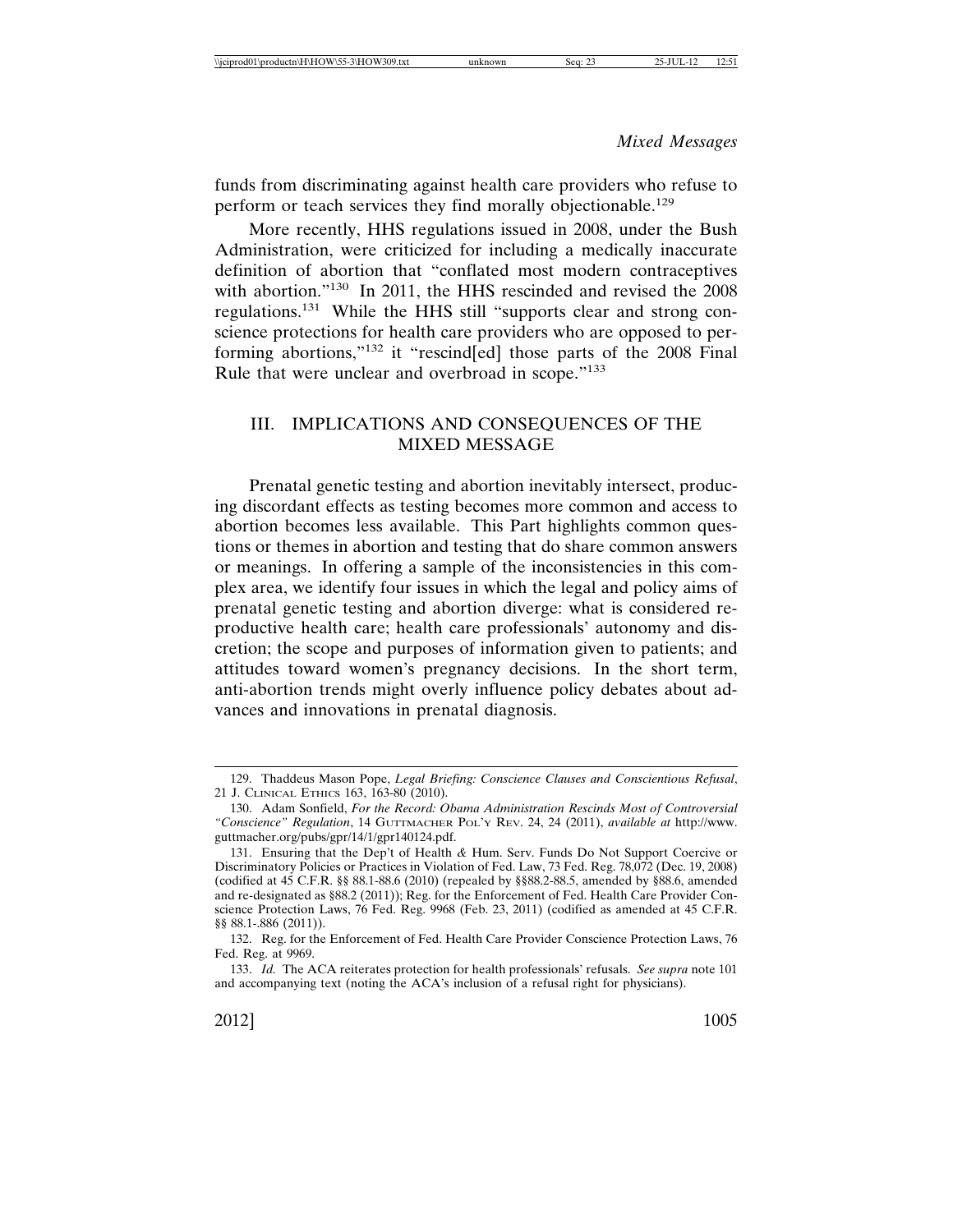funds from discriminating against health care providers who refuse to perform or teach services they find morally objectionable.[129]

More recently, HHS regulations issued in 2008, under the Bush Administration, were criticized for including a medically inaccurate definition of abortion that "conflated most modern contraceptives with abortion."[130] In 2011, the HHS rescinded and revised the 2008 regulations.[131] While the HHS still "supports clear and strong conscience protections for health care providers who are opposed to performing abortions,"[132] it "rescind[ed] those parts of the 2008 Final Rule that were unclear and overbroad in scope."[133]

## III. IMPLICATIONS AND CONSEQUENCES OF THE MIXED MESSAGE

Prenatal genetic testing and abortion inevitably intersect, producing discordant effects as testing becomes more common and access to abortion becomes less available. This Part highlights common questions or themes in abortion and testing that do share common answers or meanings. In offering a sample of the inconsistencies in this complex area, we identify four issues in which the legal and policy aims of prenatal genetic testing and abortion diverge: what is considered reproductive health care; health care professionals' autonomy and discretion; the scope and purposes of information given to patients; and attitudes toward women's pregnancy decisions. In the short term, anti-abortion trends might overly influence policy debates about advances and innovations in prenatal diagnosis.

---

129. Thaddeus Mason Pope, *Legal Briefing: Conscience Clauses and Conscientious Refusal*, 21 J. CLINICAL ETHICS 163, 163-80 (2010).

130. Adam Sonfield, *For the Record: Obama Administration Rescinds Most of Controversial "Conscience" Regulation*, 14 GUTTMACHER POL'Y REV. 24, 24 (2011), *available at* http://www.guttmacher.org/pubs/gpr/14/1/gpr140124.pdf.

131. Ensuring that the Dep't of Health & Hum. Serv. Funds Do Not Support Coercive or Discriminatory Policies or Practices in Violation of Fed. Law, 73 Fed. Reg. 78,072 (Dec. 19, 2008) (codified at 45 C.F.R. §§ 88.1-88.6 (2010) (repealed by §§88.2-88.5, amended by §88.6, amended and re-designated as §88.2 (2011)); Reg. for the Enforcement of Fed. Health Care Provider Conscience Protection Laws, 76 Fed. Reg. 9968 (Feb. 23, 2011) (codified as amended at 45 C.F.R. §§ 88.1-.886 (2011)).

132. Reg. for the Enforcement of Fed. Health Care Provider Conscience Protection Laws, 76 Fed. Reg. at 9969.

133. *Id.* The ACA reiterates protection for health professionals' refusals. *See supra* note 101 and accompanying text (noting the ACA's inclusion of a refusal right for physicians).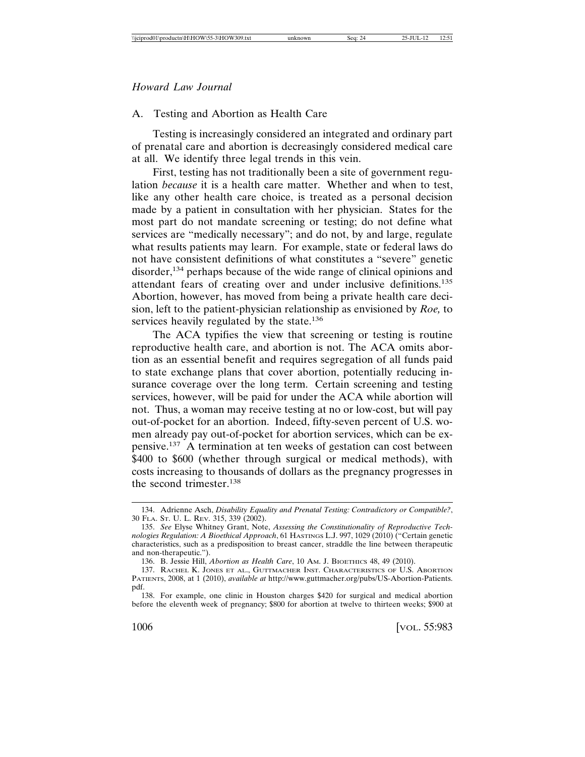## A. Testing and Abortion as Health Care

Testing is increasingly considered an integrated and ordinary part of prenatal care and abortion is decreasingly considered medical care at all. We identify three legal trends in this vein.

First, testing has not traditionally been a site of government regulation *because* it is a health care matter. Whether and when to test, like any other health care choice, is treated as a personal decision made by a patient in consultation with her physician. States for the most part do not mandate screening or testing; do not define what services are "medically necessary"; and do not, by and large, regulate what results patients may learn. For example, state or federal laws do not have consistent definitions of what constitutes a "severe" genetic disorder,[134] perhaps because of the wide range of clinical opinions and attendant fears of creating over and under inclusive definitions.[135] Abortion, however, has moved from being a private health care decision, left to the patient-physician relationship as envisioned by *Roe,* to services heavily regulated by the state.[136]

The ACA typifies the view that screening or testing is routine reproductive health care, and abortion is not. The ACA omits abortion as an essential benefit and requires segregation of all funds paid to state exchange plans that cover abortion, potentially reducing insurance coverage over the long term. Certain screening and testing services, however, will be paid for under the ACA while abortion will not. Thus, a woman may receive testing at no or low-cost, but will pay out-of-pocket for an abortion. Indeed, fifty-seven percent of U.S. women already pay out-of-pocket for abortion services, which can be expensive.[137] A termination at ten weeks of gestation can cost between \$400 to \$600 (whether through surgical or medical methods), with costs increasing to thousands of dollars as the pregnancy progresses in the second trimester.[138]

---

134. Adrienne Asch, *Disability Equality and Prenatal Testing: Contradictory or Compatible?*, 30 FLA. ST. U. L. REV. 315, 339 (2002).

135. *See* Elyse Whitney Grant, Note, *Assessing the Constitutionality of Reproductive Technologies Regulation: A Bioethical Approach*, 61 HASTINGS L.J. 997, 1029 (2010) ("Certain genetic characteristics, such as a predisposition to breast cancer, straddle the line between therapeutic and non-therapeutic.").

136. B. Jessie Hill, *Abortion as Health Care*, 10 AM. J. BIOETHICS 48, 49 (2010).

137. RACHEL K. JONES ET AL., GUTTMACHER INST. CHARACTERISTICS OF U.S. ABORTION PATIENTS, 2008, at 1 (2010), *available at* http://www.guttmacher.org/pubs/US-Abortion-Patients.pdf.

138. For example, one clinic in Houston charges \$420 for surgical and medical abortion before the eleventh week of pregnancy; \$800 for abortion at twelve to thirteen weeks; \$900 at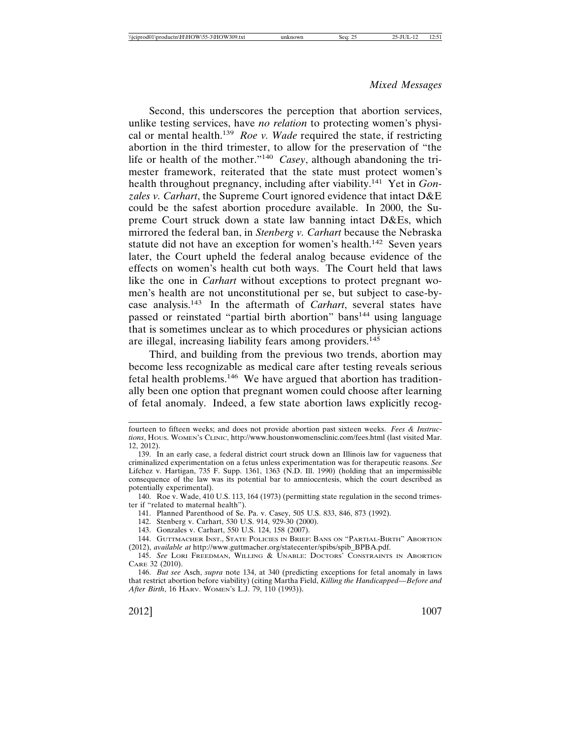Second, this underscores the perception that abortion services, unlike testing services, have *no relation* to protecting women's physical or mental health.[139] *Roe v. Wade* required the state, if restricting abortion in the third trimester, to allow for the preservation of "the life or health of the mother."[140] *Casey*, although abandoning the trimester framework, reiterated that the state must protect women's health throughout pregnancy, including after viability.[141] Yet in *Gonzales v. Carhart*, the Supreme Court ignored evidence that intact D&E could be the safest abortion procedure available. In 2000, the Supreme Court struck down a state law banning intact D&Es, which mirrored the federal ban, in *Stenberg v. Carhart* because the Nebraska statute did not have an exception for women's health.[142] Seven years later, the Court upheld the federal analog because evidence of the effects on women's health cut both ways. The Court held that laws like the one in *Carhart* without exceptions to protect pregnant women's health are not unconstitutional per se, but subject to case-by-case analysis.[143] In the aftermath of *Carhart*, several states have passed or reinstated "partial birth abortion" bans[144] using language that is sometimes unclear as to which procedures or physician actions are illegal, increasing liability fears among providers.[145]

Third, and building from the previous two trends, abortion may become less recognizable as medical care after testing reveals serious fetal health problems.[146] We have argued that abortion has traditionally been one option that pregnant women could choose after learning of fetal anomaly. Indeed, a few state abortion laws explicitly recog-

---

fourteen to fifteen weeks; and does not provide abortion past sixteen weeks. *Fees & Instructions*, HOUS. WOMEN'S CLINIC, http://www.houstonwomensclinic.com/fees.html (last visited Mar. 12, 2012).

139. In an early case, a federal district court struck down an Illinois law for vagueness that criminalized experimentation on a fetus unless experimentation was for therapeutic reasons. *See* Lifchez v. Hartigan, 735 F. Supp. 1361, 1363 (N.D. Ill. 1990) (holding that an impermissible consequence of the law was its potential bar to amniocentesis, which the court described as potentially experimental).

140. Roe v. Wade, 410 U.S. 113, 164 (1973) (permitting state regulation in the second trimester if "related to maternal health").

141. Planned Parenthood of Se. Pa. v. Casey, 505 U.S. 833, 846, 873 (1992).

142. Stenberg v. Carhart, 530 U.S. 914, 929-30 (2000).

143. Gonzales v. Carhart, 550 U.S. 124, 158 (2007).

144. GUTTMACHER INST., STATE POLICIES IN BRIEF: BANS ON "PARTIAL-BIRTH" ABORTION (2012), *available at* http://www.guttmacher.org/statecenter/spibs/spib_BPBA.pdf.

145. *See* LORI FREEDMAN, WILLING & UNABLE: DOCTORS' CONSTRAINTS IN ABORTION CARE 32 (2010).

146. *But see* Asch, *supra* note 134, at 340 (predicting exceptions for fetal anomaly in laws that restrict abortion before viability) (citing Martha Field, *Killing the Handicapped—Before and After Birth*, 16 HARV. WOMEN'S L.J. 79, 110 (1993)).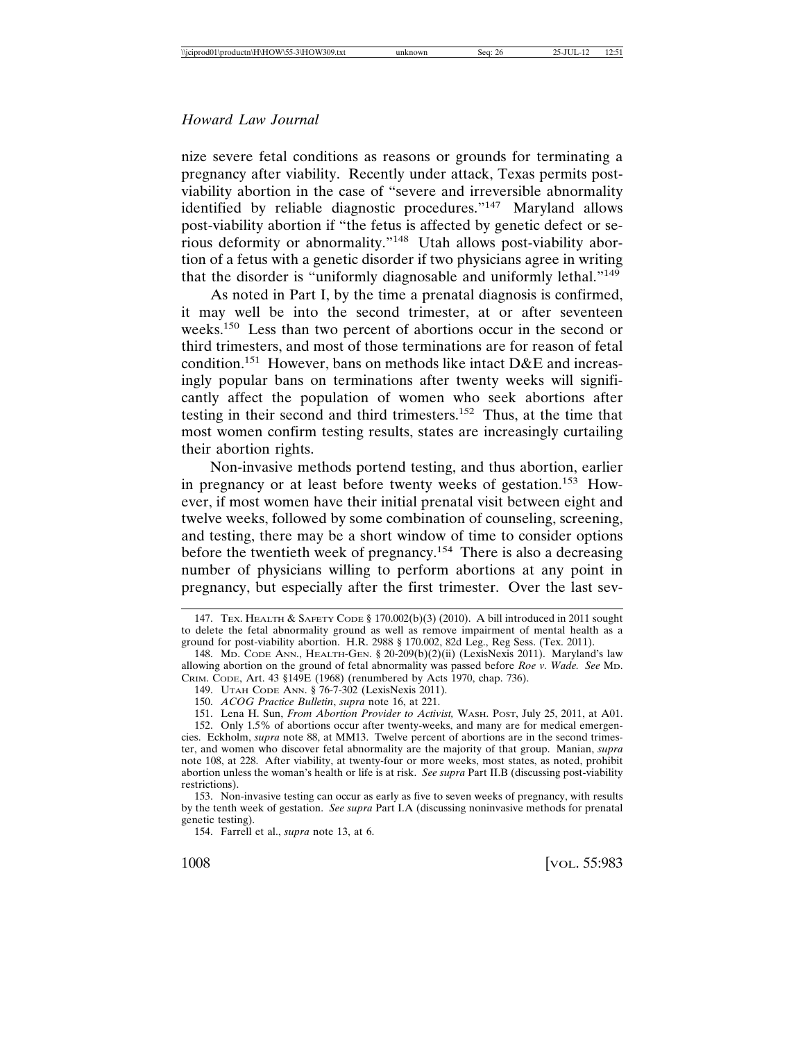nize severe fetal conditions as reasons or grounds for terminating a pregnancy after viability. Recently under attack, Texas permits post-viability abortion in the case of "severe and irreversible abnormality identified by reliable diagnostic procedures."[147] Maryland allows post-viability abortion if "the fetus is affected by genetic defect or serious deformity or abnormality."[148] Utah allows post-viability abortion of a fetus with a genetic disorder if two physicians agree in writing that the disorder is "uniformly diagnosable and uniformly lethal."[149]

As noted in Part I, by the time a prenatal diagnosis is confirmed, it may well be into the second trimester, at or after seventeen weeks.[150] Less than two percent of abortions occur in the second or third trimesters, and most of those terminations are for reason of fetal condition.[151] However, bans on methods like intact D&E and increasingly popular bans on terminations after twenty weeks will significantly affect the population of women who seek abortions after testing in their second and third trimesters.[152] Thus, at the time that most women confirm testing results, states are increasingly curtailing their abortion rights.

Non-invasive methods portend testing, and thus abortion, earlier in pregnancy or at least before twenty weeks of gestation.[153] However, if most women have their initial prenatal visit between eight and twelve weeks, followed by some combination of counseling, screening, and testing, there may be a short window of time to consider options before the twentieth week of pregnancy.[154] There is also a decreasing number of physicians willing to perform abortions at any point in pregnancy, but especially after the first trimester. Over the last sev-

---

147. Tex. Health & Safety Code § 170.002(b)(3) (2010). A bill introduced in 2011 sought to delete the fetal abnormality ground as well as remove impairment of mental health as a ground for post-viability abortion. H.R. 2988 § 170.002, 82d Leg., Reg Sess. (Tex. 2011).

148. Md. Code Ann., Health-Gen. § 20-209(b)(2)(ii) (LexisNexis 2011). Maryland's law allowing abortion on the ground of fetal abnormality was passed before *Roe v. Wade*. *See* Md. Crim. Code, Art. 43 §149E (1968) (renumbered by Acts 1970, chap. 736).

149. Utah Code Ann. § 76-7-302 (LexisNexis 2011).

150. *ACOG Practice Bulletin*, *supra* note 16, at 221.

151. Lena H. Sun, *From Abortion Provider to Activist,* Wash. Post, July 25, 2011, at A01.

152. Only 1.5% of abortions occur after twenty-weeks, and many are for medical emergencies. Eckholm, *supra* note 88, at MM13. Twelve percent of abortions are in the second trimester, and women who discover fetal abnormality are the majority of that group. Manian, *supra* note 108, at 228. After viability, at twenty-four or more weeks, most states, as noted, prohibit abortion unless the woman's health or life is at risk. *See supra* Part II.B (discussing post-viability restrictions).

153. Non-invasive testing can occur as early as five to seven weeks of pregnancy, with results by the tenth week of gestation. *See supra* Part I.A (discussing noninvasive methods for prenatal genetic testing).

154. Farrell et al., *supra* note 13, at 6.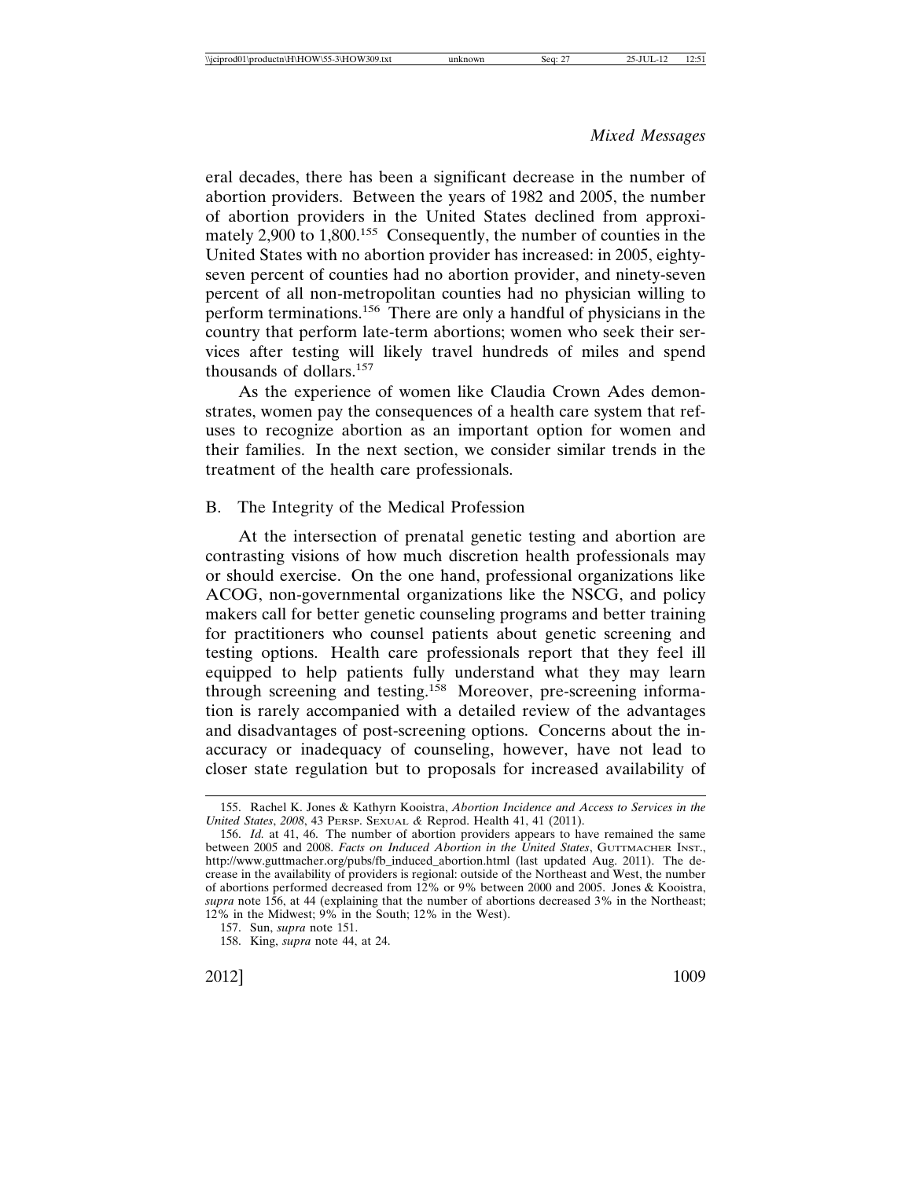eral decades, there has been a significant decrease in the number of abortion providers. Between the years of 1982 and 2005, the number of abortion providers in the United States declined from approximately 2,900 to 1,800.[155] Consequently, the number of counties in the United States with no abortion provider has increased: in 2005, eighty-seven percent of counties had no abortion provider, and ninety-seven percent of all non-metropolitan counties had no physician willing to perform terminations.[156] There are only a handful of physicians in the country that perform late-term abortions; women who seek their services after testing will likely travel hundreds of miles and spend thousands of dollars.[157]

As the experience of women like Claudia Crown Ades demonstrates, women pay the consequences of a health care system that refuses to recognize abortion as an important option for women and their families. In the next section, we consider similar trends in the treatment of the health care professionals.

## B. The Integrity of the Medical Profession

At the intersection of prenatal genetic testing and abortion are contrasting visions of how much discretion health professionals may or should exercise. On the one hand, professional organizations like ACOG, non-governmental organizations like the NSCG, and policy makers call for better genetic counseling programs and better training for practitioners who counsel patients about genetic screening and testing options. Health care professionals report that they feel ill equipped to help patients fully understand what they may learn through screening and testing.[158] Moreover, pre-screening information is rarely accompanied with a detailed review of the advantages and disadvantages of post-screening options. Concerns about the inaccuracy or inadequacy of counseling, however, have not lead to closer state regulation but to proposals for increased availability of

---

155. Rachel K. Jones & Kathyrn Kooistra, *Abortion Incidence and Access to Services in the United States, 2008*, 43 Persp. Sexual & Reprod. Health 41, 41 (2011).

156. *Id.* at 41, 46. The number of abortion providers appears to have remained the same between 2005 and 2008. *Facts on Induced Abortion in the United States*, Guttmacher Inst., http://www.guttmacher.org/pubs/fb_induced_abortion.html (last updated Aug. 2011). The decrease in the availability of providers is regional: outside of the Northeast and West, the number of abortions performed decreased from 12% or 9% between 2000 and 2005. Jones & Kooistra, *supra* note 156, at 44 (explaining that the number of abortions decreased 3% in the Northeast; 12% in the Midwest; 9% in the South; 12% in the West).

157. Sun, *supra* note 151.

158. King, *supra* note 44, at 24.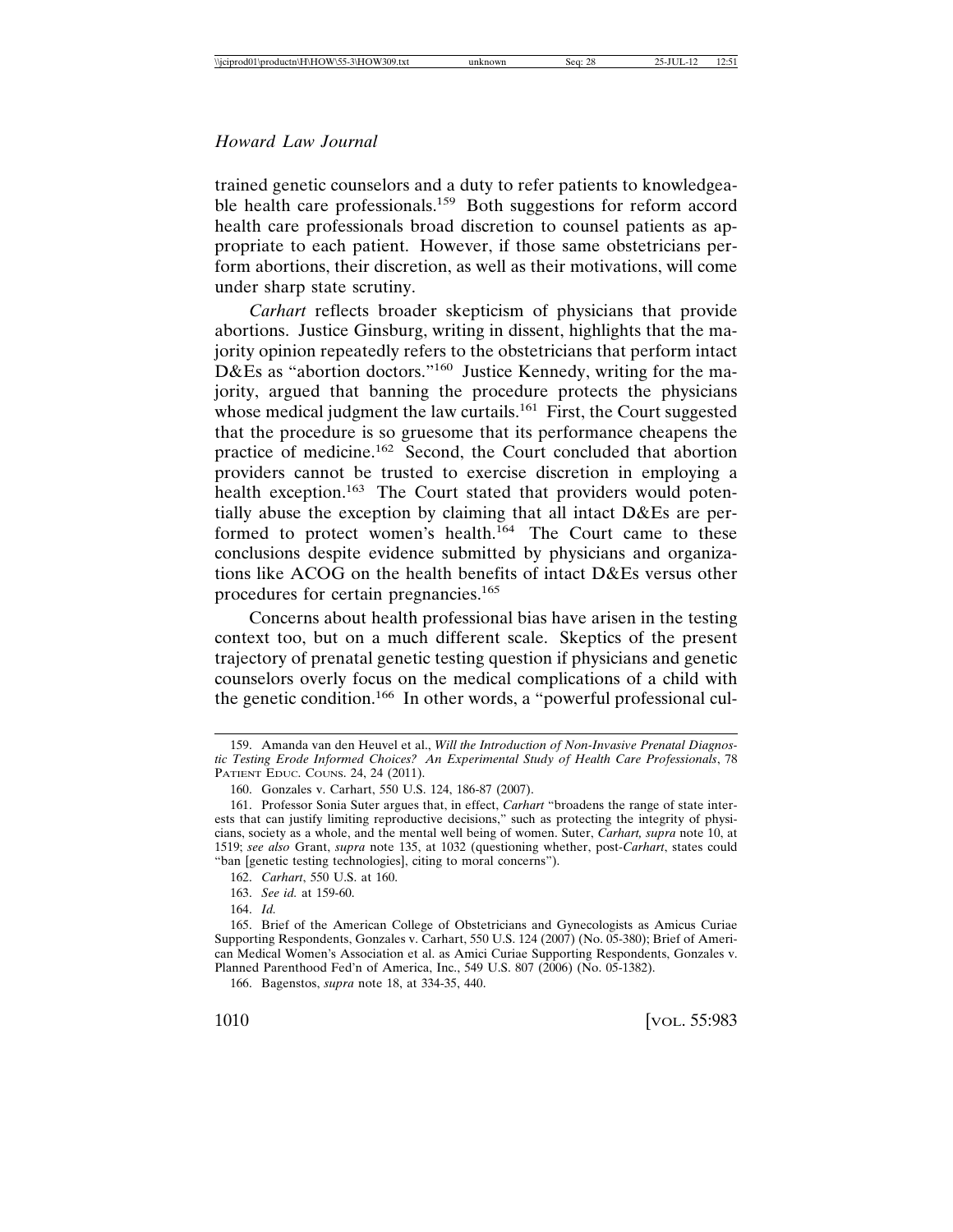trained genetic counselors and a duty to refer patients to knowledgeable health care professionals.[159] Both suggestions for reform accord health care professionals broad discretion to counsel patients as appropriate to each patient. However, if those same obstetricians perform abortions, their discretion, as well as their motivations, will come under sharp state scrutiny.

*Carhart* reflects broader skepticism of physicians that provide abortions. Justice Ginsburg, writing in dissent, highlights that the majority opinion repeatedly refers to the obstetricians that perform intact D&Es as "abortion doctors."[160] Justice Kennedy, writing for the majority, argued that banning the procedure protects the physicians whose medical judgment the law curtails.[161] First, the Court suggested that the procedure is so gruesome that its performance cheapens the practice of medicine.[162] Second, the Court concluded that abortion providers cannot be trusted to exercise discretion in employing a health exception.[163] The Court stated that providers would potentially abuse the exception by claiming that all intact D&Es are performed to protect women's health.[164] The Court came to these conclusions despite evidence submitted by physicians and organizations like ACOG on the health benefits of intact D&Es versus other procedures for certain pregnancies.[165]

Concerns about health professional bias have arisen in the testing context too, but on a much different scale. Skeptics of the present trajectory of prenatal genetic testing question if physicians and genetic counselors overly focus on the medical complications of a child with the genetic condition.[166] In other words, a "powerful professional cul-

---

159. Amanda van den Heuvel et al., *Will the Introduction of Non-Invasive Prenatal Diagnostic Testing Erode Informed Choices? An Experimental Study of Health Care Professionals*, 78 PATIENT EDUC. COUNS. 24, 24 (2011).

160. Gonzales v. Carhart, 550 U.S. 124, 186-87 (2007).

161. Professor Sonia Suter argues that, in effect, *Carhart* "broadens the range of state interests that can justify limiting reproductive decisions," such as protecting the integrity of physicians, society as a whole, and the mental well being of women. Suter, *Carhart, supra* note 10, at 1519; *see also* Grant, *supra* note 135, at 1032 (questioning whether, post-*Carhart*, states could "ban [genetic testing technologies], citing to moral concerns").

162. *Carhart*, 550 U.S. at 160.

163. *See id.* at 159-60.

164. *Id.*

165. Brief of the American College of Obstetricians and Gynecologists as Amicus Curiae Supporting Respondents, Gonzales v. Carhart, 550 U.S. 124 (2007) (No. 05-380); Brief of American Medical Women's Association et al. as Amici Curiae Supporting Respondents, Gonzales v. Planned Parenthood Fed'n of America, Inc., 549 U.S. 807 (2006) (No. 05-1382).

166. Bagenstos, *supra* note 18, at 334-35, 440.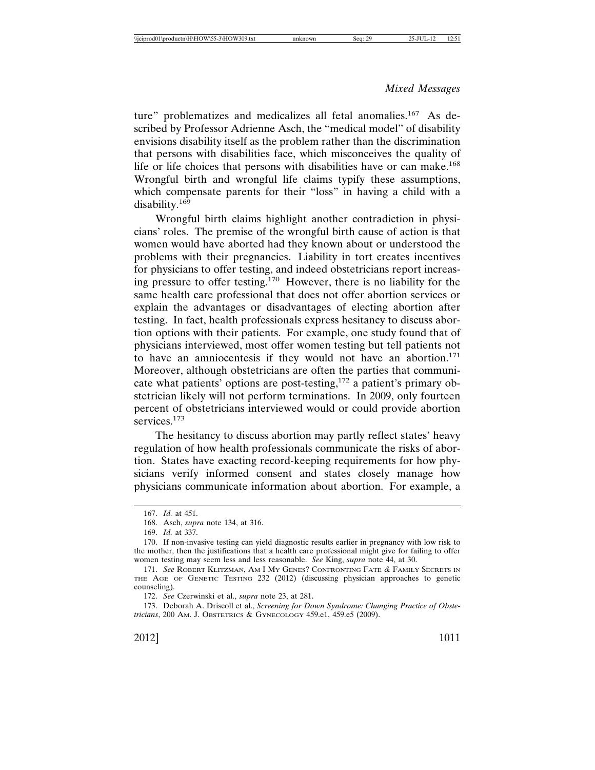ture" problematizes and medicalizes all fetal anomalies.[167] As described by Professor Adrienne Asch, the "medical model" of disability envisions disability itself as the problem rather than the discrimination that persons with disabilities face, which misconceives the quality of life or life choices that persons with disabilities have or can make.[168] Wrongful birth and wrongful life claims typify these assumptions, which compensate parents for their "loss" in having a child with a disability.[169]

Wrongful birth claims highlight another contradiction in physicians' roles. The premise of the wrongful birth cause of action is that women would have aborted had they known about or understood the problems with their pregnancies. Liability in tort creates incentives for physicians to offer testing, and indeed obstetricians report increasing pressure to offer testing.[170] However, there is no liability for the same health care professional that does not offer abortion services or explain the advantages or disadvantages of electing abortion after testing. In fact, health professionals express hesitancy to discuss abortion options with their patients. For example, one study found that of physicians interviewed, most offer women testing but tell patients not to have an amniocentesis if they would not have an abortion.[171] Moreover, although obstetricians are often the parties that communicate what patients' options are post-testing,[172] a patient's primary obstetrician likely will not perform terminations. In 2009, only fourteen percent of obstetricians interviewed would or could provide abortion services.[173]

The hesitancy to discuss abortion may partly reflect states' heavy regulation of how health professionals communicate the risks of abortion. States have exacting record-keeping requirements for how physicians verify informed consent and states closely manage how physicians communicate information about abortion. For example, a

---

167. *Id.* at 451.

168. Asch, *supra* note 134, at 316.

169. *Id.* at 337.

170. If non-invasive testing can yield diagnostic results earlier in pregnancy with low risk to the mother, then the justifications that a health care professional might give for failing to offer women testing may seem less and less reasonable. *See* King, *supra* note 44, at 30.

171. *See* Robert Klitzman, Am I My Genes? Confronting Fate & Family Secrets in the Age of Genetic Testing 232 (2012) (discussing physician approaches to genetic counseling).

172. *See* Czerwinski et al., *supra* note 23, at 281.

173. Deborah A. Driscoll et al., *Screening for Down Syndrome: Changing Practice of Obstetricians*, 200 Am. J. Obstetrics & Gynecology 459.e1, 459.e5 (2009).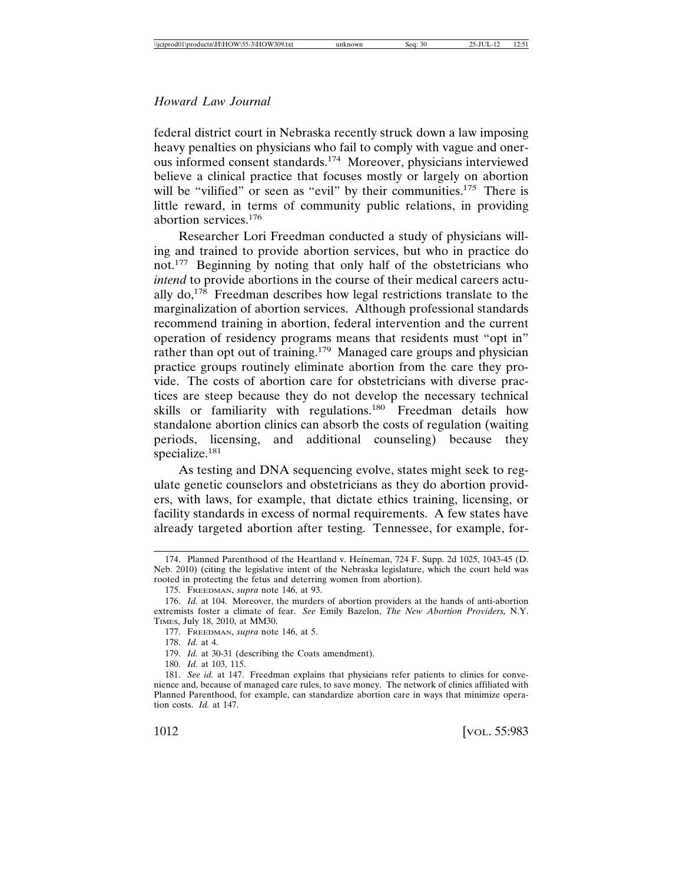federal district court in Nebraska recently struck down a law imposing heavy penalties on physicians who fail to comply with vague and onerous informed consent standards.[174] Moreover, physicians interviewed believe a clinical practice that focuses mostly or largely on abortion will be "vilified" or seen as "evil" by their communities.[175] There is little reward, in terms of community public relations, in providing abortion services.[176]

Researcher Lori Freedman conducted a study of physicians willing and trained to provide abortion services, but who in practice do not.[177] Beginning by noting that only half of the obstetricians who *intend* to provide abortions in the course of their medical careers actually do,[178] Freedman describes how legal restrictions translate to the marginalization of abortion services. Although professional standards recommend training in abortion, federal intervention and the current operation of residency programs means that residents must "opt in" rather than opt out of training.[179] Managed care groups and physician practice groups routinely eliminate abortion from the care they provide. The costs of abortion care for obstetricians with diverse practices are steep because they do not develop the necessary technical skills or familiarity with regulations.[180] Freedman details how standalone abortion clinics can absorb the costs of regulation (waiting periods, licensing, and additional counseling) because they specialize.[181]

As testing and DNA sequencing evolve, states might seek to regulate genetic counselors and obstetricians as they do abortion providers, with laws, for example, that dictate ethics training, licensing, or facility standards in excess of normal requirements. A few states have already targeted abortion after testing. Tennessee, for example, for-

---

174. Planned Parenthood of the Heartland v. Heineman, 724 F. Supp. 2d 1025, 1043-45 (D. Neb. 2010) (citing the legislative intent of the Nebraska legislature, which the court held was rooted in protecting the fetus and deterring women from abortion).

175. FREEDMAN, *supra* note 146, at 93.

176. *Id.* at 104. Moreover, the murders of abortion providers at the hands of anti-abortion extremists foster a climate of fear. *See* Emily Bazelon, *The New Abortion Providers,* N.Y. TIMES, July 18, 2010, at MM30.

177. FREEDMAN, *supra* note 146, at 5.

178. *Id.* at 4.

179. *Id.* at 30-31 (describing the Coats amendment).

180. *Id.* at 103, 115.

181. *See id.* at 147. Freedman explains that physicians refer patients to clinics for convenience and, because of managed care rules, to save money. The network of clinics affiliated with Planned Parenthood, for example, can standardize abortion care in ways that minimize operation costs. *Id.* at 147.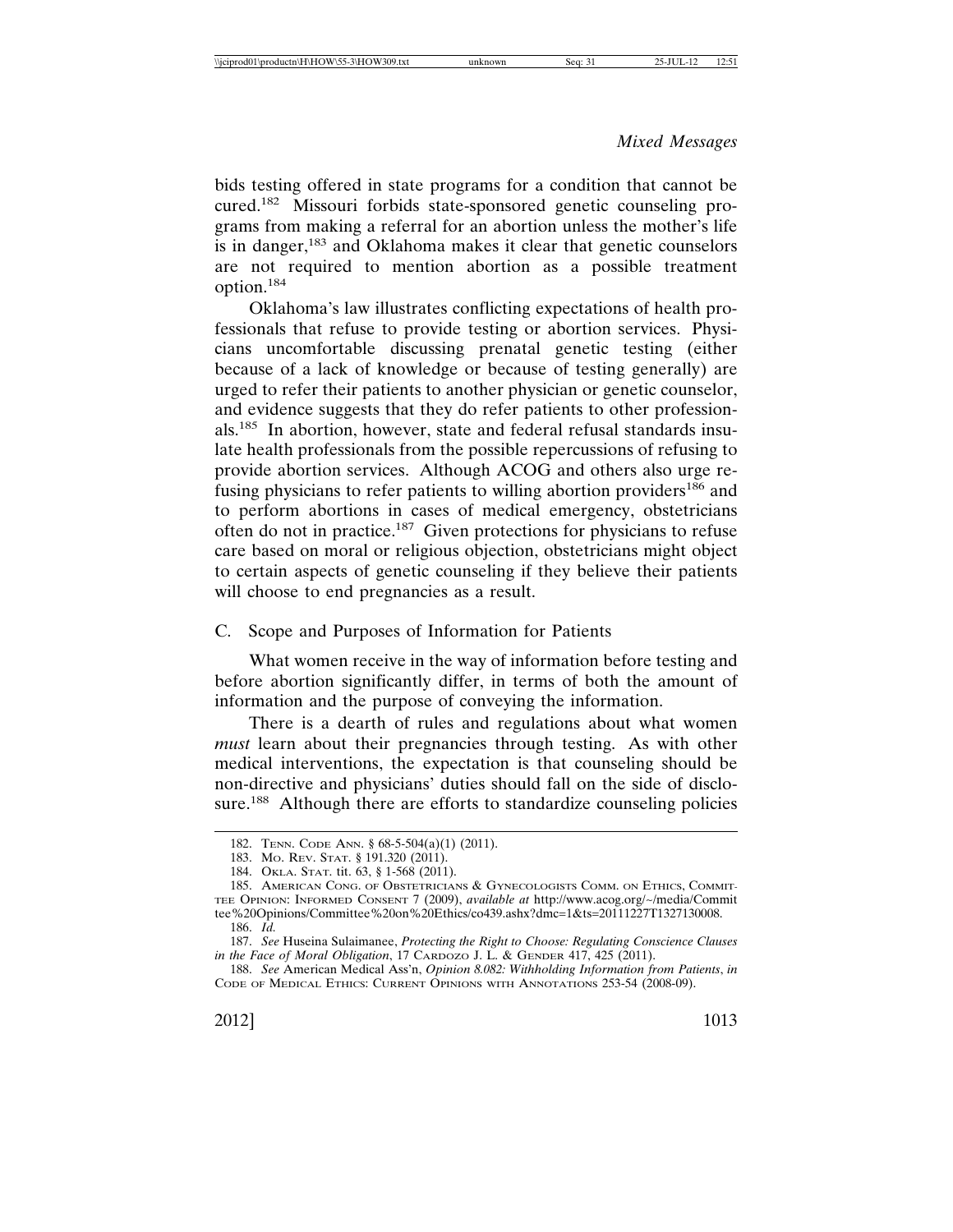bids testing offered in state programs for a condition that cannot be cured.[182] Missouri forbids state-sponsored genetic counseling programs from making a referral for an abortion unless the mother's life is in danger,[183] and Oklahoma makes it clear that genetic counselors are not required to mention abortion as a possible treatment option.[184]

Oklahoma's law illustrates conflicting expectations of health professionals that refuse to provide testing or abortion services. Physicians uncomfortable discussing prenatal genetic testing (either because of a lack of knowledge or because of testing generally) are urged to refer their patients to another physician or genetic counselor, and evidence suggests that they do refer patients to other professionals.[185] In abortion, however, state and federal refusal standards insulate health professionals from the possible repercussions of refusing to provide abortion services. Although ACOG and others also urge refusing physicians to refer patients to willing abortion providers[186] and to perform abortions in cases of medical emergency, obstetricians often do not in practice.[187] Given protections for physicians to refuse care based on moral or religious objection, obstetricians might object to certain aspects of genetic counseling if they believe their patients will choose to end pregnancies as a result.

### C. Scope and Purposes of Information for Patients

What women receive in the way of information before testing and before abortion significantly differ, in terms of both the amount of information and the purpose of conveying the information.

There is a dearth of rules and regulations about what women *must* learn about their pregnancies through testing. As with other medical interventions, the expectation is that counseling should be non-directive and physicians' duties should fall on the side of disclosure.[188] Although there are efforts to standardize counseling policies

---

182. Tenn. Code Ann. § 68-5-504(a)(1) (2011).

183. Mo. Rev. Stat. § 191.320 (2011).

184. Okla. Stat. tit. 63, § 1-568 (2011).

185. American Cong. of Obstetricians & Gynecologists Comm. on Ethics, Committee Opinion: Informed Consent 7 (2009), *available at* http://www.acog.org/~/media/Committee%20Opinions/Committee%20on%20Ethics/co439.ashx?dmc=1&ts=20111227T1327130008.

186. *Id.*

187. *See* Huseina Sulaimanee, *Protecting the Right to Choose: Regulating Conscience Clauses in the Face of Moral Obligation*, 17 Cardozo J. L. & Gender 417, 425 (2011).

188. *See* American Medical Ass'n, *Opinion 8.082: Withholding Information from Patients*, *in* Code of Medical Ethics: Current Opinions with Annotations 253-54 (2008-09).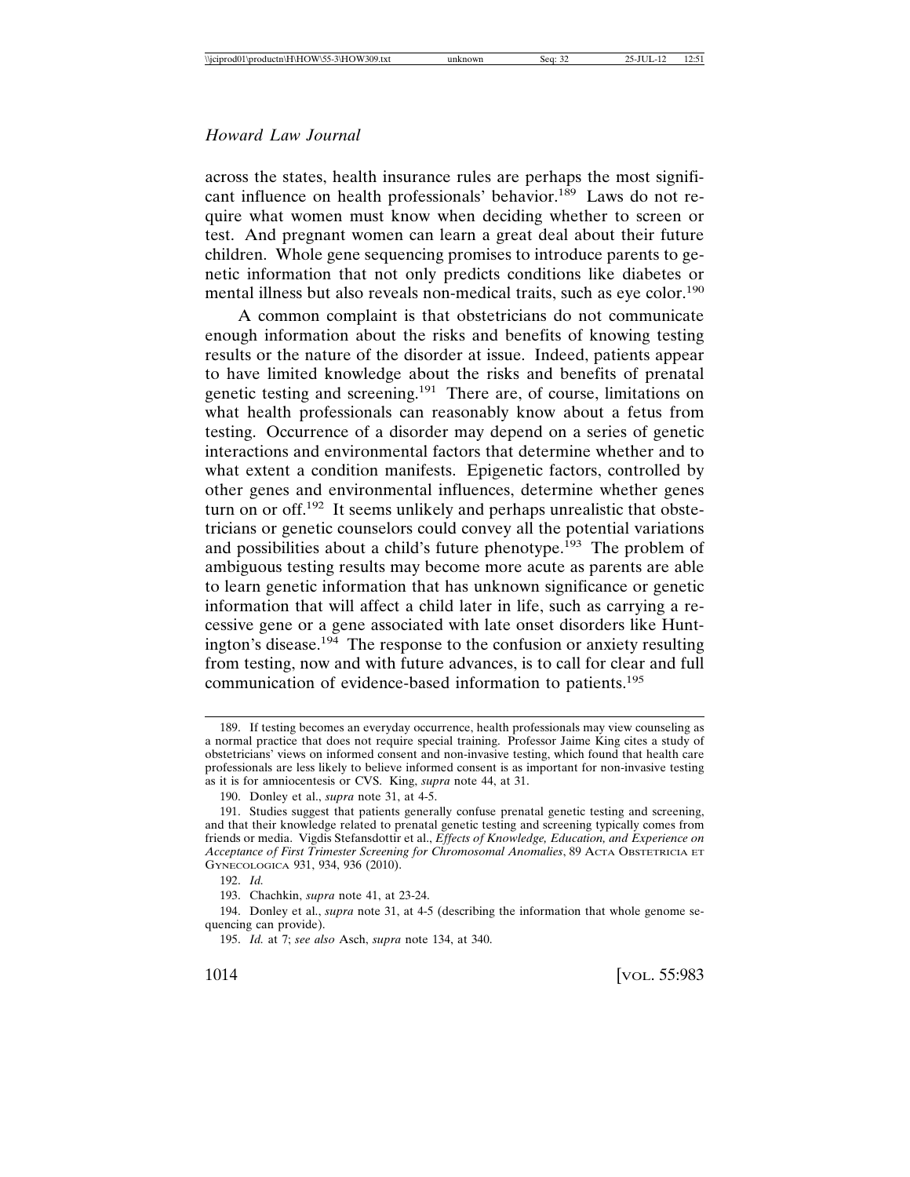across the states, health insurance rules are perhaps the most significant influence on health professionals' behavior.[189] Laws do not require what women must know when deciding whether to screen or test. And pregnant women can learn a great deal about their future children. Whole gene sequencing promises to introduce parents to genetic information that not only predicts conditions like diabetes or mental illness but also reveals non-medical traits, such as eye color.[190]

A common complaint is that obstetricians do not communicate enough information about the risks and benefits of knowing testing results or the nature of the disorder at issue. Indeed, patients appear to have limited knowledge about the risks and benefits of prenatal genetic testing and screening.[191] There are, of course, limitations on what health professionals can reasonably know about a fetus from testing. Occurrence of a disorder may depend on a series of genetic interactions and environmental factors that determine whether and to what extent a condition manifests. Epigenetic factors, controlled by other genes and environmental influences, determine whether genes turn on or off.[192] It seems unlikely and perhaps unrealistic that obstetricians or genetic counselors could convey all the potential variations and possibilities about a child's future phenotype.[193] The problem of ambiguous testing results may become more acute as parents are able to learn genetic information that has unknown significance or genetic information that will affect a child later in life, such as carrying a recessive gene or a gene associated with late onset disorders like Huntington's disease.[194] The response to the confusion or anxiety resulting from testing, now and with future advances, is to call for clear and full communication of evidence-based information to patients.[195]

---

189. If testing becomes an everyday occurrence, health professionals may view counseling as a normal practice that does not require special training. Professor Jaime King cites a study of obstetricians' views on informed consent and non-invasive testing, which found that health care professionals are less likely to believe informed consent is as important for non-invasive testing as it is for amniocentesis or CVS. King, *supra* note 44, at 31.

190. Donley et al., *supra* note 31, at 4-5.

191. Studies suggest that patients generally confuse prenatal genetic testing and screening, and that their knowledge related to prenatal genetic testing and screening typically comes from friends or media. Vigdis Stefansdottir et al., *Effects of Knowledge, Education, and Experience on Acceptance of First Trimester Screening for Chromosomal Anomalies*, 89 ACTA OBSTETRICIA ET GYNECOLOGICA 931, 934, 936 (2010).

192. *Id.*

193. Chachkin, *supra* note 41, at 23-24.

194. Donley et al., *supra* note 31, at 4-5 (describing the information that whole genome sequencing can provide).

195. *Id.* at 7; *see also* Asch, *supra* note 134, at 340.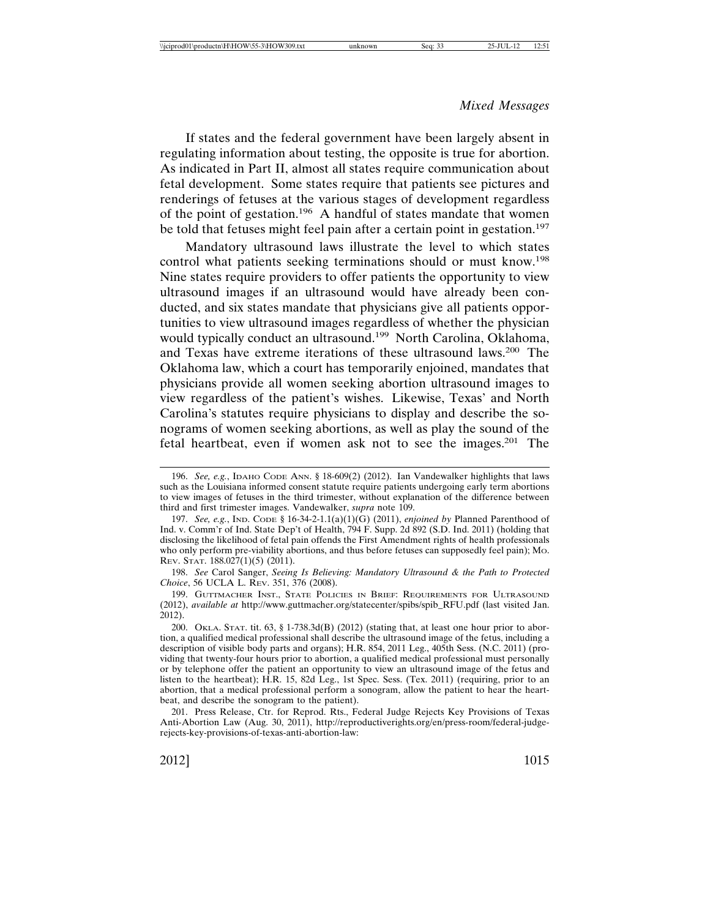If states and the federal government have been largely absent in regulating information about testing, the opposite is true for abortion. As indicated in Part II, almost all states require communication about fetal development. Some states require that patients see pictures and renderings of fetuses at the various stages of development regardless of the point of gestation.[196] A handful of states mandate that women be told that fetuses might feel pain after a certain point in gestation.[197]

Mandatory ultrasound laws illustrate the level to which states control what patients seeking terminations should or must know.[198] Nine states require providers to offer patients the opportunity to view ultrasound images if an ultrasound would have already been conducted, and six states mandate that physicians give all patients opportunities to view ultrasound images regardless of whether the physician would typically conduct an ultrasound.[199] North Carolina, Oklahoma, and Texas have extreme iterations of these ultrasound laws.[200] The Oklahoma law, which a court has temporarily enjoined, mandates that physicians provide all women seeking abortion ultrasound images to view regardless of the patient's wishes. Likewise, Texas' and North Carolina's statutes require physicians to display and describe the sonograms of women seeking abortions, as well as play the sound of the fetal heartbeat, even if women ask not to see the images.[201] The

---

196. *See, e.g.*, IDAHO CODE ANN. § 18-609(2) (2012). Ian Vandewalker highlights that laws such as the Louisiana informed consent statute require patients undergoing early term abortions to view images of fetuses in the third trimester, without explanation of the difference between third and first trimester images. Vandewalker, *supra* note 109.

197. *See, e.g.*, IND. CODE § 16-34-2-1.1(a)(1)(G) (2011), *enjoined by* Planned Parenthood of Ind. v. Comm'r of Ind. State Dep't of Health, 794 F. Supp. 2d 892 (S.D. Ind. 2011) (holding that disclosing the likelihood of fetal pain offends the First Amendment rights of health professionals who only perform pre-viability abortions, and thus before fetuses can supposedly feel pain); MO. REV. STAT. 188.027(1)(5) (2011).

198. *See* Carol Sanger, *Seeing Is Believing: Mandatory Ultrasound & the Path to Protected Choice*, 56 UCLA L. REV. 351, 376 (2008).

199. GUTTMACHER INST., STATE POLICIES IN BRIEF: REQUIREMENTS FOR ULTRASOUND (2012), *available at* http://www.guttmacher.org/statecenter/spibs/spib_RFU.pdf (last visited Jan. 2012).

200. OKLA. STAT. tit. 63, § 1-738.3d(B) (2012) (stating that, at least one hour prior to abortion, a qualified medical professional shall describe the ultrasound image of the fetus, including a description of visible body parts and organs); H.R. 854, 2011 Leg., 405th Sess. (N.C. 2011) (providing that twenty-four hours prior to abortion, a qualified medical professional must personally or by telephone offer the patient an opportunity to view an ultrasound image of the fetus and listen to the heartbeat); H.R. 15, 82d Leg., 1st Spec. Sess. (Tex. 2011) (requiring, prior to an abortion, that a medical professional perform a sonogram, allow the patient to hear the heartbeat, and describe the sonogram to the patient).

201. Press Release, Ctr. for Reprod. Rts., Federal Judge Rejects Key Provisions of Texas Anti-Abortion Law (Aug. 30, 2011), http://reproductiverights.org/en/press-room/federal-judge-rejects-key-provisions-of-texas-anti-abortion-law: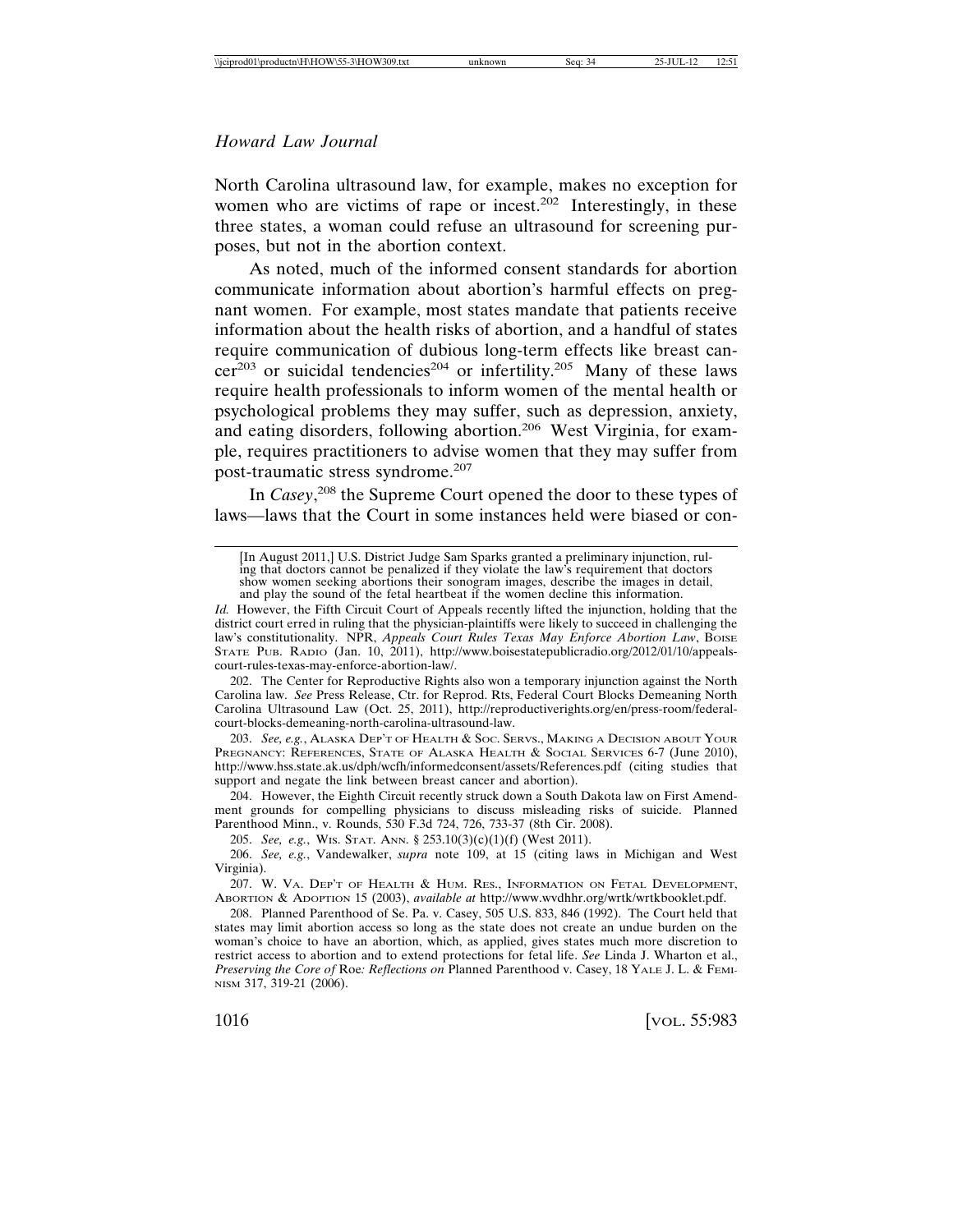North Carolina ultrasound law, for example, makes no exception for women who are victims of rape or incest.[202] Interestingly, in these three states, a woman could refuse an ultrasound for screening purposes, but not in the abortion context.

As noted, much of the informed consent standards for abortion communicate information about abortion's harmful effects on pregnant women. For example, most states mandate that patients receive information about the health risks of abortion, and a handful of states require communication of dubious long-term effects like breast cancer[203] or suicidal tendencies[204] or infertility.[205] Many of these laws require health professionals to inform women of the mental health or psychological problems they may suffer, such as depression, anxiety, and eating disorders, following abortion.[206] West Virginia, for example, requires practitioners to advise women that they may suffer from post-traumatic stress syndrome.[207]

In *Casey*,[208] the Supreme Court opened the door to these types of laws—laws that the Court in some instances held were biased or con-

---

> [In August 2011,] U.S. District Judge Sam Sparks granted a preliminary injunction, ruling that doctors cannot be penalized if they violate the law's requirement that doctors show women seeking abortions their sonogram images, describe the images in detail, and play the sound of the fetal heartbeat if the women decline this information.

*Id.* However, the Fifth Circuit Court of Appeals recently lifted the injunction, holding that the district court erred in ruling that the physician-plaintiffs were likely to succeed in challenging the law's constitutionality. NPR, *Appeals Court Rules Texas May Enforce Abortion Law*, BOISE STATE PUB. RADIO (Jan. 10, 2011), http://www.boisestatepublicradio.org/2012/01/10/appeals-court-rules-texas-may-enforce-abortion-law/.

202. The Center for Reproductive Rights also won a temporary injunction against the North Carolina law. *See* Press Release, Ctr. for Reprod. Rts, Federal Court Blocks Demeaning North Carolina Ultrasound Law (Oct. 25, 2011), http://reproductiverights.org/en/press-room/federal-court-blocks-demeaning-north-carolina-ultrasound-law.

203. *See, e.g.*, ALASKA DEP'T OF HEALTH & SOC. SERVS., MAKING A DECISION ABOUT YOUR PREGNANCY: REFERENCES, STATE OF ALASKA HEALTH & SOCIAL SERVICES 6-7 (June 2010), http://www.hss.state.ak.us/dph/wcfh/informedconsent/assets/References.pdf (citing studies that support and negate the link between breast cancer and abortion).

204. However, the Eighth Circuit recently struck down a South Dakota law on First Amendment grounds for compelling physicians to discuss misleading risks of suicide. Planned Parenthood Minn., v. Rounds, 530 F.3d 724, 726, 733-37 (8th Cir. 2008).

205. *See, e.g.*, WIS. STAT. ANN. § 253.10(3)(c)(1)(f) (West 2011).

206. *See, e.g.*, Vandewalker, *supra* note 109, at 15 (citing laws in Michigan and West Virginia).

207. W. VA. DEP'T OF HEALTH & HUM. RES., INFORMATION ON FETAL DEVELOPMENT, ABORTION & ADOPTION 15 (2003), *available at* http://www.wvdhhr.org/wrtk/wrtkbooklet.pdf.

208. Planned Parenthood of Se. Pa. v. Casey, 505 U.S. 833, 846 (1992). The Court held that states may limit abortion access so long as the state does not create an undue burden on the woman's choice to have an abortion, which, as applied, gives states much more discretion to restrict access to abortion and to extend protections for fetal life. *See* Linda J. Wharton et al., *Preserving the Core of* Roe*: Reflections on* Planned Parenthood v. Casey, 18 YALE J. L. & FEMINISM 317, 319-21 (2006).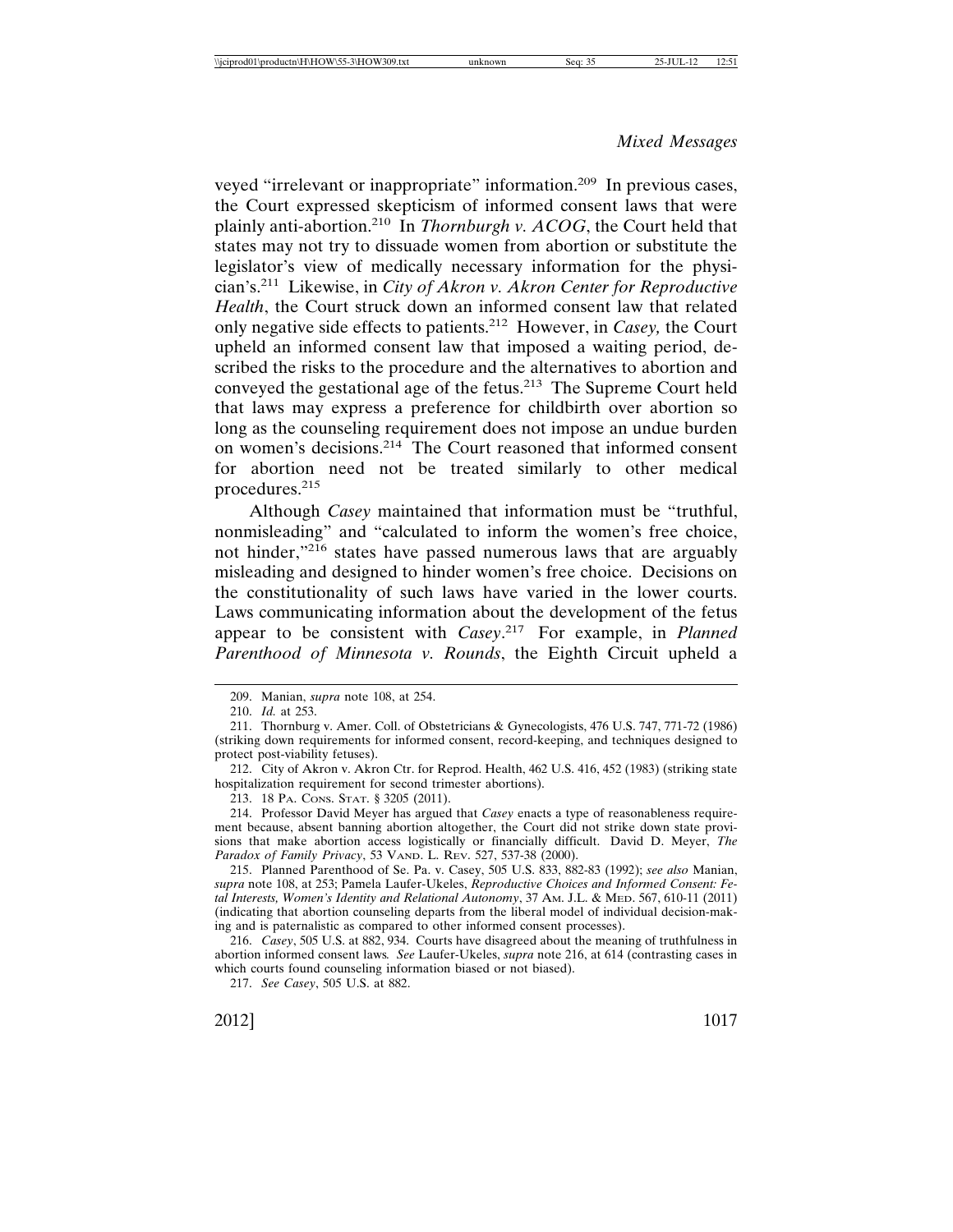veyed "irrelevant or inappropriate" information.[209] In previous cases, the Court expressed skepticism of informed consent laws that were plainly anti-abortion.[210] In *Thornburgh v. ACOG*, the Court held that states may not try to dissuade women from abortion or substitute the legislator's view of medically necessary information for the physician's.[211] Likewise, in *City of Akron v. Akron Center for Reproductive Health*, the Court struck down an informed consent law that related only negative side effects to patients.[212] However, in *Casey,* the Court upheld an informed consent law that imposed a waiting period, described the risks to the procedure and the alternatives to abortion and conveyed the gestational age of the fetus.[213] The Supreme Court held that laws may express a preference for childbirth over abortion so long as the counseling requirement does not impose an undue burden on women's decisions.[214] The Court reasoned that informed consent for abortion need not be treated similarly to other medical procedures.[215]

Although *Casey* maintained that information must be "truthful, nonmisleading" and "calculated to inform the women's free choice, not hinder,"[216] states have passed numerous laws that are arguably misleading and designed to hinder women's free choice. Decisions on the constitutionality of such laws have varied in the lower courts. Laws communicating information about the development of the fetus appear to be consistent with *Casey*.[217] For example, in *Planned Parenthood of Minnesota v. Rounds*, the Eighth Circuit upheld a

---

209. Manian, *supra* note 108, at 254.

210. *Id.* at 253.

211. Thornburg v. Amer. Coll. of Obstetricians & Gynecologists, 476 U.S. 747, 771-72 (1986) (striking down requirements for informed consent, record-keeping, and techniques designed to protect post-viability fetuses).

212. City of Akron v. Akron Ctr. for Reprod. Health, 462 U.S. 416, 452 (1983) (striking state hospitalization requirement for second trimester abortions).

213. 18 PA. CONS. STAT. § 3205 (2011).

214. Professor David Meyer has argued that *Casey* enacts a type of reasonableness requirement because, absent banning abortion altogether, the Court did not strike down state provisions that make abortion access logistically or financially difficult. David D. Meyer, *The Paradox of Family Privacy*, 53 VAND. L. REV. 527, 537-38 (2000).

215. Planned Parenthood of Se. Pa. v. Casey, 505 U.S. 833, 882-83 (1992); *see also* Manian, *supra* note 108, at 253; Pamela Laufer-Ukeles, *Reproductive Choices and Informed Consent: Fetal Interests, Women's Identity and Relational Autonomy*, 37 AM. J.L. & MED. 567, 610-11 (2011) (indicating that abortion counseling departs from the liberal model of individual decision-making and is paternalistic as compared to other informed consent processes).

216. *Casey*, 505 U.S. at 882, 934. Courts have disagreed about the meaning of truthfulness in abortion informed consent laws*. See* Laufer-Ukeles, *supra* note 216, at 614 (contrasting cases in which courts found counseling information biased or not biased).

217. *See Casey*, 505 U.S. at 882.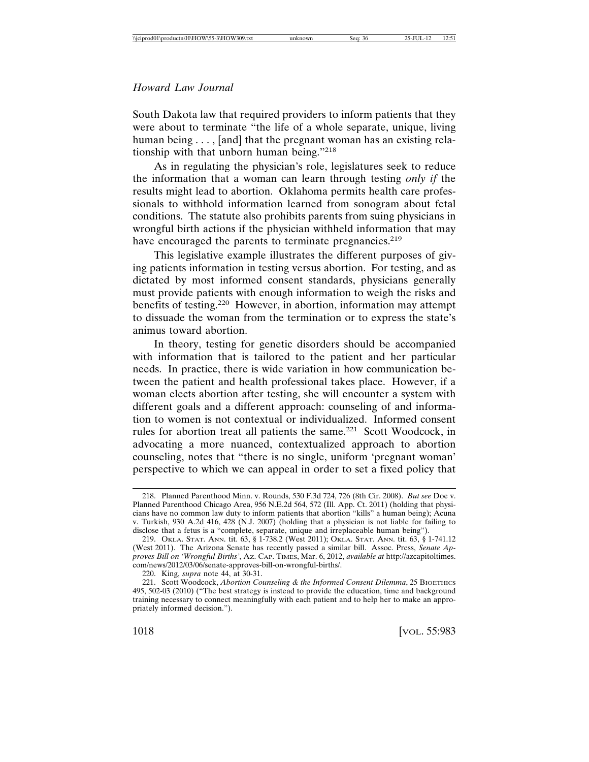South Dakota law that required providers to inform patients that they were about to terminate "the life of a whole separate, unique, living human being . . . , [and] that the pregnant woman has an existing relationship with that unborn human being."[218]

As in regulating the physician's role, legislatures seek to reduce the information that a woman can learn through testing *only if* the results might lead to abortion. Oklahoma permits health care professionals to withhold information learned from sonogram about fetal conditions. The statute also prohibits parents from suing physicians in wrongful birth actions if the physician withheld information that may have encouraged the parents to terminate pregnancies.[219]

This legislative example illustrates the different purposes of giving patients information in testing versus abortion. For testing, and as dictated by most informed consent standards, physicians generally must provide patients with enough information to weigh the risks and benefits of testing.[220] However, in abortion, information may attempt to dissuade the woman from the termination or to express the state's animus toward abortion.

In theory, testing for genetic disorders should be accompanied with information that is tailored to the patient and her particular needs. In practice, there is wide variation in how communication between the patient and health professional takes place. However, if a woman elects abortion after testing, she will encounter a system with different goals and a different approach: counseling of and information to women is not contextual or individualized. Informed consent rules for abortion treat all patients the same.[221] Scott Woodcock, in advocating a more nuanced, contextualized approach to abortion counseling, notes that "there is no single, uniform 'pregnant woman' perspective to which we can appeal in order to set a fixed policy that

---

218. Planned Parenthood Minn. v. Rounds, 530 F.3d 724, 726 (8th Cir. 2008). *But see* Doe v. Planned Parenthood Chicago Area, 956 N.E.2d 564, 572 (Ill. App. Ct. 2011) (holding that physicians have no common law duty to inform patients that abortion "kills" a human being); Acuna v. Turkish, 930 A.2d 416, 428 (N.J. 2007) (holding that a physician is not liable for failing to disclose that a fetus is a "complete, separate, unique and irreplaceable human being").

219. OKLA. STAT. ANN. tit. 63, § 1-738.2 (West 2011); OKLA. STAT. ANN. tit. 63, § 1-741.12 (West 2011). The Arizona Senate has recently passed a similar bill. Assoc. Press, *Senate Approves Bill on 'Wrongful Births'*, AZ. CAP. TIMES, Mar. 6, 2012, *available at* http://azcapitoltimes.com/news/2012/03/06/senate-approves-bill-on-wrongful-births/.

220. King, *supra* note 44, at 30-31.

221. Scott Woodcock, *Abortion Counseling & the Informed Consent Dilemma*, 25 BIOETHICS 495, 502-03 (2010) ("The best strategy is instead to provide the education, time and background training necessary to connect meaningfully with each patient and to help her to make an appropriately informed decision.").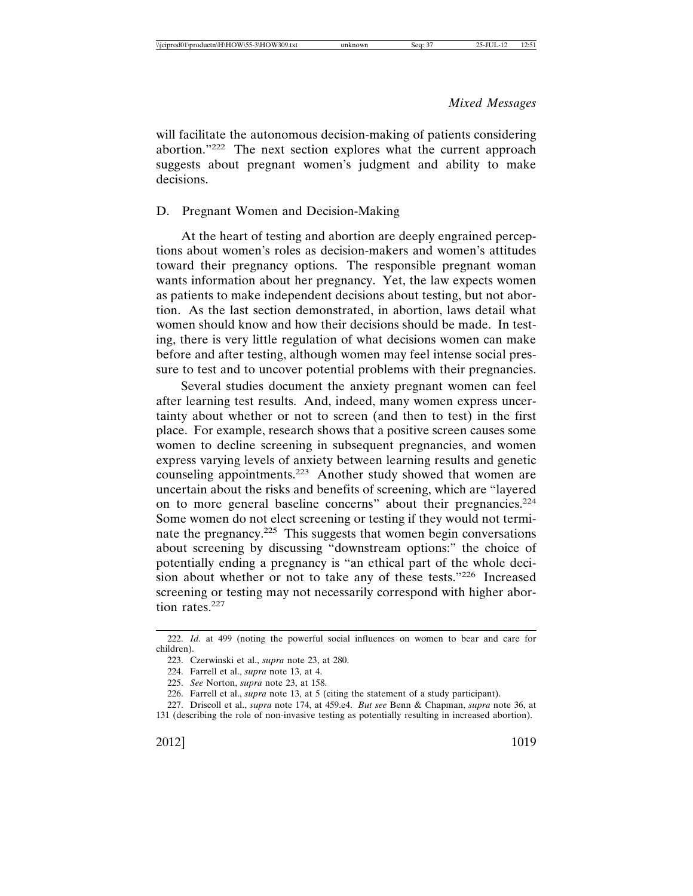will facilitate the autonomous decision-making of patients considering abortion."[222] The next section explores what the current approach suggests about pregnant women's judgment and ability to make decisions.

### D. Pregnant Women and Decision-Making

At the heart of testing and abortion are deeply engrained perceptions about women's roles as decision-makers and women's attitudes toward their pregnancy options. The responsible pregnant woman wants information about her pregnancy. Yet, the law expects women as patients to make independent decisions about testing, but not abortion. As the last section demonstrated, in abortion, laws detail what women should know and how their decisions should be made. In testing, there is very little regulation of what decisions women can make before and after testing, although women may feel intense social pressure to test and to uncover potential problems with their pregnancies.

Several studies document the anxiety pregnant women can feel after learning test results. And, indeed, many women express uncertainty about whether or not to screen (and then to test) in the first place. For example, research shows that a positive screen causes some women to decline screening in subsequent pregnancies, and women express varying levels of anxiety between learning results and genetic counseling appointments.[223] Another study showed that women are uncertain about the risks and benefits of screening, which are "layered on to more general baseline concerns" about their pregnancies.[224] Some women do not elect screening or testing if they would not terminate the pregnancy.[225] This suggests that women begin conversations about screening by discussing "downstream options:" the choice of potentially ending a pregnancy is "an ethical part of the whole decision about whether or not to take any of these tests."[226] Increased screening or testing may not necessarily correspond with higher abortion rates.[227]

---

222. *Id.* at 499 (noting the powerful social influences on women to bear and care for children).

223. Czerwinski et al., *supra* note 23, at 280.

224. Farrell et al., *supra* note 13, at 4.

225. *See* Norton, *supra* note 23, at 158.

226. Farrell et al., *supra* note 13, at 5 (citing the statement of a study participant).

227. Driscoll et al., *supra* note 174, at 459.e4. *But see* Benn & Chapman, *supra* note 36, at 131 (describing the role of non-invasive testing as potentially resulting in increased abortion).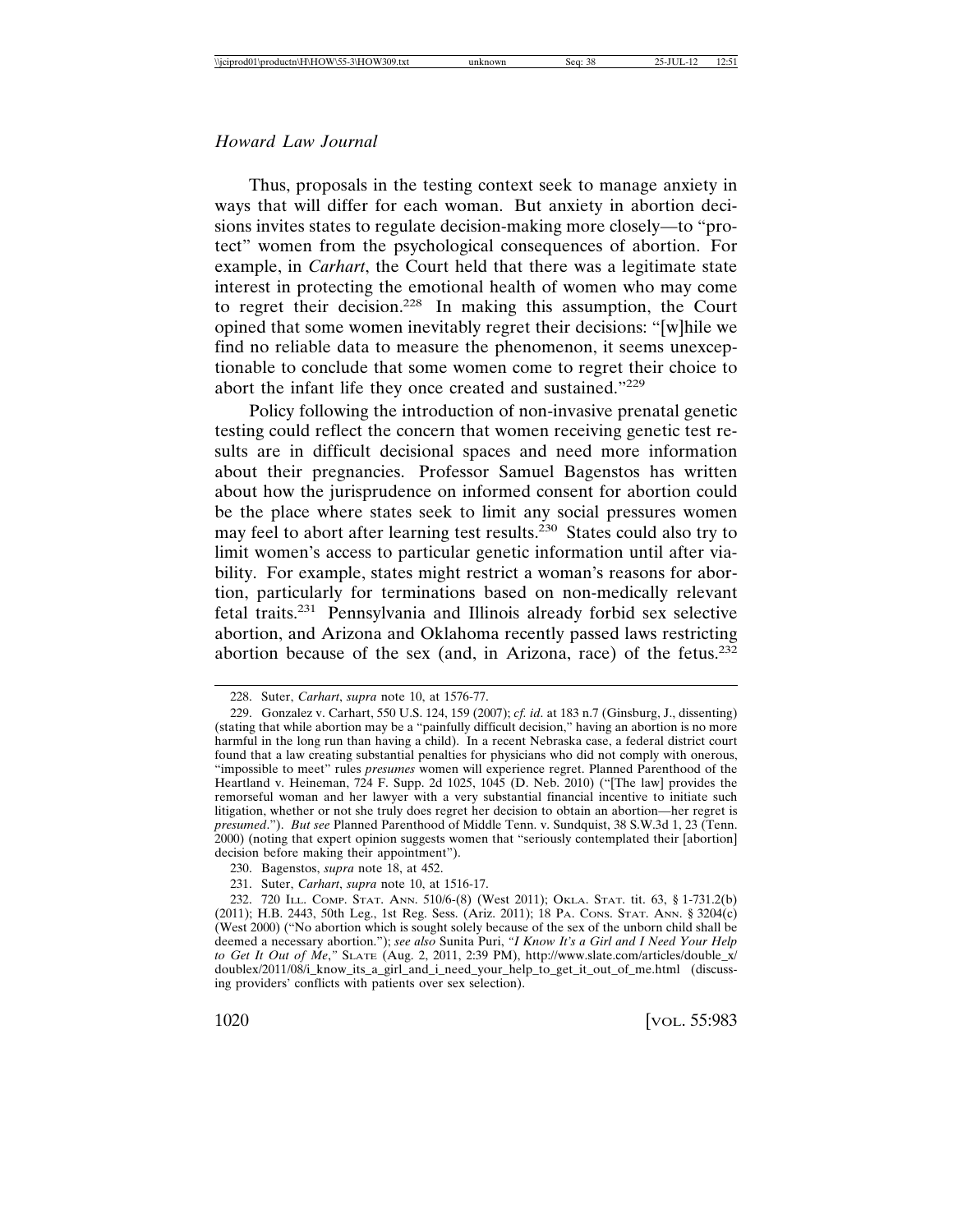Thus, proposals in the testing context seek to manage anxiety in ways that will differ for each woman. But anxiety in abortion decisions invites states to regulate decision-making more closely—to "protect" women from the psychological consequences of abortion. For example, in *Carhart*, the Court held that there was a legitimate state interest in protecting the emotional health of women who may come to regret their decision.[228] In making this assumption, the Court opined that some women inevitably regret their decisions: "[w]hile we find no reliable data to measure the phenomenon, it seems unexceptionable to conclude that some women come to regret their choice to abort the infant life they once created and sustained."[229]

Policy following the introduction of non-invasive prenatal genetic testing could reflect the concern that women receiving genetic test results are in difficult decisional spaces and need more information about their pregnancies. Professor Samuel Bagenstos has written about how the jurisprudence on informed consent for abortion could be the place where states seek to limit any social pressures women may feel to abort after learning test results.[230] States could also try to limit women's access to particular genetic information until after viability. For example, states might restrict a woman's reasons for abortion, particularly for terminations based on non-medically relevant fetal traits.[231] Pennsylvania and Illinois already forbid sex selective abortion, and Arizona and Oklahoma recently passed laws restricting abortion because of the sex (and, in Arizona, race) of the fetus.[232]

---

228. Suter, *Carhart*, *supra* note 10, at 1576-77.

229. Gonzalez v. Carhart, 550 U.S. 124, 159 (2007); *cf. id*. at 183 n.7 (Ginsburg, J., dissenting) (stating that while abortion may be a "painfully difficult decision," having an abortion is no more harmful in the long run than having a child). In a recent Nebraska case, a federal district court found that a law creating substantial penalties for physicians who did not comply with onerous, "impossible to meet" rules *presumes* women will experience regret. Planned Parenthood of the Heartland v. Heineman, 724 F. Supp. 2d 1025, 1045 (D. Neb. 2010) ("[The law] provides the remorseful woman and her lawyer with a very substantial financial incentive to initiate such litigation, whether or not she truly does regret her decision to obtain an abortion—her regret is *presumed*."). *But see* Planned Parenthood of Middle Tenn. v. Sundquist, 38 S.W.3d 1, 23 (Tenn. 2000) (noting that expert opinion suggests women that "seriously contemplated their [abortion] decision before making their appointment").

230. Bagenstos, *supra* note 18, at 452.

231. Suter, *Carhart*, *supra* note 10, at 1516-17.

232. 720 ILL. COMP. STAT. ANN. 510/6-(8) (West 2011); OKLA. STAT. tit. 63, § 1-731.2(b) (2011); H.B. 2443, 50th Leg., 1st Reg. Sess. (Ariz. 2011); 18 PA. CONS. STAT. ANN. § 3204(c) (West 2000) ("No abortion which is sought solely because of the sex of the unborn child shall be deemed a necessary abortion."); *see also* Sunita Puri, *"I Know It's a Girl and I Need Your Help to Get It Out of Me*,*"* SLATE (Aug. 2, 2011, 2:39 PM), http://www.slate.com/articles/double_x/doublex/2011/08/i_know_its_a_girl_and_i_need_your_help_to_get_it_out_of_me.html (discussing providers' conflicts with patients over sex selection).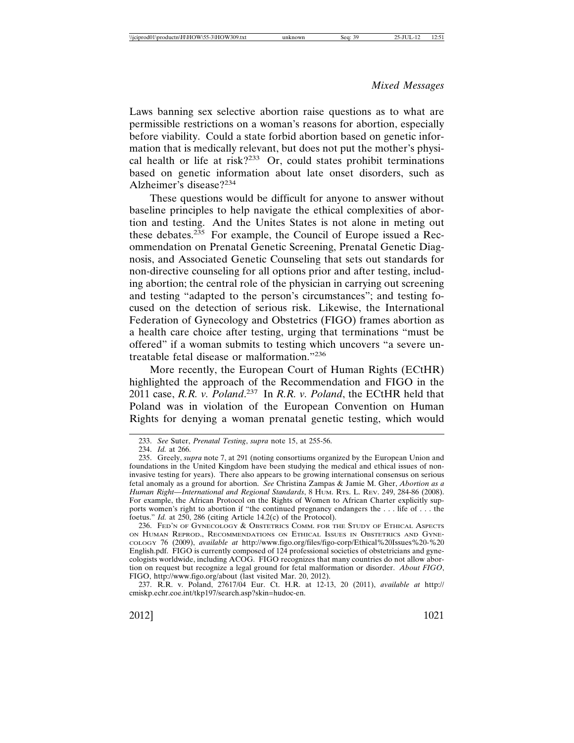Laws banning sex selective abortion raise questions as to what are permissible restrictions on a woman's reasons for abortion, especially before viability. Could a state forbid abortion based on genetic information that is medically relevant, but does not put the mother's physical health or life at risk?[233] Or, could states prohibit terminations based on genetic information about late onset disorders, such as Alzheimer's disease?[234]

These questions would be difficult for anyone to answer without baseline principles to help navigate the ethical complexities of abortion and testing. And the Unites States is not alone in meting out these debates.[235] For example, the Council of Europe issued a Recommendation on Prenatal Genetic Screening, Prenatal Genetic Diagnosis, and Associated Genetic Counseling that sets out standards for non-directive counseling for all options prior and after testing, including abortion; the central role of the physician in carrying out screening and testing "adapted to the person's circumstances"; and testing focused on the detection of serious risk. Likewise, the International Federation of Gynecology and Obstetrics (FIGO) frames abortion as a health care choice after testing, urging that terminations "must be offered" if a woman submits to testing which uncovers "a severe untreatable fetal disease or malformation."[236]

More recently, the European Court of Human Rights (ECtHR) highlighted the approach of the Recommendation and FIGO in the 2011 case, *R.R. v. Poland*.[237] In *R.R. v. Poland*, the ECtHR held that Poland was in violation of the European Convention on Human Rights for denying a woman prenatal genetic testing, which would

---

233. *See* Suter, *Prenatal Testing*, *supra* note 15, at 255-56.

234. *Id.* at 266.

235. Greely, *supra* note 7, at 291 (noting consortiums organized by the European Union and foundations in the United Kingdom have been studying the medical and ethical issues of non-invasive testing for years). There also appears to be growing international consensus on serious fetal anomaly as a ground for abortion. *See* Christina Zampas & Jamie M. Gher, *Abortion as a Human Right—International and Regional Standards*, 8 HUM. RTS. L. REV. 249, 284-86 (2008). For example, the African Protocol on the Rights of Women to African Charter explicitly supports women's right to abortion if "the continued pregnancy endangers the . . . life of . . . the foetus." *Id.* at 250, 286 (citing Article 14.2(c) of the Protocol).

236. FED'N OF GYNECOLOGY & OBSTETRICS COMM. FOR THE STUDY OF ETHICAL ASPECTS ON HUMAN REPROD., RECOMMENDATIONS ON ETHICAL ISSUES IN OBSTETRICS AND GYNECOLOGY 76 (2009), *available at* http://www.figo.org/files/figo-corp/Ethical%20Issues%20-%20English.pdf. FIGO is currently composed of 124 professional societies of obstetricians and gynecologists worldwide, including ACOG. FIGO recognizes that many countries do not allow abortion on request but recognize a legal ground for fetal malformation or disorder. *About FIGO*, FIGO, http://www.figo.org/about (last visited Mar. 20, 2012).

237. R.R. v. Poland, 27617/04 Eur. Ct. H.R. at 12-13, 20 (2011), *available at* http://cmiskp.echr.coe.int/tkp197/search.asp?skin=hudoc-en.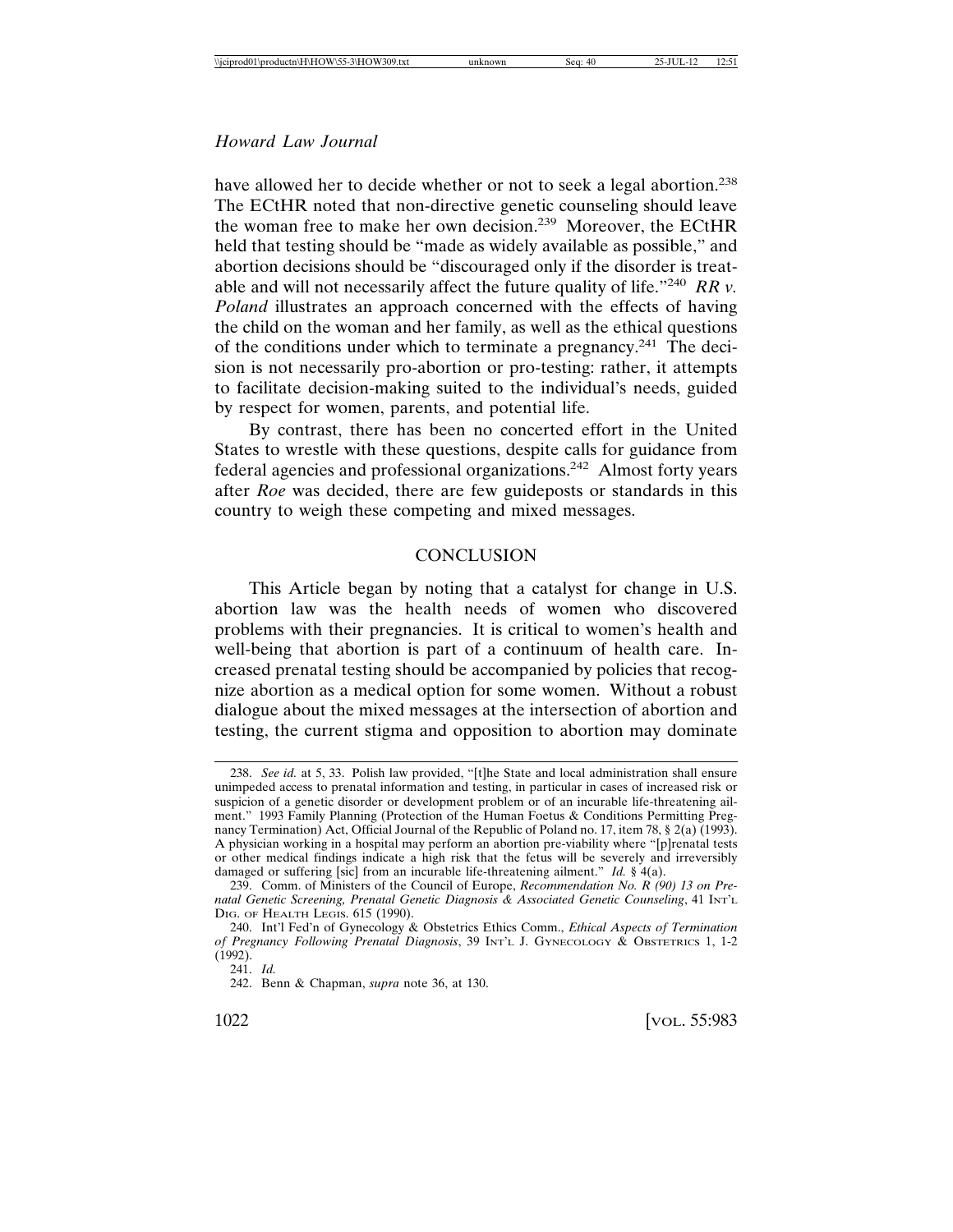have allowed her to decide whether or not to seek a legal abortion.[238] The ECtHR noted that non-directive genetic counseling should leave the woman free to make her own decision.[239] Moreover, the ECtHR held that testing should be "made as widely available as possible," and abortion decisions should be "discouraged only if the disorder is treatable and will not necessarily affect the future quality of life."[240] *RR v. Poland* illustrates an approach concerned with the effects of having the child on the woman and her family, as well as the ethical questions of the conditions under which to terminate a pregnancy.[241] The decision is not necessarily pro-abortion or pro-testing: rather, it attempts to facilitate decision-making suited to the individual's needs, guided by respect for women, parents, and potential life.

By contrast, there has been no concerted effort in the United States to wrestle with these questions, despite calls for guidance from federal agencies and professional organizations.[242] Almost forty years after *Roe* was decided, there are few guideposts or standards in this country to weigh these competing and mixed messages.

## CONCLUSION

This Article began by noting that a catalyst for change in U.S. abortion law was the health needs of women who discovered problems with their pregnancies. It is critical to women's health and well-being that abortion is part of a continuum of health care. Increased prenatal testing should be accompanied by policies that recognize abortion as a medical option for some women. Without a robust dialogue about the mixed messages at the intersection of abortion and testing, the current stigma and opposition to abortion may dominate

---

238. *See id.* at 5, 33. Polish law provided, "[t]he State and local administration shall ensure unimpeded access to prenatal information and testing, in particular in cases of increased risk or suspicion of a genetic disorder or development problem or of an incurable life-threatening ailment." 1993 Family Planning (Protection of the Human Foetus & Conditions Permitting Pregnancy Termination) Act, Official Journal of the Republic of Poland no. 17, item 78, § 2(a) (1993). A physician working in a hospital may perform an abortion pre-viability where "[p]renatal tests or other medical findings indicate a high risk that the fetus will be severely and irreversibly damaged or suffering [sic] from an incurable life-threatening ailment." *Id.* § 4(a).

239. Comm. of Ministers of the Council of Europe, *Recommendation No. R (90) 13 on Prenatal Genetic Screening, Prenatal Genetic Diagnosis & Associated Genetic Counseling*, 41 INT'L DIG. OF HEALTH LEGIS. 615 (1990).

240. Int'l Fed'n of Gynecology & Obstetrics Ethics Comm., *Ethical Aspects of Termination of Pregnancy Following Prenatal Diagnosis*, 39 INT'L J. GYNECOLOGY & OBSTETRICS 1, 1-2 (1992).

241. *Id.*

242. Benn & Chapman, *supra* note 36, at 130.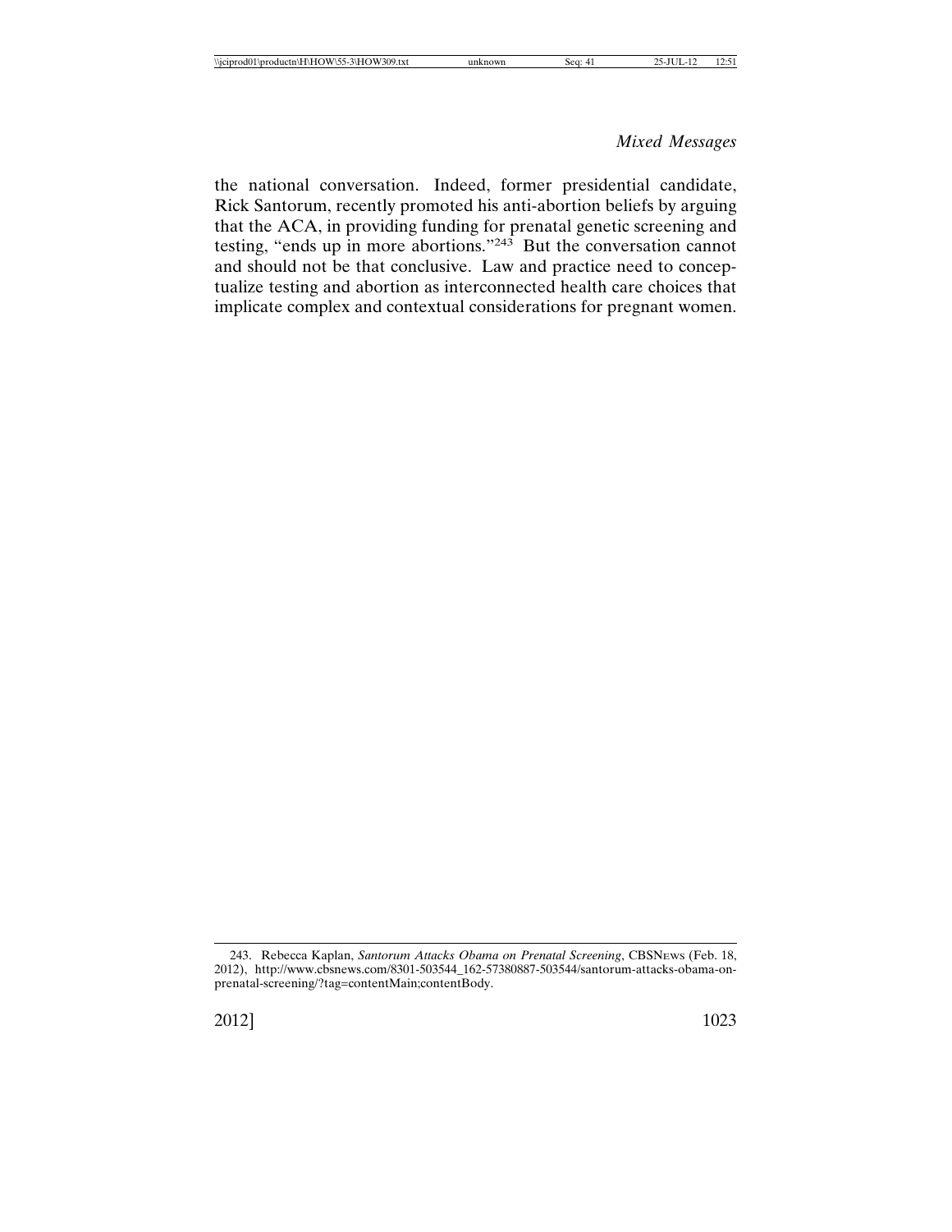the national conversation. Indeed, former presidential candidate, Rick Santorum, recently promoted his anti-abortion beliefs by arguing that the ACA, in providing funding for prenatal genetic screening and testing, "ends up in more abortions."[243] But the conversation cannot and should not be that conclusive. Law and practice need to conceptualize testing and abortion as interconnected health care choices that implicate complex and contextual considerations for pregnant women.

---

243. Rebecca Kaplan, *Santorum Attacks Obama on Prenatal Screening*, CBSNews (Feb. 18, 2012), http://www.cbsnews.com/8301-503544_162-57380887-503544/santorum-attacks-obama-on-prenatal-screening/?tag=contentMain;contentBody.